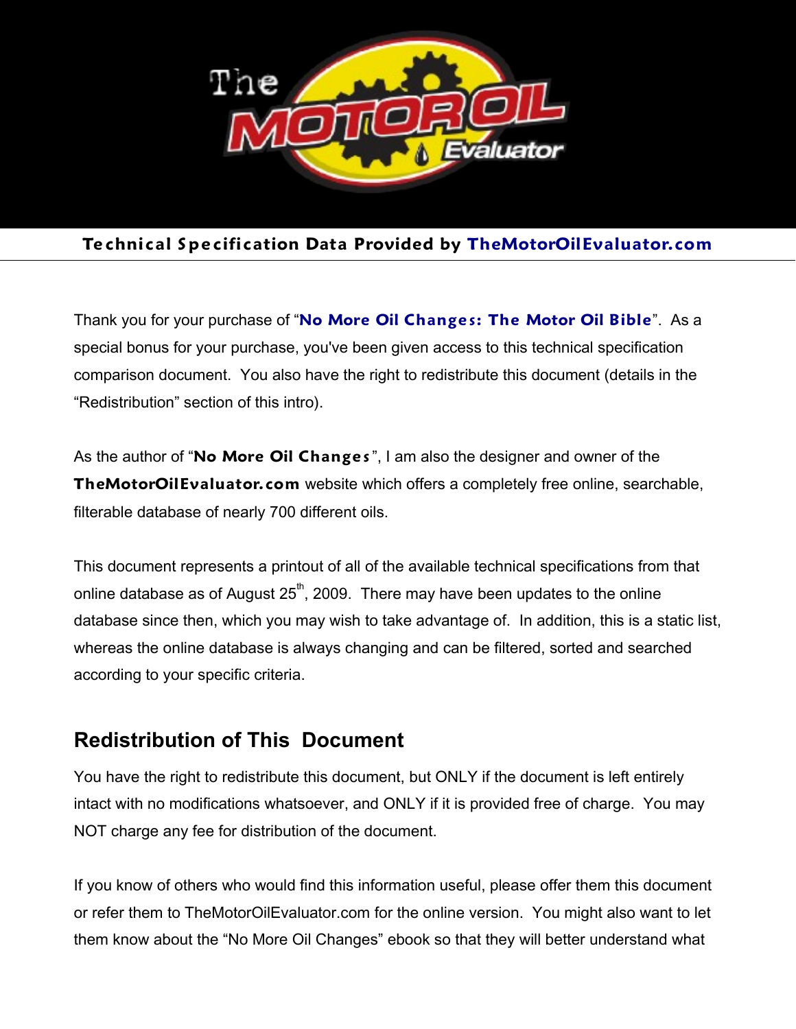**Technical Specification Data Provided by TheMotorOilEvaluator.com**

Thank you for your purchase of "**No More Oil Changes: The Motor Oil Bible**". As a special bonus for your purchase, you've been given access to this technical specification comparison document. You also have the right to redistribute this document (details in the "Redistribution" section of this intro).

As the author of "**No More Oil Changes**", I am also the designer and owner of the **TheMotorOilEvaluator.com** website which offers a completely free online, searchable, filterable database of nearly 700 different oils.

This document represents a printout of all of the available technical specifications from that online database as of August 25th, 2009. There may have been updates to the online database since then, which you may wish to take advantage of. In addition, this is a static list, whereas the online database is always changing and can be filtered, sorted and searched according to your specific criteria.

## Redistribution of This Document

You have the right to redistribute this document, but ONLY if the document is left entirely intact with no modifications whatsoever, and ONLY if it is provided free of charge. You may NOT charge any fee for distribution of the document.

If you know of others who would find this information useful, please offer them this document or refer them to TheMotorOilEvaluator.com for the online version. You might also want to let them know about the "No More Oil Changes" ebook so that they will better understand what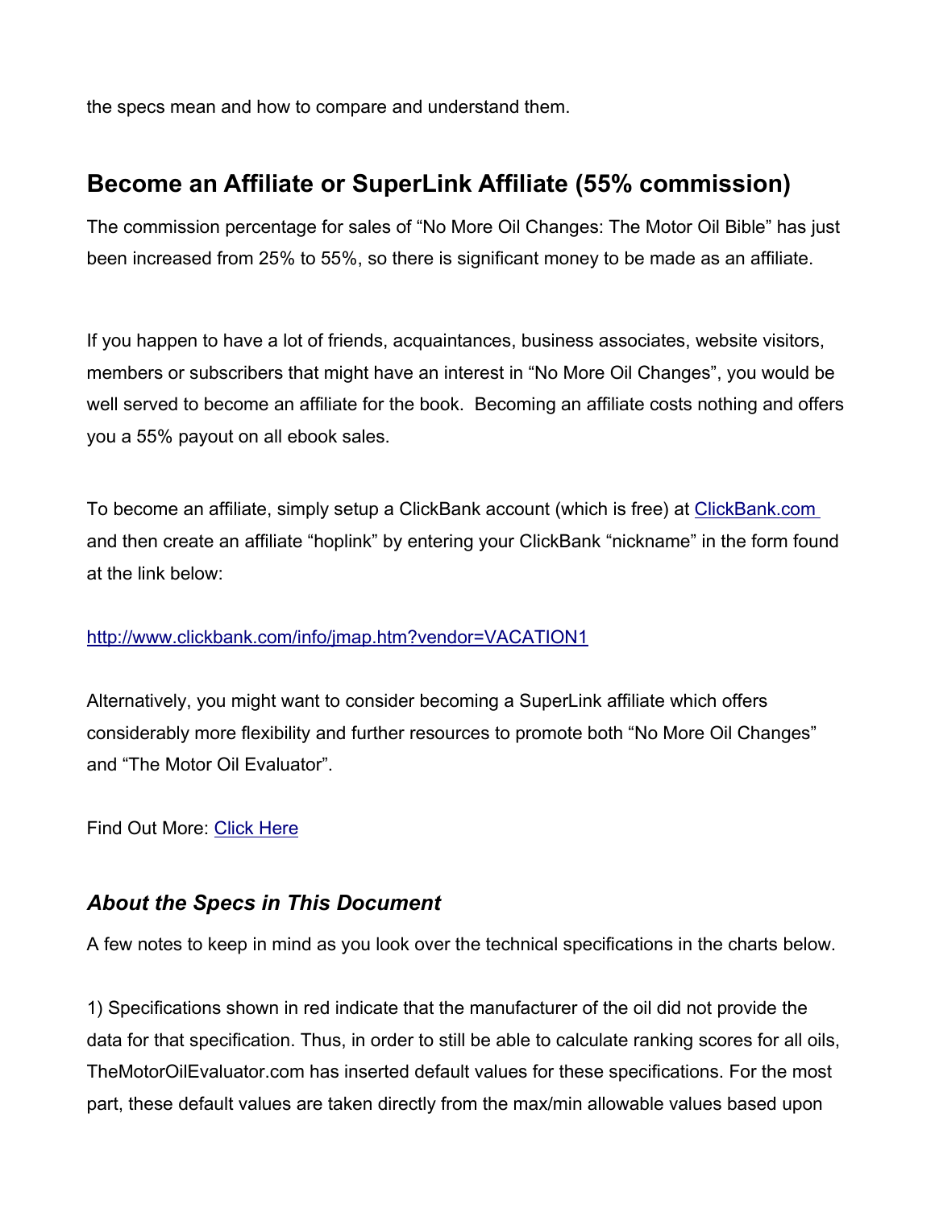the specs mean and how to compare and understand them.

## Become an Affiliate or SuperLink Affiliate (55% commission)

The commission percentage for sales of "No More Oil Changes: The Motor Oil Bible" has just been increased from 25% to 55%, so there is significant money to be made as an affiliate.

If you happen to have a lot of friends, acquaintances, business associates, website visitors, members or subscribers that might have an interest in "No More Oil Changes", you would be well served to become an affiliate for the book. Becoming an affiliate costs nothing and offers you a 55% payout on all ebook sales.

To become an affiliate, simply setup a ClickBank account (which is free) at ClickBank.com and then create an affiliate "hoplink" by entering your ClickBank "nickname" in the form found at the link below:

http://www.clickbank.com/info/jmap.htm?vendor=VACATION1

Alternatively, you might want to consider becoming a SuperLink affiliate which offers considerably more flexibility and further resources to promote both "No More Oil Changes" and "The Motor Oil Evaluator".

Find Out More: Click Here

### *About the Specs in This Document*

A few notes to keep in mind as you look over the technical specifications in the charts below.

1) Specifications shown in red indicate that the manufacturer of the oil did not provide the data for that specification. Thus, in order to still be able to calculate ranking scores for all oils, TheMotorOilEvaluator.com has inserted default values for these specifications. For the most part, these default values are taken directly from the max/min allowable values based upon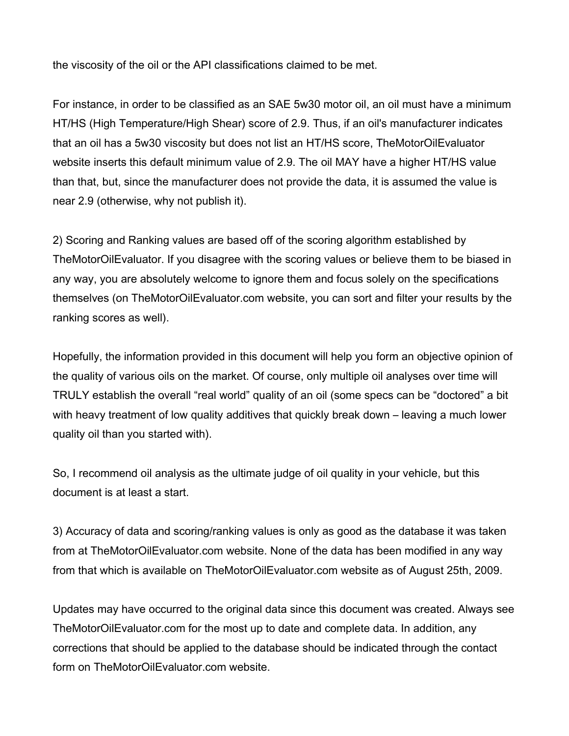the viscosity of the oil or the API classifications claimed to be met.

For instance, in order to be classified as an SAE 5w30 motor oil, an oil must have a minimum HT/HS (High Temperature/High Shear) score of 2.9. Thus, if an oil's manufacturer indicates that an oil has a 5w30 viscosity but does not list an HT/HS score, TheMotorOilEvaluator website inserts this default minimum value of 2.9. The oil MAY have a higher HT/HS value than that, but, since the manufacturer does not provide the data, it is assumed the value is near 2.9 (otherwise, why not publish it).

2) Scoring and Ranking values are based off of the scoring algorithm established by TheMotorOilEvaluator. If you disagree with the scoring values or believe them to be biased in any way, you are absolutely welcome to ignore them and focus solely on the specifications themselves (on TheMotorOilEvaluator.com website, you can sort and filter your results by the ranking scores as well).

Hopefully, the information provided in this document will help you form an objective opinion of the quality of various oils on the market. Of course, only multiple oil analyses over time will TRULY establish the overall "real world" quality of an oil (some specs can be "doctored" a bit with heavy treatment of low quality additives that quickly break down – leaving a much lower quality oil than you started with).

So, I recommend oil analysis as the ultimate judge of oil quality in your vehicle, but this document is at least a start.

3) Accuracy of data and scoring/ranking values is only as good as the database it was taken from at TheMotorOilEvaluator.com website. None of the data has been modified in any way from that which is available on TheMotorOilEvaluator.com website as of August 25th, 2009.

Updates may have occurred to the original data since this document was created. Always see TheMotorOilEvaluator.com for the most up to date and complete data. In addition, any corrections that should be applied to the database should be indicated through the contact form on TheMotorOilEvaluator.com website.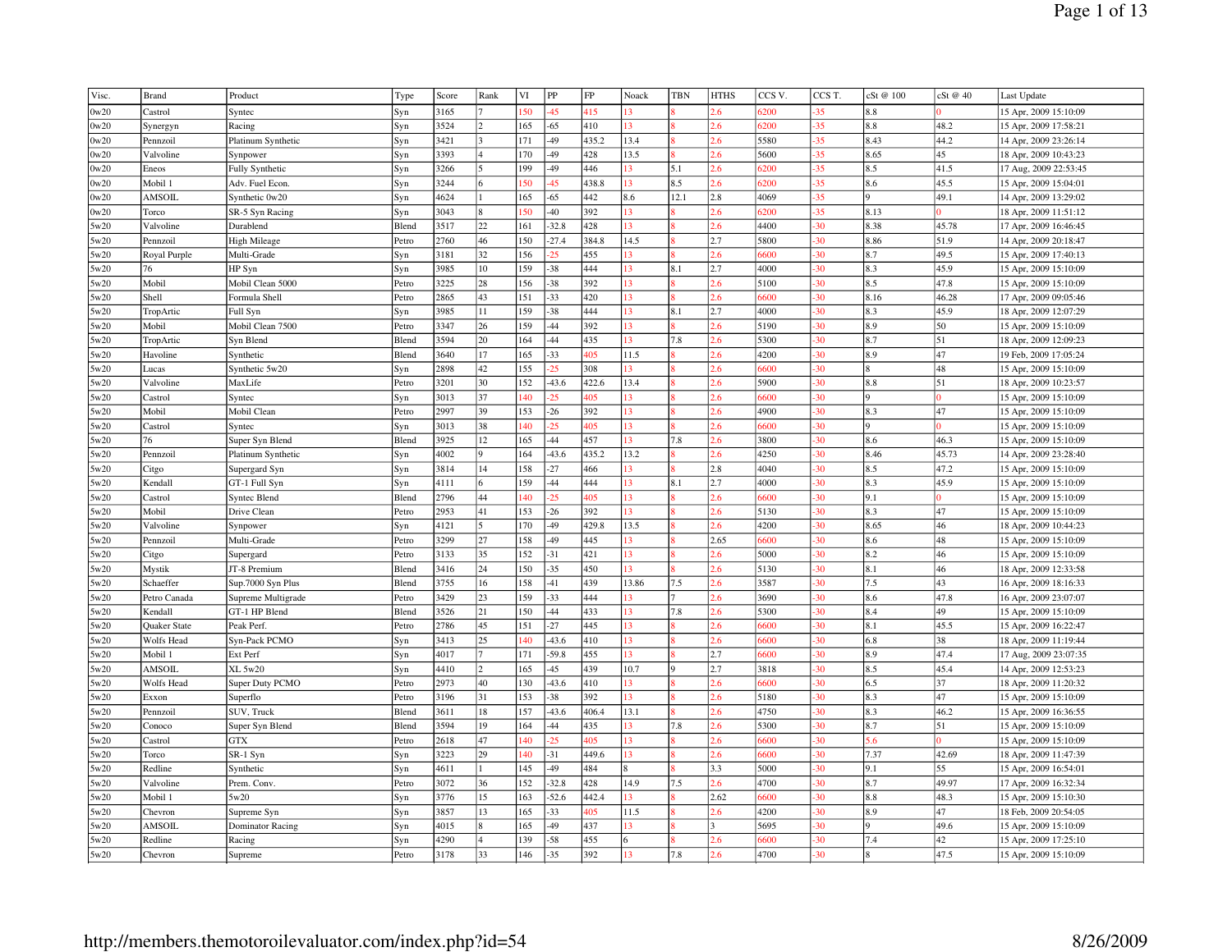| Visc. | Brand | Product | Type | Score | Rank | VI | PP | FP | Noack | TBN | HTHS | CCS V. | CCS T. | cSt @ 100 | cSt @ 40 | Last Update |
|---|---|---|---|---|---|---|---|---|---|---|---|---|---|---|---|---|
| 0w20 | Castrol | Syntec | Syn | 3165 | 7 | 150 | -45 | 415 | 13 | 8 | 2.6 | 6200 | -35 | 8.8 | 0 | 15 Apr, 2009 15:10:09 |
| 0w20 | Synergyn | Racing | Syn | 3524 | 2 | 165 | -65 | 410 | 13 | 8 | 2.6 | 6200 | -35 | 8.8 | 48.2 | 15 Apr, 2009 17:58:21 |
| 0w20 | Pennzoil | Platinum Synthetic | Syn | 3421 | 3 | 171 | -49 | 435.2 | 13.4 | 8 | 2.6 | 5580 | -35 | 8.43 | 44.2 | 14 Apr, 2009 23:26:14 |
| 0w20 | Valvoline | Synpower | Syn | 3393 | 4 | 170 | -49 | 428 | 13.5 | 8 | 2.6 | 5600 | -35 | 8.65 | 45 | 18 Apr, 2009 10:43:23 |
| 0w20 | Eneos | Fully Synthetic | Syn | 3266 | 5 | 199 | -49 | 446 | 13 | 5.1 | 2.6 | 6200 | -35 | 8.5 | 41.5 | 17 Aug, 2009 22:53:45 |
| 0w20 | Mobil 1 | Adv. Fuel Econ. | Syn | 3244 | 6 | 150 | -45 | 438.8 | 13 | 8.5 | 2.6 | 6200 | -35 | 8.6 | 45.5 | 15 Apr, 2009 15:04:01 |
| 0w20 | AMSOIL | Synthetic 0w20 | Syn | 4624 | 1 | 165 | -65 | 442 | 8.6 | 12.1 | 2.8 | 4069 | -35 | 9 | 49.1 | 14 Apr, 2009 13:29:02 |
| 0w20 | Torco | SR-5 Syn Racing | Syn | 3043 | 8 | 150 | -40 | 392 | 13 | 8 | 2.6 | 6200 | -35 | 8.13 | 0 | 18 Apr, 2009 11:51:12 |
| 5w20 | Valvoline | Durablend | Blend | 3517 | 22 | 161 | -32.8 | 428 | 13 | 8 | 2.6 | 4400 | -30 | 8.38 | 45.78 | 17 Apr, 2009 16:46:45 |
| 5w20 | Pennzoil | High Mileage | Petro | 2760 | 46 | 150 | -27.4 | 384.8 | 14.5 | 8 | 2.7 | 5800 | -30 | 8.86 | 51.9 | 14 Apr, 2009 20:18:47 |
| 5w20 | Royal Purple | Multi-Grade | Syn | 3181 | 32 | 156 | -25 | 455 | 13 | 8 | 2.6 | 6600 | -30 | 8.7 | 49.5 | 15 Apr, 2009 17:40:13 |
| 5w20 | 76 | HP Syn | Syn | 3985 | 10 | 159 | -38 | 444 | 13 | 8.1 | 2.7 | 4000 | -30 | 8.3 | 45.9 | 15 Apr, 2009 15:10:09 |
| 5w20 | Mobil | Mobil Clean 5000 | Petro | 3225 | 28 | 156 | -38 | 392 | 13 | 8 | 2.6 | 5100 | -30 | 8.5 | 47.8 | 15 Apr, 2009 15:10:09 |
| 5w20 | Shell | Formula Shell | Petro | 2865 | 43 | 151 | -33 | 420 | 13 | 8 | 2.6 | 6600 | -30 | 8.16 | 46.28 | 17 Apr, 2009 09:05:46 |
| 5w20 | TropArtic | Full Syn | Syn | 3985 | 11 | 159 | -38 | 444 | 13 | 8.1 | 2.7 | 4000 | -30 | 8.3 | 45.9 | 18 Apr, 2009 12:07:29 |
| 5w20 | Mobil | Mobil Clean 7500 | Petro | 3347 | 26 | 159 | -44 | 392 | 13 | 8 | 2.6 | 5190 | -30 | 8.9 | 50 | 15 Apr, 2009 15:10:09 |
| 5w20 | TropArtic | Syn Blend | Blend | 3594 | 20 | 164 | -44 | 435 | 13 | 7.8 | 2.6 | 5300 | -30 | 8.7 | 51 | 18 Apr, 2009 12:09:23 |
| 5w20 | Havoline | Synthetic | Blend | 3640 | 17 | 165 | -33 | 405 | 11.5 | 8 | 2.6 | 4200 | -30 | 8.9 | 47 | 19 Feb, 2009 17:05:24 |
| 5w20 | Lucas | Synthetic 5w20 | Syn | 2898 | 42 | 155 | -25 | 308 | 13 | 8 | 2.6 | 6600 | -30 | 8 | 48 | 15 Apr, 2009 15:10:09 |
| 5w20 | Valvoline | MaxLife | Petro | 3201 | 30 | 152 | -43.6 | 422.6 | 13.4 | 8 | 2.6 | 5900 | -30 | 8.8 | 51 | 18 Apr, 2009 10:23:57 |
| 5w20 | Castrol | Syntec | Syn | 3013 | 37 | 140 | -25 | 405 | 13 | 8 | 2.6 | 6600 | -30 | 9 | 0 | 15 Apr, 2009 15:10:09 |
| 5w20 | Mobil | Mobil Clean | Petro | 2997 | 39 | 153 | -26 | 392 | 13 | 8 | 2.6 | 4900 | -30 | 8.3 | 47 | 15 Apr, 2009 15:10:09 |
| 5w20 | Castrol | Syntec | Syn | 3013 | 38 | 140 | -25 | 405 | 13 | 8 | 2.6 | 6600 | -30 | 9 | 0 | 15 Apr, 2009 15:10:09 |
| 5w20 | 76 | Super Syn Blend | Blend | 3925 | 12 | 165 | -44 | 457 | 13 | 7.8 | 2.6 | 3800 | -30 | 8.6 | 46.3 | 15 Apr, 2009 15:10:09 |
| 5w20 | Pennzoil | Platinum Synthetic | Syn | 4002 | 9 | 164 | -43.6 | 435.2 | 13.2 | 8 | 2.6 | 4250 | -30 | 8.46 | 45.73 | 14 Apr, 2009 23:28:40 |
| 5w20 | Citgo | Supergard Syn | Syn | 3814 | 14 | 158 | -27 | 466 | 13 | 8 | 2.8 | 4040 | -30 | 8.5 | 47.2 | 15 Apr, 2009 15:10:09 |
| 5w20 | Kendall | GT-1 Full Syn | Syn | 4111 | 6 | 159 | -44 | 444 | 13 | 8.1 | 2.7 | 4000 | -30 | 8.3 | 45.9 | 15 Apr, 2009 15:10:09 |
| 5w20 | Castrol | Syntec Blend | Blend | 2796 | 44 | 140 | -25 | 405 | 13 | 8 | 2.6 | 6600 | -30 | 9.1 | 0 | 15 Apr, 2009 15:10:09 |
| 5w20 | Mobil | Drive Clean | Petro | 2953 | 41 | 153 | -26 | 392 | 13 | 8 | 2.6 | 5130 | -30 | 8.3 | 47 | 15 Apr, 2009 15:10:09 |
| 5w20 | Valvoline | Synpower | Syn | 4121 | 5 | 170 | -49 | 429.8 | 13.5 | 8 | 2.6 | 4200 | -30 | 8.65 | 46 | 18 Apr, 2009 10:44:23 |
| 5w20 | Pennzoil | Multi-Grade | Petro | 3299 | 27 | 158 | -49 | 445 | 13 | 8 | 2.65 | 6600 | -30 | 8.6 | 48 | 15 Apr, 2009 15:10:09 |
| 5w20 | Citgo | Supergard | Petro | 3133 | 35 | 152 | -31 | 421 | 13 | 8 | 2.6 | 5000 | -30 | 8.2 | 46 | 15 Apr, 2009 15:10:09 |
| 5w20 | Mystik | JT-8 Premium | Blend | 3416 | 24 | 150 | -35 | 450 | 13 | 8 | 2.6 | 5130 | -30 | 8.1 | 46 | 18 Apr, 2009 12:33:58 |
| 5w20 | Schaeffer | Sup.7000 Syn Plus | Blend | 3755 | 16 | 158 | -41 | 439 | 13.86 | 7.5 | 2.6 | 3587 | -30 | 7.5 | 43 | 16 Apr, 2009 18:16:33 |
| 5w20 | Petro Canada | Supreme Multigrade | Petro | 3429 | 23 | 159 | -33 | 444 | 13 | 7 | 2.6 | 3690 | -30 | 8.6 | 47.8 | 16 Apr, 2009 23:07:07 |
| 5w20 | Kendall | GT-1 HP Blend | Blend | 3526 | 21 | 150 | -44 | 433 | 13 | 7.8 | 2.6 | 5300 | -30 | 8.4 | 49 | 15 Apr, 2009 15:10:09 |
| 5w20 | Quaker State | Peak Perf. | Petro | 2786 | 45 | 151 | -27 | 445 | 13 | 8 | 2.6 | 6600 | -30 | 8.1 | 45.5 | 15 Apr, 2009 16:22:47 |
| 5w20 | Wolfs Head | Syn-Pack PCMO | Syn | 3413 | 25 | 140 | -43.6 | 410 | 13 | 8 | 2.6 | 6600 | -30 | 6.8 | 38 | 18 Apr, 2009 11:19:44 |
| 5w20 | Mobil 1 | Ext Perf | Syn | 4017 | 7 | 171 | -59.8 | 455 | 13 | 8 | 2.7 | 6600 | -30 | 8.9 | 47.4 | 17 Aug, 2009 23:07:35 |
| 5w20 | AMSOIL | XL 5w20 | Syn | 4410 | 2 | 165 | -45 | 439 | 10.7 | 9 | 2.7 | 3818 | -30 | 8.5 | 45.4 | 14 Apr, 2009 12:53:23 |
| 5w20 | Wolfs Head | Super Duty PCMO | Petro | 2973 | 40 | 130 | -43.6 | 410 | 13 | 8 | 2.6 | 6600 | -30 | 6.5 | 37 | 18 Apr, 2009 11:20:32 |
| 5w20 | Exxon | Superflo | Petro | 3196 | 31 | 153 | -38 | 392 | 13 | 8 | 2.6 | 5180 | -30 | 8.3 | 47 | 15 Apr, 2009 15:10:09 |
| 5w20 | Pennzoil | SUV, Truck | Blend | 3611 | 18 | 157 | -43.6 | 406.4 | 13.1 | 8 | 2.6 | 4750 | -30 | 8.3 | 46.2 | 15 Apr, 2009 16:36:55 |
| 5w20 | Conoco | Super Syn Blend | Blend | 3594 | 19 | 164 | -44 | 435 | 13 | 7.8 | 2.6 | 5300 | -30 | 8.7 | 51 | 15 Apr, 2009 15:10:09 |
| 5w20 | Castrol | GTX | Petro | 2618 | 47 | 140 | -25 | 405 | 13 | 8 | 2.6 | 6600 | -30 | 5.6 | 0 | 15 Apr, 2009 15:10:09 |
| 5w20 | Torco | SR-1 Syn | Syn | 3223 | 29 | 140 | -31 | 449.6 | 13 | 8 | 2.6 | 6600 | -30 | 7.37 | 42.69 | 18 Apr, 2009 11:47:39 |
| 5w20 | Redline | Synthetic | Syn | 4611 | 1 | 145 | -49 | 484 | 8 | 8 | 3.3 | 5000 | -30 | 9.1 | 55 | 15 Apr, 2009 16:54:01 |
| 5w20 | Valvoline | Prem. Conv. | Petro | 3072 | 36 | 152 | -32.8 | 428 | 14.9 | 7.5 | 2.6 | 4700 | -30 | 8.7 | 49.97 | 17 Apr, 2009 16:32:34 |
| 5w20 | Mobil 1 | 5w20 | Syn | 3776 | 15 | 163 | -52.6 | 442.4 | 13 | 8 | 2.62 | 6600 | -30 | 8.8 | 48.3 | 15 Apr, 2009 15:10:30 |
| 5w20 | Chevron | Supreme Syn | Syn | 3857 | 13 | 165 | -33 | 405 | 11.5 | 8 | 2.6 | 4200 | -30 | 8.9 | 47 | 18 Feb, 2009 20:54:05 |
| 5w20 | AMSOIL | Dominator Racing | Syn | 4015 | 8 | 165 | -49 | 437 | 13 | 8 | 3 | 5695 | -30 | 9 | 49.6 | 15 Apr, 2009 15:10:09 |
| 5w20 | Redline | Racing | Syn | 4290 | 4 | 139 | -58 | 455 | 6 | 8 | 2.6 | 6600 | -30 | 7.4 | 42 | 15 Apr, 2009 17:25:10 |
| 5w20 | Chevron | Supreme | Petro | 3178 | 33 | 146 | -35 | 392 | 13 | 7.8 | 2.6 | 4700 | -30 | 8 | 47.5 | 15 Apr, 2009 15:10:09 |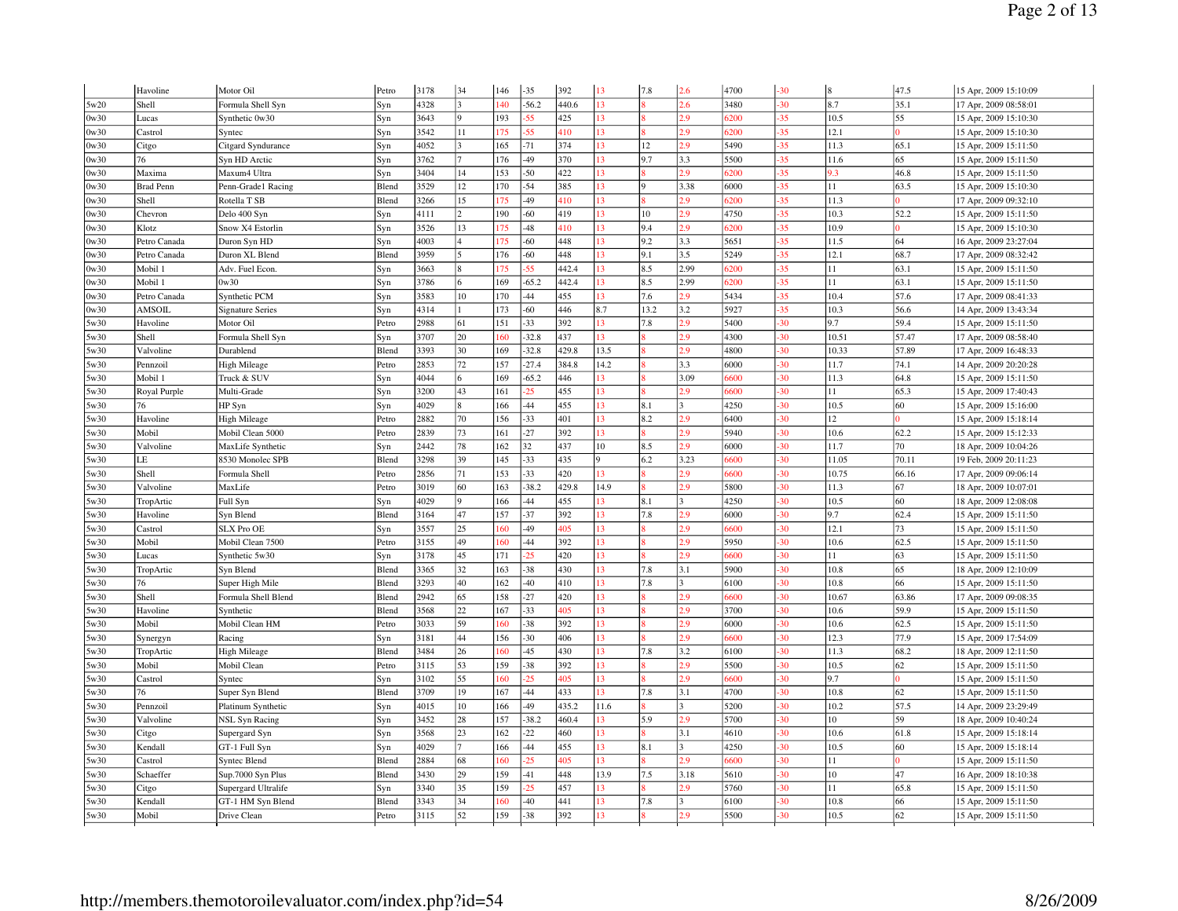| | | | | | | | | | | | | | | | | |
|---|---|---|---|---|---|---|---|---|---|---|---|---|---|---|---|---|
| | Havoline | Motor Oil | Petro | 3178 | 34 | 146 | -35 | 392 | 13 | 7.8 | 2.6 | 4700 | -30 | 8 | 47.5 | 15 Apr, 2009 15:10:09 |
| 5w20 | Shell | Formula Shell Syn | Syn | 4328 | 3 | 140 | -56.2 | 440.6 | 13 | 8 | 2.6 | 3480 | -30 | 8.7 | 35.1 | 17 Apr, 2009 08:58:01 |
| 0w30 | Lucas | Synthetic 0w30 | Syn | 3643 | 9 | 193 | -55 | 425 | 13 | 8 | 2.9 | 6200 | -35 | 10.5 | 55 | 15 Apr, 2009 15:10:30 |
| 0w30 | Castrol | Syntec | Syn | 3542 | 11 | 175 | -55 | 410 | 13 | 8 | 2.9 | 6200 | -35 | 12.1 | 0 | 15 Apr, 2009 15:10:30 |
| 0w30 | Citgo | Citgard Syndurance | Syn | 4052 | 3 | 165 | -71 | 374 | 13 | 12 | 2.9 | 5490 | -35 | 11.3 | 65.1 | 15 Apr, 2009 15:11:50 |
| 0w30 | 76 | Syn HD Arctic | Syn | 3762 | 7 | 176 | -49 | 370 | 13 | 9.7 | 3.3 | 5500 | -35 | 11.6 | 65 | 15 Apr, 2009 15:11:50 |
| 0w30 | Maxima | Maxum4 Ultra | Syn | 3404 | 14 | 153 | -50 | 422 | 13 | 8 | 2.9 | 6200 | -35 | 9.3 | 46.8 | 15 Apr, 2009 15:11:50 |
| 0w30 | Brad Penn | Penn-Grade1 Racing | Blend | 3529 | 12 | 170 | -54 | 385 | 13 | 9 | 3.38 | 6000 | -35 | 11 | 63.5 | 15 Apr, 2009 15:10:30 |
| 0w30 | Shell | Rotella T SB | Blend | 3266 | 15 | 175 | -49 | 410 | 13 | 8 | 2.9 | 6200 | -35 | 11.3 | 0 | 17 Apr, 2009 09:32:10 |
| 0w30 | Chevron | Delo 400 Syn | Syn | 4111 | 2 | 190 | -60 | 419 | 13 | 10 | 2.9 | 4750 | -35 | 10.3 | 52.2 | 15 Apr, 2009 15:11:50 |
| 0w30 | Klotz | Snow X4 Estorlin | Syn | 3526 | 13 | 175 | -48 | 410 | 13 | 9.4 | 2.9 | 6200 | -35 | 10.9 | 0 | 15 Apr, 2009 15:10:30 |
| 0w30 | Petro Canada | Duron Syn HD | Syn | 4003 | 4 | 175 | -60 | 448 | 13 | 9.2 | 3.3 | 5651 | -35 | 11.5 | 64 | 16 Apr, 2009 23:27:04 |
| 0w30 | Petro Canada | Duron XL Blend | Blend | 3959 | 5 | 176 | -60 | 448 | 13 | 9.1 | 3.5 | 5249 | -35 | 12.1 | 68.7 | 17 Apr, 2009 08:32:42 |
| 0w30 | Mobil 1 | Adv. Fuel Econ. | Syn | 3663 | 8 | 175 | -55 | 442.4 | 13 | 8.5 | 2.99 | 6200 | -35 | 11 | 63.1 | 15 Apr, 2009 15:11:50 |
| 0w30 | Mobil 1 | 0w30 | Syn | 3786 | 6 | 169 | -65.2 | 442.4 | 13 | 8.5 | 2.99 | 6200 | -35 | 11 | 63.1 | 15 Apr, 2009 15:11:50 |
| 0w30 | Petro Canada | Synthetic PCM | Syn | 3583 | 10 | 170 | -44 | 455 | 13 | 7.6 | 2.9 | 5434 | -35 | 10.4 | 57.6 | 17 Apr, 2009 08:41:33 |
| 0w30 | AMSOIL | Signature Series | Syn | 4314 | 1 | 173 | -60 | 446 | 8.7 | 13.2 | 3.2 | 5927 | -35 | 10.3 | 56.6 | 14 Apr, 2009 13:43:34 |
| 5w30 | Havoline | Motor Oil | Petro | 2988 | 61 | 151 | -33 | 392 | 13 | 7.8 | 2.9 | 5400 | -30 | 9.7 | 59.4 | 15 Apr, 2009 15:11:50 |
| 5w30 | Shell | Formula Shell Syn | Syn | 3707 | 20 | 160 | -32.8 | 437 | 13 | 8 | 2.9 | 4300 | -30 | 10.51 | 57.47 | 17 Apr, 2009 08:58:40 |
| 5w30 | Valvoline | Durablend | Blend | 3393 | 30 | 169 | -32.8 | 429.8 | 13.5 | 8 | 2.9 | 4800 | -30 | 10.33 | 57.89 | 17 Apr, 2009 16:48:33 |
| 5w30 | Pennzoil | High Mileage | Petro | 2853 | 72 | 157 | -27.4 | 384.8 | 14.2 | 8 | 3.3 | 6000 | -30 | 11.7 | 74.1 | 14 Apr, 2009 20:20:28 |
| 5w30 | Mobil 1 | Truck & SUV | Syn | 4044 | 6 | 169 | -65.2 | 446 | 13 | 8 | 3.09 | 6600 | -30 | 11.3 | 64.8 | 15 Apr, 2009 15:11:50 |
| 5w30 | Royal Purple | Multi-Grade | Syn | 3200 | 43 | 161 | -25 | 455 | 13 | 8 | 2.9 | 6600 | -30 | 11 | 65.3 | 15 Apr, 2009 17:40:43 |
| 5w30 | 76 | HP Syn | Syn | 4029 | 8 | 166 | -44 | 455 | 13 | 8.1 | 3 | 4250 | -30 | 10.5 | 60 | 15 Apr, 2009 15:16:00 |
| 5w30 | Havoline | High Mileage | Petro | 2882 | 70 | 156 | -33 | 401 | 13 | 8.2 | 2.9 | 6400 | -30 | 12 | 0 | 15 Apr, 2009 15:18:14 |
| 5w30 | Mobil | Mobil Clean 5000 | Petro | 2839 | 73 | 161 | -27 | 392 | 13 | 8 | 2.9 | 5940 | -30 | 10.6 | 62.2 | 15 Apr, 2009 15:12:33 |
| 5w30 | Valvoline | MaxLife Synthetic | Syn | 2442 | 78 | 162 | 32 | 437 | 10 | 8.5 | 2.9 | 6000 | -30 | 11.7 | 70 | 18 Apr, 2009 10:04:26 |
| 5w30 | LE | 8530 Monolec SPB | Blend | 3298 | 39 | 145 | -33 | 435 | 9 | 6.2 | 3.23 | 6600 | -30 | 11.05 | 70.11 | 19 Feb, 2009 20:11:23 |
| 5w30 | Shell | Formula Shell | Petro | 2856 | 71 | 153 | -33 | 420 | 13 | 8 | 2.9 | 6600 | -30 | 10.75 | 66.16 | 17 Apr, 2009 09:06:14 |
| 5w30 | Valvoline | MaxLife | Petro | 3019 | 60 | 163 | -38.2 | 429.8 | 14.9 | 8 | 2.9 | 5800 | -30 | 11.3 | 67 | 18 Apr, 2009 10:07:01 |
| 5w30 | TropArtic | Full Syn | Syn | 4029 | 9 | 166 | -44 | 455 | 13 | 8.1 | 3 | 4250 | -30 | 10.5 | 60 | 18 Apr, 2009 12:08:08 |
| 5w30 | Havoline | Syn Blend | Blend | 3164 | 47 | 157 | -37 | 392 | 13 | 7.8 | 2.9 | 6000 | -30 | 9.7 | 62.4 | 15 Apr, 2009 15:11:50 |
| 5w30 | Castrol | SLX Pro OE | Syn | 3557 | 25 | 160 | -49 | 405 | 13 | 8 | 2.9 | 6600 | -30 | 12.1 | 73 | 15 Apr, 2009 15:11:50 |
| 5w30 | Mobil | Mobil Clean 7500 | Petro | 3155 | 49 | 160 | -44 | 392 | 13 | 8 | 2.9 | 5950 | -30 | 10.6 | 62.5 | 15 Apr, 2009 15:11:50 |
| 5w30 | Lucas | Synthetic 5w30 | Syn | 3178 | 45 | 171 | -25 | 420 | 13 | 8 | 2.9 | 6600 | -30 | 11 | 63 | 15 Apr, 2009 15:11:50 |
| 5w30 | TropArtic | Syn Blend | Blend | 3365 | 32 | 163 | -38 | 430 | 13 | 7.8 | 3.1 | 5900 | -30 | 10.8 | 65 | 18 Apr, 2009 12:10:09 |
| 5w30 | 76 | Super High Mile | Blend | 3293 | 40 | 162 | -40 | 410 | 13 | 7.8 | 3 | 6100 | -30 | 10.8 | 66 | 15 Apr, 2009 15:11:50 |
| 5w30 | Shell | Formula Shell Blend | Blend | 2942 | 65 | 158 | -27 | 420 | 13 | 8 | 2.9 | 6600 | -30 | 10.67 | 63.86 | 17 Apr, 2009 09:08:35 |
| 5w30 | Havoline | Synthetic | Blend | 3568 | 22 | 167 | -33 | 405 | 13 | 8 | 2.9 | 3700 | -30 | 10.6 | 59.9 | 15 Apr, 2009 15:11:50 |
| 5w30 | Mobil | Mobil Clean HM | Petro | 3033 | 59 | 160 | -38 | 392 | 13 | 8 | 2.9 | 6000 | -30 | 10.6 | 62.5 | 15 Apr, 2009 15:11:50 |
| 5w30 | Synergyn | Racing | Syn | 3181 | 44 | 156 | -30 | 406 | 13 | 8 | 2.9 | 6600 | -30 | 12.3 | 77.9 | 15 Apr, 2009 17:54:09 |
| 5w30 | TropArtic | High Mileage | Blend | 3484 | 26 | 160 | -45 | 430 | 13 | 7.8 | 3.2 | 6100 | -30 | 11.3 | 68.2 | 18 Apr, 2009 12:11:50 |
| 5w30 | Mobil | Mobil Clean | Petro | 3115 | 53 | 159 | -38 | 392 | 13 | 8 | 2.9 | 5500 | -30 | 10.5 | 62 | 15 Apr, 2009 15:11:50 |
| 5w30 | Castrol | Syntec | Syn | 3102 | 55 | 160 | -25 | 405 | 13 | 8 | 2.9 | 6600 | -30 | 9.7 | 0 | 15 Apr, 2009 15:11:50 |
| 5w30 | 76 | Super Syn Blend | Blend | 3709 | 19 | 167 | -44 | 433 | 13 | 7.8 | 3.1 | 4700 | -30 | 10.8 | 62 | 15 Apr, 2009 15:11:50 |
| 5w30 | Pennzoil | Platinum Synthetic | Syn | 4015 | 10 | 166 | -49 | 435.2 | 11.6 | 8 | 3 | 5200 | -30 | 10.2 | 57.5 | 14 Apr, 2009 23:29:49 |
| 5w30 | Valvoline | NSL Syn Racing | Syn | 3452 | 28 | 157 | -38.2 | 460.4 | 13 | 5.9 | 2.9 | 5700 | -30 | 10 | 59 | 18 Apr, 2009 10:40:24 |
| 5w30 | Citgo | Supergard Syn | Syn | 3568 | 23 | 162 | -22 | 460 | 13 | 8 | 3.1 | 4610 | -30 | 10.6 | 61.8 | 15 Apr, 2009 15:18:14 |
| 5w30 | Kendall | GT-1 Full Syn | Syn | 4029 | 7 | 166 | -44 | 455 | 13 | 8.1 | 3 | 4250 | -30 | 10.5 | 60 | 15 Apr, 2009 15:18:14 |
| 5w30 | Castrol | Syntec Blend | Blend | 2884 | 68 | 160 | -25 | 405 | 13 | 8 | 2.9 | 6600 | -30 | 11 | 0 | 15 Apr, 2009 15:11:50 |
| 5w30 | Schaeffer | Sup.7000 Syn Plus | Blend | 3430 | 29 | 159 | -41 | 448 | 13.9 | 7.5 | 3.18 | 5610 | -30 | 10 | 47 | 16 Apr, 2009 18:10:38 |
| 5w30 | Citgo | Supergard Ultralife | Syn | 3340 | 35 | 159 | -25 | 457 | 13 | 8 | 2.9 | 5760 | -30 | 11 | 65.8 | 15 Apr, 2009 15:11:50 |
| 5w30 | Kendall | GT-1 HM Syn Blend | Blend | 3343 | 34 | 160 | -40 | 441 | 13 | 7.8 | 3 | 6100 | -30 | 10.8 | 66 | 15 Apr, 2009 15:11:50 |
| 5w30 | Mobil | Drive Clean | Petro | 3115 | 52 | 159 | -38 | 392 | 13 | 8 | 2.9 | 5500 | -30 | 10.5 | 62 | 15 Apr, 2009 15:11:50 |

http://members.themotoroilevaluator.com/index.php?id=54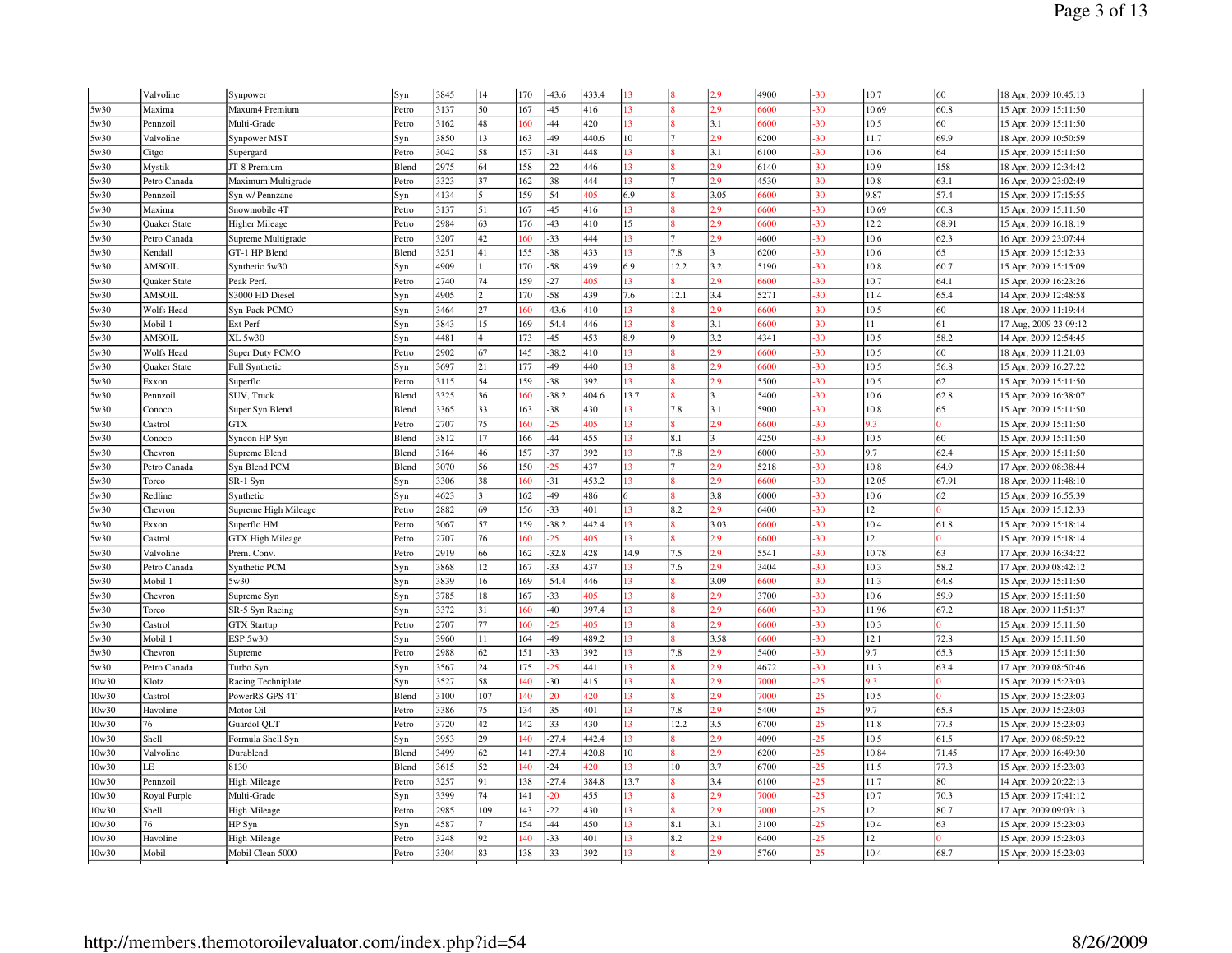|  | Valvoline | Synpower | Syn | 3845 | 14 | 170 | -43.6 | 433.4 | 13 | 8 | 2.9 | 4900 | -30 | 10.7 | 60 | 18 Apr, 2009 10:45:13 |
|---|---|---|---|---|---|---|---|---|---|---|---|---|---|---|---|---|
| 5w30 | Maxima | Maxum4 Premium | Petro | 3137 | 50 | 167 | -45 | 416 | 13 | 8 | 2.9 | 6600 | -30 | 10.69 | 60.8 | 15 Apr, 2009 15:11:50 |
| 5w30 | Pennzoil | Multi-Grade | Petro | 3162 | 48 | 160 | -44 | 420 | 13 | 8 | 3.1 | 6600 | -30 | 10.5 | 60 | 15 Apr, 2009 15:11:50 |
| 5w30 | Valvoline | Synpower MST | Syn | 3850 | 13 | 163 | -49 | 440.6 | 10 | 7 | 2.9 | 6200 | -30 | 11.7 | 69.9 | 18 Apr, 2009 10:50:59 |
| 5w30 | Citgo | Supergard | Petro | 3042 | 58 | 157 | -31 | 448 | 13 | 8 | 3.1 | 6100 | -30 | 10.6 | 64 | 15 Apr, 2009 15:11:50 |
| 5w30 | Mystik | JT-8 Premium | Blend | 2975 | 64 | 158 | -22 | 446 | 13 | 8 | 2.9 | 6140 | -30 | 10.9 | 158 | 18 Apr, 2009 12:34:42 |
| 5w30 | Petro Canada | Maximum Multigrade | Petro | 3323 | 37 | 162 | -38 | 444 | 13 | 7 | 2.9 | 4530 | -30 | 10.8 | 63.1 | 16 Apr, 2009 23:02:49 |
| 5w30 | Pennzoil | Syn w/ Pennzane | Syn | 4134 | 5 | 159 | -54 | 405 | 6.9 | 8 | 3.05 | 6600 | -30 | 9.87 | 57.4 | 15 Apr, 2009 17:15:55 |
| 5w30 | Maxima | Snowmobile 4T | Petro | 3137 | 51 | 167 | -45 | 416 | 13 | 8 | 2.9 | 6600 | -30 | 10.69 | 60.8 | 15 Apr, 2009 15:11:50 |
| 5w30 | Quaker State | Higher Mileage | Petro | 2984 | 63 | 176 | -43 | 410 | 15 | 8 | 2.9 | 6600 | -30 | 12.2 | 68.91 | 15 Apr, 2009 16:18:19 |
| 5w30 | Petro Canada | Supreme Multigrade | Petro | 3207 | 42 | 160 | -33 | 444 | 13 | 7 | 2.9 | 4600 | -30 | 10.6 | 62.3 | 16 Apr, 2009 23:07:44 |
| 5w30 | Kendall | GT-1 HP Blend | Blend | 3251 | 41 | 155 | -38 | 433 | 13 | 7.8 | 3 | 6200 | -30 | 10.6 | 65 | 15 Apr, 2009 15:12:33 |
| 5w30 | AMSOIL | Synthetic 5w30 | Syn | 4909 | 1 | 170 | -58 | 439 | 6.9 | 12.2 | 3.2 | 5190 | -30 | 10.8 | 60.7 | 15 Apr, 2009 15:15:09 |
| 5w30 | Quaker State | Peak Perf. | Petro | 2740 | 74 | 159 | -27 | 405 | 13 | 8 | 2.9 | 6600 | -30 | 10.7 | 64.1 | 15 Apr, 2009 16:23:26 |
| 5w30 | AMSOIL | S3000 HD Diesel | Syn | 4905 | 2 | 170 | -58 | 439 | 7.6 | 12.1 | 3.4 | 5271 | -30 | 11.4 | 65.4 | 14 Apr, 2009 12:48:58 |
| 5w30 | Wolfs Head | Syn-Pack PCMO | Syn | 3464 | 27 | 160 | -43.6 | 410 | 13 | 8 | 2.9 | 6600 | -30 | 10.5 | 60 | 18 Apr, 2009 11:19:44 |
| 5w30 | Mobil 1 | Ext Perf | Syn | 3843 | 15 | 169 | -54.4 | 446 | 13 | 8 | 3.1 | 6600 | -30 | 11 | 61 | 17 Aug, 2009 23:09:12 |
| 5w30 | AMSOIL | XL 5w30 | Syn | 4481 | 4 | 173 | -45 | 453 | 8.9 | 9 | 3.2 | 4341 | -30 | 10.5 | 58.2 | 14 Apr, 2009 12:54:45 |
| 5w30 | Wolfs Head | Super Duty PCMO | Petro | 2902 | 67 | 145 | -38.2 | 410 | 13 | 8 | 2.9 | 6600 | -30 | 10.5 | 60 | 18 Apr, 2009 11:21:03 |
| 5w30 | Quaker State | Full Synthetic | Syn | 3697 | 21 | 177 | -49 | 440 | 13 | 8 | 2.9 | 6600 | -30 | 10.5 | 56.8 | 15 Apr, 2009 16:27:22 |
| 5w30 | Exxon | Superflo | Petro | 3115 | 54 | 159 | -38 | 392 | 13 | 8 | 2.9 | 5500 | -30 | 10.5 | 62 | 15 Apr, 2009 15:11:50 |
| 5w30 | Pennzoil | SUV, Truck | Blend | 3325 | 36 | 160 | -38.2 | 404.6 | 13.7 | 8 | 3 | 5400 | -30 | 10.6 | 62.8 | 15 Apr, 2009 16:38:07 |
| 5w30 | Conoco | Super Syn Blend | Blend | 3365 | 33 | 163 | -38 | 430 | 13 | 7.8 | 3.1 | 5900 | -30 | 10.8 | 65 | 15 Apr, 2009 15:11:50 |
| 5w30 | Castrol | GTX | Petro | 2707 | 75 | 160 | -25 | 405 | 13 | 8 | 2.9 | 6600 | -30 | 9.3 | 0 | 15 Apr, 2009 15:11:50 |
| 5w30 | Conoco | Syncon HP Syn | Blend | 3812 | 17 | 166 | -44 | 455 | 13 | 8.1 | 3 | 4250 | -30 | 10.5 | 60 | 15 Apr, 2009 15:11:50 |
| 5w30 | Chevron | Supreme Blend | Blend | 3164 | 46 | 157 | -37 | 392 | 13 | 7.8 | 2.9 | 6000 | -30 | 9.7 | 62.4 | 15 Apr, 2009 15:11:50 |
| 5w30 | Petro Canada | Syn Blend PCM | Blend | 3070 | 56 | 150 | -25 | 437 | 13 | 7 | 2.9 | 5218 | -30 | 10.8 | 64.9 | 17 Apr, 2009 08:38:44 |
| 5w30 | Torco | SR-1 Syn | Syn | 3306 | 38 | 160 | -31 | 453.2 | 13 | 8 | 2.9 | 6600 | -30 | 12.05 | 67.91 | 18 Apr, 2009 11:48:10 |
| 5w30 | Redline | Synthetic | Syn | 4623 | 3 | 162 | -49 | 486 | 6 | 8 | 3.8 | 6000 | -30 | 10.6 | 62 | 15 Apr, 2009 16:55:39 |
| 5w30 | Chevron | Supreme High Mileage | Petro | 2882 | 69 | 156 | -33 | 401 | 13 | 8.2 | 2.9 | 6400 | -30 | 12 | 0 | 15 Apr, 2009 15:12:33 |
| 5w30 | Exxon | Superflo HM | Petro | 3067 | 57 | 159 | -38.2 | 442.4 | 13 | 8 | 3.03 | 6600 | -30 | 10.4 | 61.8 | 15 Apr, 2009 15:18:14 |
| 5w30 | Castrol | GTX High Mileage | Petro | 2707 | 76 | 160 | -25 | 405 | 13 | 8 | 2.9 | 6600 | -30 | 12 | 0 | 15 Apr, 2009 15:18:14 |
| 5w30 | Valvoline | Prem. Conv. | Petro | 2919 | 66 | 162 | -32.8 | 428 | 14.9 | 7.5 | 2.9 | 5541 | -30 | 10.78 | 63 | 17 Apr, 2009 16:34:22 |
| 5w30 | Petro Canada | Synthetic PCM | Syn | 3868 | 12 | 167 | -33 | 437 | 13 | 7.6 | 2.9 | 3404 | -30 | 10.3 | 58.2 | 17 Apr, 2009 08:42:12 |
| 5w30 | Mobil 1 | 5w30 | Syn | 3839 | 16 | 169 | -54.4 | 446 | 13 | 8 | 3.09 | 6600 | -30 | 11.3 | 64.8 | 15 Apr, 2009 15:11:50 |
| 5w30 | Chevron | Supreme Syn | Syn | 3785 | 18 | 167 | -33 | 405 | 13 | 8 | 2.9 | 3700 | -30 | 10.6 | 59.9 | 15 Apr, 2009 15:11:50 |
| 5w30 | Torco | SR-5 Syn Racing | Syn | 3372 | 31 | 160 | -40 | 397.4 | 13 | 8 | 2.9 | 6600 | -30 | 11.96 | 67.2 | 18 Apr, 2009 11:51:37 |
| 5w30 | Castrol | GTX Startup | Petro | 2707 | 77 | 160 | -25 | 405 | 13 | 8 | 2.9 | 6600 | -30 | 10.3 | 0 | 15 Apr, 2009 15:11:50 |
| 5w30 | Mobil 1 | ESP 5w30 | Syn | 3960 | 11 | 164 | -49 | 489.2 | 13 | 8 | 3.58 | 6600 | -30 | 12.1 | 72.8 | 15 Apr, 2009 15:11:50 |
| 5w30 | Chevron | Supreme | Petro | 2988 | 62 | 151 | -33 | 392 | 13 | 7.8 | 2.9 | 5400 | -30 | 9.7 | 65.3 | 15 Apr, 2009 15:11:50 |
| 5w30 | Petro Canada | Turbo Syn | Syn | 3567 | 24 | 175 | -25 | 441 | 13 | 8 | 2.9 | 4672 | -30 | 11.3 | 63.4 | 17 Apr, 2009 08:50:46 |
| 10w30 | Klotz | Racing Techniplate | Syn | 3527 | 58 | 140 | -30 | 415 | 13 | 8 | 2.9 | 7000 | -25 | 9.3 | 0 | 15 Apr, 2009 15:23:03 |
| 10w30 | Castrol | PowerRS GPS 4T | Blend | 3100 | 107 | 140 | -20 | 420 | 13 | 8 | 2.9 | 7000 | -25 | 10.5 | 0 | 15 Apr, 2009 15:23:03 |
| 10w30 | Havoline | Motor Oil | Petro | 3386 | 75 | 134 | -35 | 401 | 13 | 7.8 | 2.9 | 5400 | -25 | 9.7 | 65.3 | 15 Apr, 2009 15:23:03 |
| 10w30 | 76 | Guardol QLT | Petro | 3720 | 42 | 142 | -33 | 430 | 13 | 12.2 | 3.5 | 6700 | -25 | 11.8 | 77.3 | 15 Apr, 2009 15:23:03 |
| 10w30 | Shell | Formula Shell Syn | Syn | 3953 | 29 | 140 | -27.4 | 442.4 | 13 | 8 | 2.9 | 4090 | -25 | 10.5 | 61.5 | 17 Apr, 2009 08:59:22 |
| 10w30 | Valvoline | Durablend | Blend | 3499 | 62 | 141 | -27.4 | 420.8 | 10 | 8 | 2.9 | 6200 | -25 | 10.84 | 71.45 | 17 Apr, 2009 16:49:30 |
| 10w30 | LE | 8130 | Blend | 3615 | 52 | 140 | -24 | 420 | 13 | 10 | 3.7 | 6700 | -25 | 11.5 | 77.3 | 15 Apr, 2009 15:23:03 |
| 10w30 | Pennzoil | High Mileage | Petro | 3257 | 91 | 138 | -27.4 | 384.8 | 13.7 | 8 | 3.4 | 6100 | -25 | 11.7 | 80 | 14 Apr, 2009 20:22:13 |
| 10w30 | Royal Purple | Multi-Grade | Syn | 3399 | 74 | 141 | -20 | 455 | 13 | 8 | 2.9 | 7000 | -25 | 10.7 | 70.3 | 15 Apr, 2009 17:41:12 |
| 10w30 | Shell | High Mileage | Petro | 2985 | 109 | 143 | -22 | 430 | 13 | 8 | 2.9 | 7000 | -25 | 12 | 80.7 | 17 Apr, 2009 09:03:13 |
| 10w30 | 76 | HP Syn | Syn | 4587 | 7 | 154 | -44 | 450 | 13 | 8.1 | 3.1 | 3100 | -25 | 10.4 | 63 | 15 Apr, 2009 15:23:03 |
| 10w30 | Havoline | High Mileage | Petro | 3248 | 92 | 140 | -33 | 401 | 13 | 8.2 | 2.9 | 6400 | -25 | 12 | 0 | 15 Apr, 2009 15:23:03 |
| 10w30 | Mobil | Mobil Clean 5000 | Petro | 3304 | 83 | 138 | -33 | 392 | 13 | 8 | 2.9 | 5760 | -25 | 10.4 | 68.7 | 15 Apr, 2009 15:23:03 |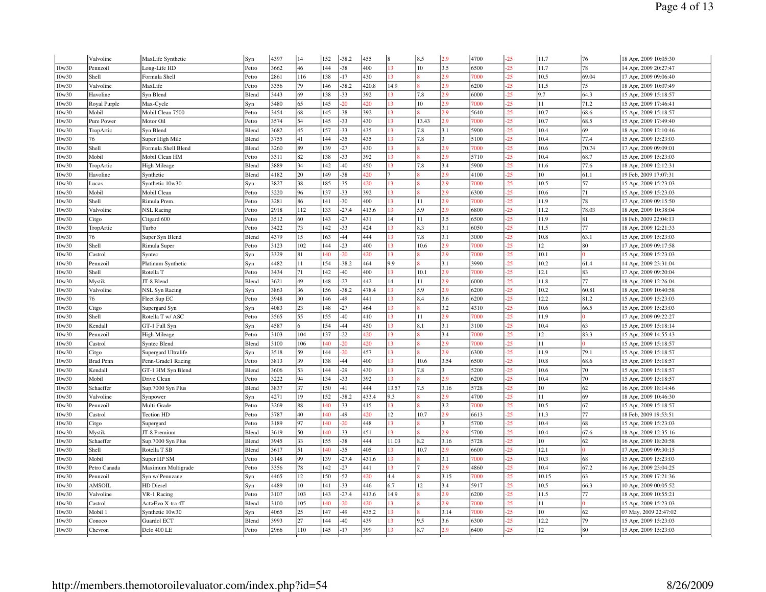| | | | | | | | | | | | | | | | | |
|---|---|---|---|---|---|---|---|---|---|---|---|---|---|---|---|---|
| | Valvoline | MaxLife Synthetic | Syn | 4397 | 14 | 152 | -38.2 | 455 | 8 | 8.5 | 2.9 | 4700 | -25 | 11.7 | 76 | 18 Apr, 2009 10:05:30 |
| 10w30 | Pennzoil | Long-Life HD | Petro | 3662 | 46 | 144 | -38 | 400 | 13 | 10 | 3.5 | 6500 | -25 | 11.7 | 78 | 14 Apr, 2009 20:27:47 |
| 10w30 | Shell | Formula Shell | Petro | 2861 | 116 | 138 | -17 | 430 | 13 | 8 | 2.9 | 7000 | -25 | 10.5 | 69.04 | 17 Apr, 2009 09:06:40 |
| 10w30 | Valvoline | MaxLife | Petro | 3356 | 79 | 146 | -38.2 | 420.8 | 14.9 | 8 | 2.9 | 6200 | -25 | 11.5 | 75 | 18 Apr, 2009 10:07:49 |
| 10w30 | Havoline | Syn Blend | Blend | 3443 | 69 | 138 | -33 | 392 | 13 | 7.8 | 2.9 | 6000 | -25 | 9.7 | 64.3 | 15 Apr, 2009 15:18:57 |
| 10w30 | Royal Purple | Max-Cycle | Syn | 3480 | 65 | 145 | -20 | 420 | 13 | 10 | 2.9 | 7000 | -25 | 11 | 71.2 | 15 Apr, 2009 17:46:41 |
| 10w30 | Mobil | Mobil Clean 7500 | Petro | 3454 | 68 | 145 | -38 | 392 | 13 | 8 | 2.9 | 5640 | -25 | 10.7 | 68.6 | 15 Apr, 2009 15:18:57 |
| 10w30 | Pure Power | Motor Oil | Petro | 3574 | 54 | 145 | -33 | 430 | 13 | 13.43 | 2.9 | 7000 | -25 | 10.7 | 68.5 | 15 Apr, 2009 17:49:40 |
| 10w30 | TropArtic | Syn Blend | Blend | 3682 | 45 | 157 | -33 | 435 | 13 | 7.8 | 3.1 | 5900 | -25 | 10.4 | 69 | 18 Apr, 2009 12:10:46 |
| 10w30 | 76 | Super High Mile | Blend | 3755 | 41 | 144 | -35 | 435 | 13 | 7.8 | 3 | 5100 | -25 | 10.4 | 77.4 | 15 Apr, 2009 15:23:03 |
| 10w30 | Shell | Formula Shell Blend | Blend | 3260 | 89 | 139 | -27 | 430 | 13 | 8 | 2.9 | 7000 | -25 | 10.6 | 70.74 | 17 Apr, 2009 09:09:01 |
| 10w30 | Mobil | Mobil Clean HM | Petro | 3311 | 82 | 138 | -33 | 392 | 13 | 8 | 2.9 | 5710 | -25 | 10.4 | 68.7 | 15 Apr, 2009 15:23:03 |
| 10w30 | TropArtic | High Mileage | Blend | 3889 | 34 | 142 | -40 | 450 | 13 | 7.8 | 3.4 | 5900 | -25 | 11.6 | 77.6 | 18 Apr, 2009 12:12:31 |
| 10w30 | Havoline | Synthetic | Blend | 4182 | 20 | 149 | -38 | 420 | 7 | 8 | 2.9 | 4100 | -25 | 10 | 61.1 | 19 Feb, 2009 17:07:31 |
| 10w30 | Lucas | Synthetic 10w30 | Syn | 3827 | 38 | 185 | -35 | 420 | 13 | 8 | 2.9 | 7000 | -25 | 10.5 | 57 | 15 Apr, 2009 15:23:03 |
| 10w30 | Mobil | Mobil Clean | Petro | 3220 | 96 | 137 | -33 | 392 | 13 | 8 | 2.9 | 6300 | -25 | 10.6 | 71 | 15 Apr, 2009 15:23:03 |
| 10w30 | Shell | Rimula Prem. | Petro | 3281 | 86 | 141 | -30 | 400 | 13 | 11 | 2.9 | 7000 | -25 | 11.9 | 78 | 17 Apr, 2009 09:15:50 |
| 10w30 | Valvoline | NSL Racing | Petro | 2918 | 112 | 133 | -27.4 | 413.6 | 13 | 5.9 | 2.9 | 6800 | -25 | 11.2 | 78.03 | 18 Apr, 2009 10:38:04 |
| 10w30 | Citgo | Citgard 600 | Petro | 3512 | 60 | 143 | -27 | 431 | 14 | 11 | 3.5 | 6500 | -25 | 11.9 | 81 | 18 Feb, 2009 22:04:13 |
| 10w30 | TropArtic | Turbo | Petro | 3422 | 73 | 142 | -33 | 424 | 13 | 8.3 | 3.1 | 6050 | -25 | 11.5 | 77 | 18 Apr, 2009 12:21:33 |
| 10w30 | 76 | Super Syn Blend | Blend | 4379 | 15 | 163 | -44 | 444 | 13 | 7.8 | 3.1 | 3000 | -25 | 10.8 | 63.1 | 15 Apr, 2009 15:23:03 |
| 10w30 | Shell | Rimula Super | Petro | 3123 | 102 | 144 | -23 | 400 | 13 | 10.6 | 2.9 | 7000 | -25 | 12 | 80 | 17 Apr, 2009 09:17:58 |
| 10w30 | Castrol | Syntec | Syn | 3329 | 81 | 140 | -20 | 420 | 13 | 8 | 2.9 | 7000 | -25 | 10.1 | 0 | 15 Apr, 2009 15:23:03 |
| 10w30 | Pennzoil | Platinum Synthetic | Syn | 4482 | 11 | 154 | -38.2 | 464 | 9.9 | 8 | 3.1 | 3990 | -25 | 10.2 | 61.4 | 14 Apr, 2009 23:31:04 |
| 10w30 | Shell | Rotella T | Petro | 3434 | 71 | 142 | -40 | 400 | 13 | 10.1 | 2.9 | 7000 | -25 | 12.1 | 83 | 17 Apr, 2009 09:20:04 |
| 10w30 | Mystik | JT-8 Blend | Blend | 3621 | 49 | 148 | -27 | 442 | 14 | 11 | 2.9 | 6000 | -25 | 11.8 | 77 | 18 Apr, 2009 12:26:04 |
| 10w30 | Valvoline | NSL Syn Racing | Syn | 3863 | 36 | 156 | -38.2 | 478.4 | 13 | 5.9 | 2.9 | 6200 | -25 | 10.2 | 60.81 | 18 Apr, 2009 10:40:58 |
| 10w30 | 76 | Fleet Sup EC | Petro | 3948 | 30 | 146 | -49 | 441 | 13 | 8.4 | 3.6 | 6200 | -25 | 12.2 | 81.2 | 15 Apr, 2009 15:23:03 |
| 10w30 | Citgo | Supergard Syn | Syn | 4083 | 23 | 148 | -27 | 464 | 13 | 8 | 3.2 | 4310 | -25 | 10.6 | 66.5 | 15 Apr, 2009 15:23:03 |
| 10w30 | Shell | Rotella T w/ ASC | Petro | 3565 | 55 | 155 | -40 | 410 | 13 | 11 | 2.9 | 7000 | -25 | 11.9 | 0 | 17 Apr, 2009 09:22:27 |
| 10w30 | Kendall | GT-1 Full Syn | Syn | 4587 | 6 | 154 | -44 | 450 | 13 | 8.1 | 3.1 | 3100 | -25 | 10.4 | 63 | 15 Apr, 2009 15:18:14 |
| 10w30 | Pennzoil | High Mileage | Petro | 3103 | 104 | 137 | -22 | 420 | 13 | 8 | 3.4 | 7000 | -25 | 12 | 83.3 | 15 Apr, 2009 14:55:43 |
| 10w30 | Castrol | Syntec Blend | Blend | 3100 | 106 | 140 | -20 | 420 | 13 | 8 | 2.9 | 7000 | -25 | 11 | 0 | 15 Apr, 2009 15:18:57 |
| 10w30 | Citgo | Supergard Ultralife | Syn | 3518 | 59 | 144 | -20 | 457 | 13 | 8 | 2.9 | 6300 | -25 | 11.9 | 79.1 | 15 Apr, 2009 15:18:57 |
| 10w30 | Brad Penn | Penn-Grade1 Racing | Petro | 3813 | 39 | 138 | -44 | 400 | 13 | 10.6 | 3.54 | 6500 | -25 | 10.8 | 68.6 | 15 Apr, 2009 15:18:57 |
| 10w30 | Kendall | GT-1 HM Syn Blend | Blend | 3606 | 53 | 144 | -29 | 430 | 13 | 7.8 | 3 | 5200 | -25 | 10.6 | 70 | 15 Apr, 2009 15:18:57 |
| 10w30 | Mobil | Drive Clean | Petro | 3222 | 94 | 134 | -33 | 392 | 13 | 8 | 2.9 | 6200 | -25 | 10.4 | 70 | 15 Apr, 2009 15:18:57 |
| 10w30 | Schaeffer | Sup.7000 Syn Plus | Blend | 3837 | 37 | 150 | -41 | 444 | 13.57 | 7.5 | 3.16 | 5728 | -25 | 10 | 62 | 16 Apr, 2009 18:14:46 |
| 10w30 | Valvoline | Synpower | Syn | 4271 | 19 | 152 | -38.2 | 433.4 | 9.3 | 8 | 2.9 | 4700 | -25 | 11 | 69 | 18 Apr, 2009 10:46:30 |
| 10w30 | Pennzoil | Multi-Grade | Petro | 3269 | 88 | 140 | -33 | 415 | 13 | 8 | 3.2 | 7000 | -25 | 10.5 | 67 | 15 Apr, 2009 15:18:57 |
| 10w30 | Castrol | Tection HD | Petro | 3787 | 40 | 140 | -49 | 420 | 12 | 10.7 | 2.9 | 6613 | -25 | 11.3 | 77 | 18 Feb, 2009 19:53:51 |
| 10w30 | Citgo | Supergard | Petro | 3189 | 97 | 140 | -20 | 448 | 13 | 8 | 3 | 5700 | -25 | 10.4 | 68 | 15 Apr, 2009 15:23:03 |
| 10w30 | Mystik | JT-8 Premium | Blend | 3619 | 50 | 140 | -33 | 451 | 13 | 8 | 2.9 | 5700 | -25 | 10.4 | 67.6 | 18 Apr, 2009 12:35:16 |
| 10w30 | Schaeffer | Sup.7000 Syn Plus | Blend | 3945 | 33 | 155 | -38 | 444 | 11.03 | 8.2 | 3.16 | 5728 | -25 | 10 | 62 | 16 Apr, 2009 18:20:58 |
| 10w30 | Shell | Rotella T SB | Blend | 3617 | 51 | 140 | -35 | 405 | 13 | 10.7 | 2.9 | 6600 | -25 | 12.1 | 0 | 17 Apr, 2009 09:30:15 |
| 10w30 | Mobil | Super HP SM | Petro | 3148 | 99 | 139 | -27.4 | 431.6 | 13 | 8 | 3.1 | 7000 | -25 | 10.3 | 68 | 15 Apr, 2009 15:23:03 |
| 10w30 | Petro Canada | Maximum Multigrade | Petro | 3356 | 78 | 142 | -27 | 441 | 13 | 7 | 2.9 | 4860 | -25 | 10.4 | 67.2 | 16 Apr, 2009 23:04:25 |
| 10w30 | Pennzoil | Syn w/ Pennzane | Syn | 4465 | 12 | 150 | -52 | 420 | 4.4 | 8 | 3.15 | 7000 | -25 | 10.15 | 63 | 15 Apr, 2009 17:21:36 |
| 10w30 | AMSOIL | HD Diesel | Syn | 4489 | 10 | 141 | -33 | 446 | 6.7 | 12 | 3.4 | 5917 | -25 | 10.5 | 66.3 | 10 Apr, 2009 00:05:52 |
| 10w30 | Valvoline | VR-1 Racing | Petro | 3107 | 103 | 143 | -27.4 | 413.6 | 14.9 | 8 | 2.9 | 6200 | -25 | 11.5 | 77 | 18 Apr, 2009 10:55:21 |
| 10w30 | Castrol | Act>Evo X-tra 4T | Blend | 3100 | 105 | 140 | -20 | 420 | 13 | 8 | 2.9 | 7000 | -25 | 11 | 0 | 15 Apr, 2009 15:23:03 |
| 10w30 | Mobil 1 | Synthetic 10w30 | Syn | 4065 | 25 | 147 | -49 | 435.2 | 13 | 8 | 3.14 | 7000 | -25 | 10 | 62 | 07 May, 2009 22:47:02 |
| 10w30 | Conoco | Guardol ECT | Blend | 3993 | 27 | 144 | -40 | 439 | 13 | 9.5 | 3.6 | 6300 | -25 | 12.2 | 79 | 15 Apr, 2009 15:23:03 |
| 10w30 | Chevron | Delo 400 LE | Petro | 2966 | 110 | 145 | -17 | 399 | 13 | 8.7 | 2.9 | 6400 | -25 | 12 | 80 | 15 Apr, 2009 15:23:03 |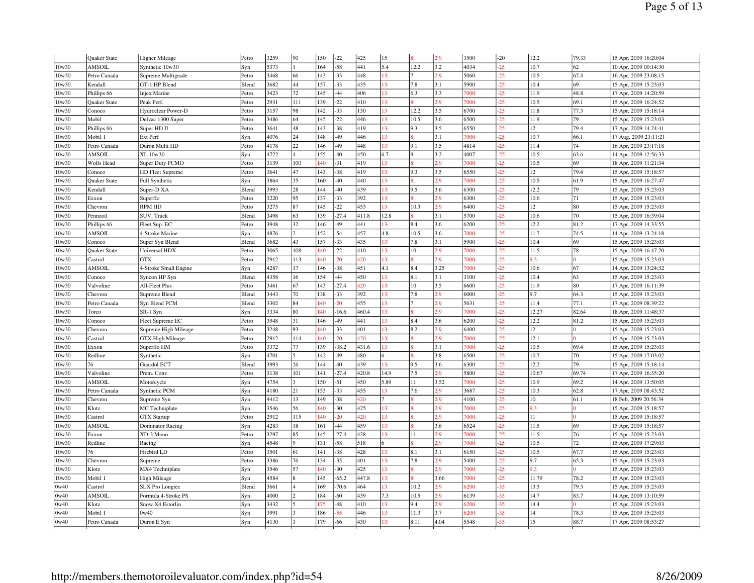| | | | | | | | | | | | | | | | | |
|---|---|---|---|---|---|---|---|---|---|---|---|---|---|---|---|---|
| | Quaker State | Higher Mileage | Petro | 3259 | 90 | 150 | -22 | 425 | 15 | 8 | 2.9 | 3500 | -20 | 12.2 | 79.33 | 15 Apr, 2009 16:20:04 |
| 10w30 | AMSOIL | Synthetic 10w30 | Syn | 5373 | 1 | 164 | -58 | 441 | 5.4 | 12.2 | 3.2 | 4034 | -25 | 10.7 | 62 | 10 Apr, 2009 00:14:30 |
| 10w30 | Petro Canada | Supreme Multigrade | Petro | 3468 | 66 | 143 | -33 | 448 | 13 | 7 | 2.9 | 5060 | -25 | 10.5 | 67.4 | 16 Apr, 2009 23:08:15 |
| 10w30 | Kendall | GT-1 HP Blend | Blend | 3682 | 44 | 157 | -33 | 435 | 13 | 7.8 | 3.1 | 5900 | -25 | 10.4 | 69 | 15 Apr, 2009 15:23:03 |
| 10w30 | Phillips 66 | Injex Marine | Petro | 3423 | 72 | 145 | -44 | 406 | 13 | 6.3 | 3.3 | 7000 | -25 | 11.9 | 48.8 | 17 Apr, 2009 14:20:59 |
| 10w30 | Quaker State | Peak Perf. | Petro | 2931 | 111 | 139 | -22 | 410 | 13 | 8 | 2.9 | 7000 | -25 | 10.5 | 69.1 | 15 Apr, 2009 16:24:52 |
| 10w30 | Conoco | Hydroclear Power-D | Petro | 3157 | 98 | 142 | -33 | 130 | 13 | 12.2 | 3.5 | 6700 | -25 | 11.8 | 77.3 | 15 Apr, 2009 15:18:14 |
| 10w30 | Mobil | Delvac 1300 Super | Petro | 3486 | 64 | 145 | -22 | 446 | 13 | 10.5 | 3.6 | 6500 | -25 | 11.9 | 79 | 15 Apr, 2009 15:23:03 |
| 10w30 | Phillips 66 | Super HD II | Petro | 3641 | 48 | 143 | -38 | 419 | 13 | 9.3 | 3.5 | 6550 | -25 | 12 | 79.4 | 17 Apr, 2009 14:24:41 |
| 10w30 | Mobil 1 | Ext Perf | Syn | 4076 | 24 | 148 | -49 | 446 | 13 | 8 | 3.1 | 7000 | -25 | 10.7 | 66.1 | 17 Aug, 2009 23:11:21 |
| 10w30 | Petro Canada | Duron Multi HD | Petro | 4178 | 22 | 146 | -49 | 448 | 13 | 9.1 | 3.5 | 4814 | -25 | 11.4 | 74 | 16 Apr, 2009 23:17:18 |
| 10w30 | AMSOIL | XL 10w30 | Syn | 4722 | 4 | 155 | -40 | 450 | 6.7 | 9 | 3.2 | 4007 | -25 | 10.5 | 63.6 | 14 Apr, 2009 12:56:33 |
| 10w30 | Wolfs Head | Super Duty PCMO | Petro | 3139 | 100 | 140 | -31 | 419 | 13 | 8 | 2.9 | 7000 | -25 | 10.5 | 69 | 18 Apr, 2009 11:21:34 |
| 10w30 | Conoco | HD Fleet Supreme | Petro | 3641 | 47 | 143 | -38 | 419 | 13 | 9.3 | 3.5 | 6550 | -25 | 12 | 79.4 | 15 Apr, 2009 15:18:57 |
| 10w30 | Quaker State | Full Synthetic | Syn | 3864 | 35 | 160 | -40 | 440 | 13 | 8 | 2.9 | 7000 | -25 | 10.5 | 61.9 | 15 Apr, 2009 16:27:47 |
| 10w30 | Kendall | Super-D XA | Blend | 3993 | 28 | 144 | -40 | 439 | 13 | 9.5 | 3.6 | 6300 | -25 | 12.2 | 79 | 15 Apr, 2009 15:23:03 |
| 10w30 | Exxon | Superflo | Petro | 3220 | 95 | 137 | -33 | 392 | 13 | 8 | 2.9 | 6300 | -25 | 10.6 | 71 | 15 Apr, 2009 15:23:03 |
| 10w30 | Chevron | RPM HD | Petro | 3275 | 87 | 145 | -22 | 453 | 13 | 10.3 | 2.9 | 6400 | -25 | 12 | 80 | 15 Apr, 2009 15:23:03 |
| 10w30 | Pennzoil | SUV, Truck | Blend | 3498 | 63 | 139 | -27.4 | 411.8 | 12.8 | 8 | 3.1 | 5700 | -25 | 10.6 | 70 | 15 Apr, 2009 16:39:04 |
| 10w30 | Phillips 66 | Fleet Sup. EC | Petro | 3948 | 32 | 146 | -49 | 441 | 13 | 8.4 | 3.6 | 6200 | -25 | 12.2 | 81.2 | 17 Apr, 2009 14:33:55 |
| 10w30 | AMSOIL | 4-Stroke Marine | Syn | 4876 | 2 | 152 | -54 | 457 | 4.8 | 10.5 | 3.6 | 7000 | -25 | 11.7 | 74.5 | 14 Apr, 2009 13:24:18 |
| 10w30 | Conoco | Super Syn Blend | Blend | 3682 | 43 | 157 | -33 | 435 | 13 | 7.8 | 3.1 | 5900 | -25 | 10.4 | 69 | 15 Apr, 2009 15:23:03 |
| 10w30 | Quaker State | Universal HDX | Petro | 3065 | 108 | 140 | -22 | 410 | 13 | 10 | 2.9 | 7000 | -25 | 11.5 | 78 | 15 Apr, 2009 16:47:20 |
| 10w30 | Castrol | GTX | Petro | 2912 | 113 | 140 | -20 | 420 | 13 | 8 | 2.9 | 7000 | -25 | 9.3 | 0 | 15 Apr, 2009 15:23:03 |
| 10w30 | AMSOIL | 4-Stroke Small Engine | Syn | 4287 | 17 | 146 | -38 | 451 | 4.1 | 8.4 | 3.25 | 7000 | -25 | 10.6 | 67 | 14 Apr, 2009 13:24:32 |
| 10w30 | Conoco | Syncon HP Syn | Blend | 4358 | 16 | 154 | -44 | 450 | 13 | 8.1 | 3.1 | 3100 | -25 | 10.4 | 63 | 15 Apr, 2009 15:23:03 |
| 10w30 | Valvoline | All-Fleet Plus | Petro | 3461 | 67 | 143 | -27.4 | 420 | 13 | 10 | 3.5 | 6600 | -25 | 11.9 | 80 | 17 Apr, 2009 16:11:39 |
| 10w30 | Chevron | Supreme Blend | Blend | 3443 | 70 | 138 | -33 | 392 | 13 | 7.8 | 2.9 | 6000 | -25 | 9.7 | 64.3 | 15 Apr, 2009 15:23:03 |
| 10w30 | Petro Canada | Syn Blend PCM | Blend | 3302 | 84 | 140 | -20 | 455 | 13 | 7 | 2.9 | 5631 | -25 | 11.4 | 77.1 | 17 Apr, 2009 08:39:22 |
| 10w30 | Torco | SR-1 Syn | Syn | 3334 | 80 | 140 | -16.6 | 460.4 | 13 | 8 | 2.9 | 7000 | -25 | 12.27 | 82.64 | 18 Apr, 2009 11:48:37 |
| 10w30 | Conoco | Fleet Supreme EC | Petro | 3948 | 31 | 146 | -49 | 441 | 13 | 8.4 | 3.6 | 6200 | -25 | 12.2 | 81.2 | 15 Apr, 2009 15:23:03 |
| 10w30 | Chevron | Supreme High Mileage | Petro | 3248 | 93 | 140 | -33 | 401 | 13 | 8.2 | 2.9 | 6400 | -25 | 12 | 0 | 15 Apr, 2009 15:23:03 |
| 10w30 | Castrol | GTX High Mileage | Petro | 2912 | 114 | 140 | -20 | 420 | 13 | 8 | 2.9 | 7000 | -25 | 12.1 | 0 | 15 Apr, 2009 15:23:03 |
| 10w30 | Exxon | Superflo HM | Petro | 3372 | 77 | 139 | -38.2 | 431.6 | 13 | 8 | 3.1 | 7000 | -25 | 10.5 | 69.4 | 15 Apr, 2009 15:23:03 |
| 10w30 | Redline | Synthetic | Syn | 4701 | 5 | 142 | -49 | 480 | 6 | 8 | 3.8 | 6500 | -25 | 10.7 | 70 | 15 Apr, 2009 17:03:02 |
| 10w30 | 76 | Guardol ECT | Blend | 3993 | 26 | 144 | -40 | 439 | 13 | 9.5 | 3.6 | 6300 | -25 | 12.2 | 79 | 15 Apr, 2009 15:18:14 |
| 10w30 | Valvoline | Prem. Conv. | Petro | 3138 | 101 | 141 | -27.4 | 420.8 | 14.9 | 7.5 | 2.9 | 5800 | -25 | 10.67 | 69.74 | 17 Apr, 2009 16:35:20 |
| 10w30 | AMSOIL | Motorcycle | Syn | 4754 | 3 | 150 | -51 | 450 | 5.89 | 11 | 3.52 | 7000 | -25 | 10.9 | 69.2 | 14 Apr, 2009 13:50:05 |
| 10w30 | Petro Canada | Synthetic PCM | Syn | 4180 | 21 | 153 | -33 | 455 | 13 | 7.6 | 2.9 | 3687 | -25 | 10.3 | 62.8 | 17 Apr, 2009 08:43:52 |
| 10w30 | Chevron | Supreme Syn | Syn | 4412 | 13 | 149 | -38 | 420 | 7 | 8 | 2.9 | 4100 | -25 | 10 | 61.1 | 18 Feb, 2009 20:56:34 |
| 10w30 | Klotz | MC Techniplate | Syn | 3546 | 56 | 140 | -30 | 425 | 13 | 8 | 2.9 | 7000 | -25 | 9.3 | 0 | 15 Apr, 2009 15:18:57 |
| 10w30 | Castrol | GTX Startup | Petro | 2912 | 115 | 140 | -20 | 420 | 13 | 8 | 2.9 | 7000 | -25 | 11 | 0 | 15 Apr, 2009 15:18:57 |
| 10w30 | AMSOIL | Dominator Racing | Syn | 4283 | 18 | 161 | -44 | 459 | 13 | 8 | 3.6 | 6524 | -25 | 11.5 | 69 | 15 Apr, 2009 15:18:57 |
| 10w30 | Exxon | XD-3 Mono | Petro | 3297 | 85 | 145 | -27.4 | 428 | 13 | 11 | 2.9 | 7000 | -25 | 11.5 | 76 | 15 Apr, 2009 15:23:03 |
| 10w30 | Redline | Racing | Syn | 4548 | 9 | 131 | -58 | 518 | 6 | 8 | 2.9 | 7000 | -25 | 10.5 | 72 | 15 Apr, 2009 17:29:03 |
| 10w30 | 76 | Firebird LD | Petro | 3501 | 61 | 141 | -38 | 428 | 13 | 8.1 | 3.1 | 6150 | -25 | 10.5 | 67.7 | 15 Apr, 2009 15:23:03 |
| 10w30 | Chevron | Supreme | Petro | 3386 | 76 | 134 | -35 | 401 | 13 | 7.8 | 2.9 | 5400 | -25 | 9.7 | 65.3 | 15 Apr, 2009 15:23:03 |
| 10w30 | Klotz | MX4 Techniplate | Syn | 3546 | 57 | 140 | -30 | 425 | 13 | 8 | 2.9 | 7000 | -25 | 9.3 | 0 | 15 Apr, 2009 15:23:03 |
| 10w30 | Mobil 1 | High Mileage | Syn | 4584 | 8 | 145 | -65.2 | 447.8 | 13 | 8 | 3.66 | 7000 | -25 | 11.79 | 78.2 | 15 Apr, 2009 15:23:03 |
| 0w40 | Castrol | SLX Pro Longtec | Blend | 3661 | 4 | 169 | -70.6 | 464 | 13 | 10.2 | 2.9 | 6200 | -35 | 13.5 | 79.3 | 15 Apr, 2009 15:23:03 |
| 0w40 | AMSOIL | Formula 4-Stroke PS | Syn | 4000 | 2 | 184 | -60 | 439 | 7.3 | 10.5 | 2.9 | 6139 | -35 | 14.7 | 83.7 | 14 Apr, 2009 13:10:59 |
| 0w40 | Klotz | Snow X4 Estorlin | Syn | 3432 | 5 | 175 | -48 | 410 | 13 | 9.4 | 2.9 | 6200 | -35 | 14.4 | 0 | 15 Apr, 2009 15:23:03 |
| 0w40 | Mobil 1 | 0w40 | Syn | 3991 | 3 | 186 | -55 | 446 | 13 | 11.3 | 3.7 | 6200 | -35 | 14 | 78.3 | 15 Apr, 2009 15:23:03 |
| 0w40 | Petro Canada | Duron E Syn | Syn | 4130 | 1 | 179 | -66 | 430 | 13 | 8.11 | 4.04 | 5548 | -35 | 15 | 88.7 | 17 Apr, 2009 08:53:27 |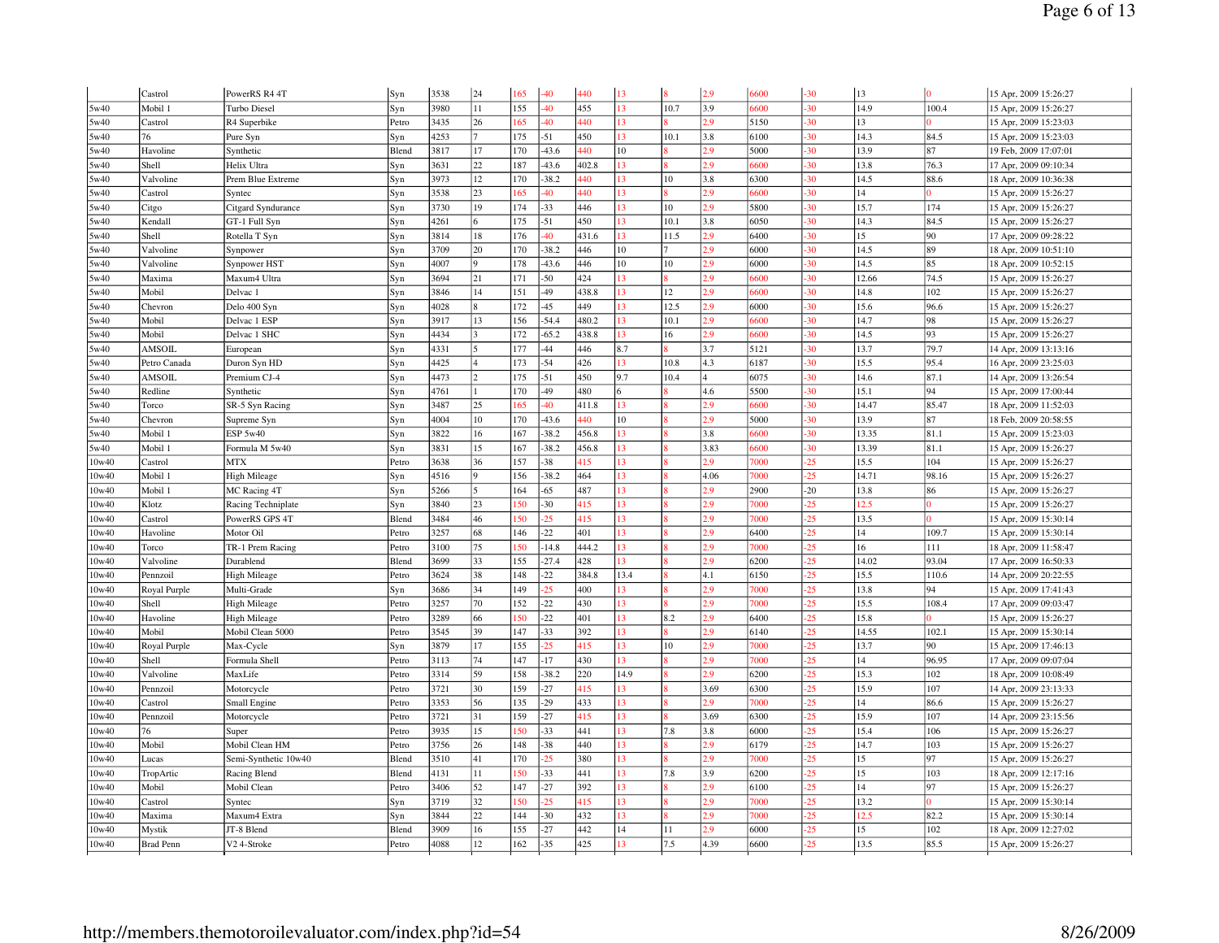|  | Castrol | PowerRS R4 4T | Syn | 3538 | 24 | 165 | -40 | 440 | 13 | 8 | 2.9 | 6600 | -30 | 13 | 0 | 15 Apr, 2009 15:26:27 |
|---|---|---|---|---|---|---|---|---|---|---|---|---|---|---|---|---|
| 5w40 | Mobil 1 | Turbo Diesel | Syn | 3980 | 11 | 155 | -40 | 455 | 13 | 10.7 | 3.9 | 6600 | -30 | 14.9 | 100.4 | 15 Apr, 2009 15:26:27 |
| 5w40 | Castrol | R4 Superbike | Petro | 3435 | 26 | 165 | -40 | 440 | 13 | 8 | 2.9 | 5150 | -30 | 13 | 0 | 15 Apr, 2009 15:23:03 |
| 5w40 | 76 | Pure Syn | Syn | 4253 | 7 | 175 | -51 | 450 | 13 | 10.1 | 3.8 | 6100 | -30 | 14.3 | 84.5 | 15 Apr, 2009 15:23:03 |
| 5w40 | Havoline | Synthetic | Blend | 3817 | 17 | 170 | -43.6 | 440 | 10 | 8 | 2.9 | 5000 | -30 | 13.9 | 87 | 19 Feb, 2009 17:07:01 |
| 5w40 | Shell | Helix Ultra | Syn | 3631 | 22 | 187 | -43.6 | 402.8 | 13 | 8 | 2.9 | 6600 | -30 | 13.8 | 76.3 | 17 Apr, 2009 09:10:34 |
| 5w40 | Valvoline | Prem Blue Extreme | Syn | 3973 | 12 | 170 | -38.2 | 440 | 13 | 10 | 3.8 | 6300 | -30 | 14.5 | 88.6 | 18 Apr, 2009 10:36:38 |
| 5w40 | Castrol | Syntec | Syn | 3538 | 23 | 165 | -40 | 440 | 13 | 8 | 2.9 | 6600 | -30 | 14 | 0 | 15 Apr, 2009 15:26:27 |
| 5w40 | Citgo | Citgard Syndurance | Syn | 3730 | 19 | 174 | -33 | 446 | 13 | 10 | 2.9 | 5800 | -30 | 15.7 | 174 | 15 Apr, 2009 15:26:27 |
| 5w40 | Kendall | GT-1 Full Syn | Syn | 4261 | 6 | 175 | -51 | 450 | 13 | 10.1 | 3.8 | 6050 | -30 | 14.3 | 84.5 | 15 Apr, 2009 15:26:27 |
| 5w40 | Shell | Rotella T Syn | Syn | 3814 | 18 | 176 | -40 | 431.6 | 13 | 11.5 | 2.9 | 6400 | -30 | 15 | 90 | 17 Apr, 2009 09:28:22 |
| 5w40 | Valvoline | Synpower | Syn | 3709 | 20 | 170 | -38.2 | 446 | 10 | 7 | 2.9 | 6000 | -30 | 14.5 | 89 | 18 Apr, 2009 10:51:10 |
| 5w40 | Valvoline | Synpower HST | Syn | 4007 | 9 | 178 | -43.6 | 446 | 10 | 10 | 2.9 | 6000 | -30 | 14.5 | 85 | 18 Apr, 2009 10:52:15 |
| 5w40 | Maxima | Maxum4 Ultra | Syn | 3694 | 21 | 171 | -50 | 424 | 13 | 8 | 2.9 | 6600 | -30 | 12.66 | 74.5 | 15 Apr, 2009 15:26:27 |
| 5w40 | Mobil | Delvac 1 | Syn | 3846 | 14 | 151 | -49 | 438.8 | 13 | 12 | 2.9 | 6600 | -30 | 14.8 | 102 | 15 Apr, 2009 15:26:27 |
| 5w40 | Chevron | Delo 400 Syn | Syn | 4028 | 8 | 172 | -45 | 449 | 13 | 12.5 | 2.9 | 6000 | -30 | 15.6 | 96.6 | 15 Apr, 2009 15:26:27 |
| 5w40 | Mobil | Delvac 1 ESP | Syn | 3917 | 13 | 156 | -54.4 | 480.2 | 13 | 10.1 | 2.9 | 6600 | -30 | 14.7 | 98 | 15 Apr, 2009 15:26:27 |
| 5w40 | Mobil | Delvac 1 SHC | Syn | 4434 | 3 | 172 | -65.2 | 438.8 | 13 | 16 | 2.9 | 6600 | -30 | 14.5 | 93 | 15 Apr, 2009 15:26:27 |
| 5w40 | AMSOIL | European | Syn | 4331 | 5 | 177 | -44 | 446 | 8.7 | 8 | 3.7 | 5121 | -30 | 13.7 | 79.7 | 14 Apr, 2009 13:13:16 |
| 5w40 | Petro Canada | Duron Syn HD | Syn | 4425 | 4 | 173 | -54 | 426 | 13 | 10.8 | 4.3 | 6187 | -30 | 15.5 | 95.4 | 16 Apr, 2009 23:25:03 |
| 5w40 | AMSOIL | Premium CJ-4 | Syn | 4473 | 2 | 175 | -51 | 450 | 9.7 | 10.4 | 4 | 6075 | -30 | 14.6 | 87.1 | 14 Apr, 2009 13:26:54 |
| 5w40 | Redline | Synthetic | Syn | 4761 | 1 | 170 | -49 | 480 | 6 | 8 | 4.6 | 5500 | -30 | 15.1 | 94 | 15 Apr, 2009 17:00:44 |
| 5w40 | Torco | SR-5 Syn Racing | Syn | 3487 | 25 | 165 | -40 | 411.8 | 13 | 8 | 2.9 | 6600 | -30 | 14.47 | 85.47 | 18 Apr, 2009 11:52:03 |
| 5w40 | Chevron | Supreme Syn | Syn | 4004 | 10 | 170 | -43.6 | 440 | 10 | 8 | 2.9 | 5000 | -30 | 13.9 | 87 | 18 Feb, 2009 20:58:55 |
| 5w40 | Mobil 1 | ESP 5w40 | Syn | 3822 | 16 | 167 | -38.2 | 456.8 | 13 | 8 | 3.8 | 6600 | -30 | 13.35 | 81.1 | 15 Apr, 2009 15:23:03 |
| 5w40 | Mobil 1 | Formula M 5w40 | Syn | 3831 | 15 | 167 | -38.2 | 456.8 | 13 | 8 | 3.83 | 6600 | -30 | 13.39 | 81.1 | 15 Apr, 2009 15:26:27 |
| 10w40 | Castrol | MTX | Petro | 3638 | 36 | 157 | -38 | 415 | 13 | 8 | 2.9 | 7000 | -25 | 15.5 | 104 | 15 Apr, 2009 15:26:27 |
| 10w40 | Mobil 1 | High Mileage | Syn | 4516 | 9 | 156 | -38.2 | 464 | 13 | 8 | 4.06 | 7000 | -25 | 14.71 | 98.16 | 15 Apr, 2009 15:26:27 |
| 10w40 | Mobil 1 | MC Racing 4T | Syn | 5266 | 5 | 164 | -65 | 487 | 13 | 8 | 2.9 | 2900 | -20 | 13.8 | 86 | 15 Apr, 2009 15:26:27 |
| 10w40 | Klotz | Racing Techniplate | Syn | 3840 | 23 | 150 | -30 | 415 | 13 | 8 | 2.9 | 7000 | -25 | 12.5 | 0 | 15 Apr, 2009 15:26:27 |
| 10w40 | Castrol | PowerRS GPS 4T | Blend | 3484 | 46 | 150 | -25 | 415 | 13 | 8 | 2.9 | 7000 | -25 | 13.5 | 0 | 15 Apr, 2009 15:30:14 |
| 10w40 | Havoline | Motor Oil | Petro | 3257 | 68 | 146 | -22 | 401 | 13 | 8 | 2.9 | 6400 | -25 | 14 | 109.7 | 15 Apr, 2009 15:30:14 |
| 10w40 | Torco | TR-1 Prem Racing | Petro | 3100 | 75 | 150 | -14.8 | 444.2 | 13 | 8 | 2.9 | 7000 | -25 | 16 | 111 | 18 Apr, 2009 11:58:47 |
| 10w40 | Valvoline | Durablend | Blend | 3699 | 33 | 155 | -27.4 | 428 | 13 | 8 | 2.9 | 6200 | -25 | 14.02 | 93.04 | 17 Apr, 2009 16:50:33 |
| 10w40 | Pennzoil | High Mileage | Petro | 3624 | 38 | 148 | -22 | 384.8 | 13.4 | 8 | 4.1 | 6150 | -25 | 15.5 | 110.6 | 14 Apr, 2009 20:22:55 |
| 10w40 | Royal Purple | Multi-Grade | Syn | 3686 | 34 | 149 | -25 | 400 | 13 | 8 | 2.9 | 7000 | -25 | 13.8 | 94 | 15 Apr, 2009 17:41:43 |
| 10w40 | Shell | High Mileage | Petro | 3257 | 70 | 152 | -22 | 430 | 13 | 8 | 2.9 | 7000 | -25 | 15.5 | 108.4 | 17 Apr, 2009 09:03:47 |
| 10w40 | Havoline | High Mileage | Petro | 3289 | 66 | 150 | -22 | 401 | 13 | 8.2 | 2.9 | 6400 | -25 | 15.8 | 0 | 15 Apr, 2009 15:26:27 |
| 10w40 | Mobil | Mobil Clean 5000 | Petro | 3545 | 39 | 147 | -33 | 392 | 13 | 8 | 2.9 | 6140 | -25 | 14.55 | 102.1 | 15 Apr, 2009 15:30:14 |
| 10w40 | Royal Purple | Max-Cycle | Syn | 3879 | 17 | 155 | -25 | 415 | 13 | 10 | 2.9 | 7000 | -25 | 13.7 | 90 | 15 Apr, 2009 17:46:13 |
| 10w40 | Shell | Formula Shell | Petro | 3113 | 74 | 147 | -17 | 430 | 13 | 8 | 2.9 | 7000 | -25 | 14 | 96.95 | 17 Apr, 2009 09:07:04 |
| 10w40 | Valvoline | MaxLife | Petro | 3314 | 59 | 158 | -38.2 | 220 | 14.9 | 8 | 2.9 | 6200 | -25 | 15.3 | 102 | 18 Apr, 2009 10:08:49 |
| 10w40 | Pennzoil | Motorcycle | Petro | 3721 | 30 | 159 | -27 | 415 | 13 | 8 | 3.69 | 6300 | -25 | 15.9 | 107 | 14 Apr, 2009 23:13:33 |
| 10w40 | Castrol | Small Engine | Petro | 3353 | 56 | 135 | -29 | 433 | 13 | 8 | 2.9 | 7000 | -25 | 14 | 86.6 | 15 Apr, 2009 15:26:27 |
| 10w40 | Pennzoil | Motorcycle | Petro | 3721 | 31 | 159 | -27 | 415 | 13 | 8 | 3.69 | 6300 | -25 | 15.9 | 107 | 14 Apr, 2009 23:15:56 |
| 10w40 | 76 | Super | Petro | 3935 | 15 | 150 | -33 | 441 | 13 | 7.8 | 3.8 | 6000 | -25 | 15.4 | 106 | 15 Apr, 2009 15:26:27 |
| 10w40 | Mobil | Mobil Clean HM | Petro | 3756 | 26 | 148 | -38 | 440 | 13 | 8 | 2.9 | 6179 | -25 | 14.7 | 103 | 15 Apr, 2009 15:26:27 |
| 10w40 | Lucas | Semi-Synthetic 10w40 | Blend | 3510 | 41 | 170 | -25 | 380 | 13 | 8 | 2.9 | 7000 | -25 | 15 | 97 | 15 Apr, 2009 15:26:27 |
| 10w40 | TropArtic | Racing Blend | Blend | 4131 | 11 | 150 | -33 | 441 | 13 | 7.8 | 3.9 | 6200 | -25 | 15 | 103 | 18 Apr, 2009 12:17:16 |
| 10w40 | Mobil | Mobil Clean | Petro | 3406 | 52 | 147 | -27 | 392 | 13 | 8 | 2.9 | 6100 | -25 | 14 | 97 | 15 Apr, 2009 15:26:27 |
| 10w40 | Castrol | Syntec | Syn | 3719 | 32 | 150 | -25 | 415 | 13 | 8 | 2.9 | 7000 | -25 | 13.2 | 0 | 15 Apr, 2009 15:30:14 |
| 10w40 | Maxima | Maxum4 Extra | Syn | 3844 | 22 | 144 | -30 | 432 | 13 | 8 | 2.9 | 7000 | -25 | 12.5 | 82.2 | 15 Apr, 2009 15:30:14 |
| 10w40 | Mystik | JT-8 Blend | Blend | 3909 | 16 | 155 | -27 | 442 | 14 | 11 | 2.9 | 6000 | -25 | 15 | 102 | 18 Apr, 2009 12:27:02 |
| 10w40 | Brad Penn | V2 4-Stroke | Petro | 4088 | 12 | 162 | -35 | 425 | 13 | 7.5 | 4.39 | 6600 | -25 | 13.5 | 85.5 | 15 Apr, 2009 15:26:27 |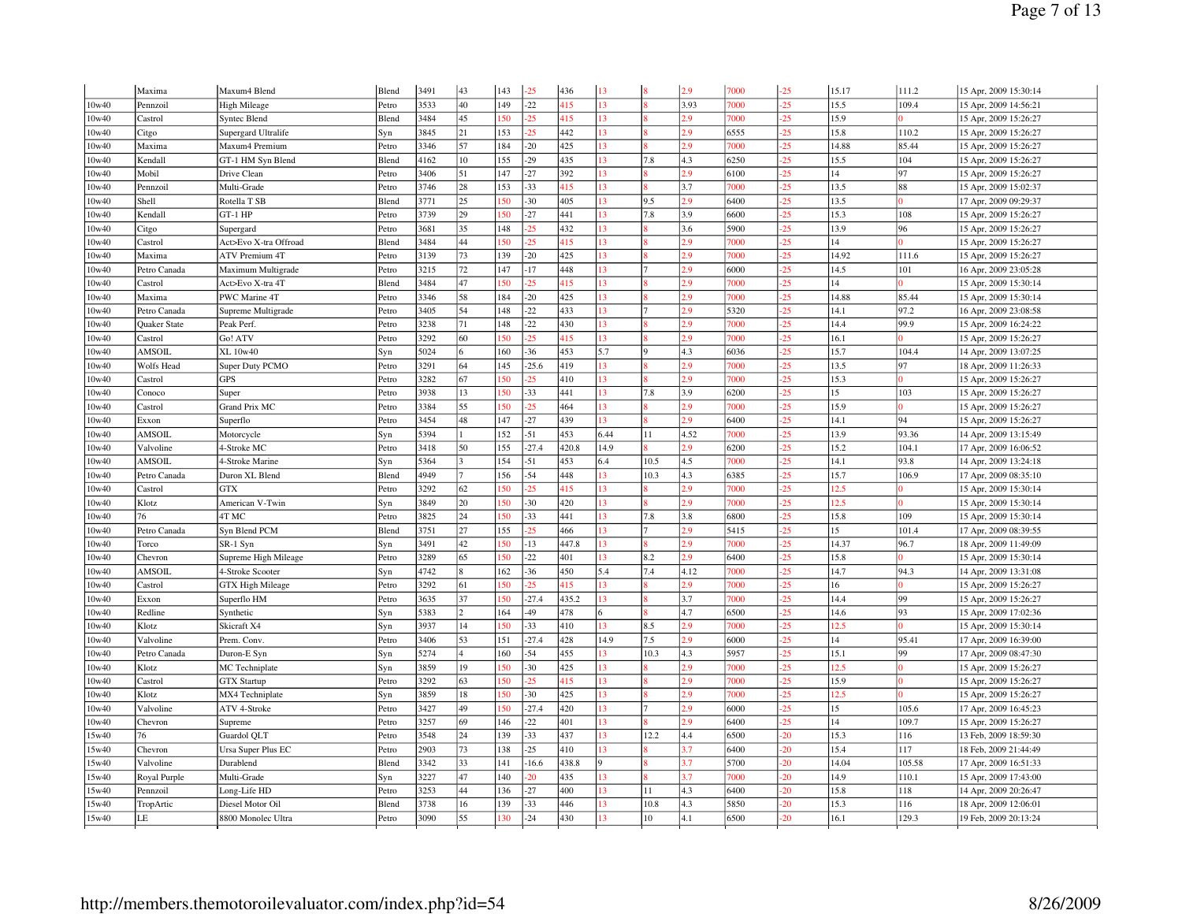| | | | | | | | | | | | | | | | | |
|---|---|---|---|---|---|---|---|---|---|---|---|---|---|---|---|---|
| | Maxima | Maxum4 Blend | Blend | 3491 | 43 | 143 | -25 | 436 | 13 | 8 | 2.9 | 7000 | -25 | 15.17 | 111.2 | 15 Apr, 2009 15:30:14 |
| 10w40 | Pennzoil | High Mileage | Petro | 3533 | 40 | 149 | -22 | 415 | 13 | 8 | 3.93 | 7000 | -25 | 15.5 | 109.4 | 15 Apr, 2009 14:56:21 |
| 10w40 | Castrol | Syntec Blend | Blend | 3484 | 45 | 150 | -25 | 415 | 13 | 8 | 2.9 | 7000 | -25 | 15.9 | 0 | 15 Apr, 2009 15:26:27 |
| 10w40 | Citgo | Supergard Ultralife | Syn | 3845 | 21 | 153 | -25 | 442 | 13 | 8 | 2.9 | 6555 | -25 | 15.8 | 110.2 | 15 Apr, 2009 15:26:27 |
| 10w40 | Maxima | Maxum4 Premium | Petro | 3346 | 57 | 184 | -20 | 425 | 13 | 8 | 2.9 | 7000 | -25 | 14.88 | 85.44 | 15 Apr, 2009 15:26:27 |
| 10w40 | Kendall | GT-1 HM Syn Blend | Blend | 4162 | 10 | 155 | -29 | 435 | 13 | 7.8 | 4.3 | 6250 | -25 | 15.5 | 104 | 15 Apr, 2009 15:26:27 |
| 10w40 | Mobil | Drive Clean | Petro | 3406 | 51 | 147 | -27 | 392 | 13 | 8 | 2.9 | 6100 | -25 | 14 | 97 | 15 Apr, 2009 15:26:27 |
| 10w40 | Pennzoil | Multi-Grade | Petro | 3746 | 28 | 153 | -33 | 415 | 13 | 8 | 3.7 | 7000 | -25 | 13.5 | 88 | 15 Apr, 2009 15:02:37 |
| 10w40 | Shell | Rotella T SB | Blend | 3771 | 25 | 150 | -30 | 405 | 13 | 9.5 | 2.9 | 6400 | -25 | 13.5 | 0 | 17 Apr, 2009 09:29:37 |
| 10w40 | Kendall | GT-1 HP | Petro | 3739 | 29 | 150 | -27 | 441 | 13 | 7.8 | 3.9 | 6600 | -25 | 15.3 | 108 | 15 Apr, 2009 15:26:27 |
| 10w40 | Citgo | Supergard | Petro | 3681 | 35 | 148 | -25 | 432 | 13 | 8 | 3.6 | 5900 | -25 | 13.9 | 96 | 15 Apr, 2009 15:26:27 |
| 10w40 | Castrol | Act>Evo X-tra Offroad | Blend | 3484 | 44 | 150 | -25 | 415 | 13 | 8 | 2.9 | 7000 | -25 | 14 | 0 | 15 Apr, 2009 15:26:27 |
| 10w40 | Maxima | ATV Premium 4T | Petro | 3139 | 73 | 139 | -20 | 425 | 13 | 8 | 2.9 | 7000 | -25 | 14.92 | 111.6 | 15 Apr, 2009 15:26:27 |
| 10w40 | Petro Canada | Maximum Multigrade | Petro | 3215 | 72 | 147 | -17 | 448 | 13 | 7 | 2.9 | 6000 | -25 | 14.5 | 101 | 16 Apr, 2009 23:05:28 |
| 10w40 | Castrol | Act>Evo X-tra 4T | Blend | 3484 | 47 | 150 | -25 | 415 | 13 | 8 | 2.9 | 7000 | -25 | 14 | 0 | 15 Apr, 2009 15:30:14 |
| 10w40 | Maxima | PWC Marine 4T | Petro | 3346 | 58 | 184 | -20 | 425 | 13 | 8 | 2.9 | 7000 | -25 | 14.88 | 85.44 | 15 Apr, 2009 15:30:14 |
| 10w40 | Petro Canada | Supreme Multigrade | Petro | 3405 | 54 | 148 | -22 | 433 | 13 | 7 | 2.9 | 5320 | -25 | 14.1 | 97.2 | 16 Apr, 2009 23:08:58 |
| 10w40 | Quaker State | Peak Perf. | Petro | 3238 | 71 | 148 | -22 | 430 | 13 | 8 | 2.9 | 7000 | -25 | 14.4 | 99.9 | 15 Apr, 2009 16:24:22 |
| 10w40 | Castrol | Go! ATV | Petro | 3292 | 60 | 150 | -25 | 415 | 13 | 8 | 2.9 | 7000 | -25 | 16.1 | 0 | 15 Apr, 2009 15:26:27 |
| 10w40 | AMSOIL | XL 10w40 | Syn | 5024 | 6 | 160 | -36 | 453 | 5.7 | 9 | 4.3 | 6036 | -25 | 15.7 | 104.4 | 14 Apr, 2009 13:07:25 |
| 10w40 | Wolfs Head | Super Duty PCMO | Petro | 3291 | 64 | 145 | -25.6 | 419 | 13 | 8 | 2.9 | 7000 | -25 | 13.5 | 97 | 18 Apr, 2009 11:26:33 |
| 10w40 | Castrol | GPS | Petro | 3282 | 67 | 150 | -25 | 410 | 13 | 8 | 2.9 | 7000 | -25 | 15.3 | 0 | 15 Apr, 2009 15:26:27 |
| 10w40 | Conoco | Super | Petro | 3938 | 13 | 150 | -33 | 441 | 13 | 7.8 | 3.9 | 6200 | -25 | 15 | 103 | 15 Apr, 2009 15:26:27 |
| 10w40 | Castrol | Grand Prix MC | Petro | 3384 | 55 | 150 | -25 | 464 | 13 | 8 | 2.9 | 7000 | -25 | 15.9 | 0 | 15 Apr, 2009 15:26:27 |
| 10w40 | Exxon | Superflo | Petro | 3454 | 48 | 147 | -27 | 439 | 13 | 8 | 2.9 | 6400 | -25 | 14.1 | 94 | 15 Apr, 2009 15:26:27 |
| 10w40 | AMSOIL | Motorcycle | Syn | 5394 | 1 | 152 | -51 | 453 | 6.44 | 11 | 4.52 | 7000 | -25 | 13.9 | 93.36 | 14 Apr, 2009 13:15:49 |
| 10w40 | Valvoline | 4-Stroke MC | Petro | 3418 | 50 | 155 | -27.4 | 420.8 | 14.9 | 8 | 2.9 | 6200 | -25 | 15.2 | 104.1 | 17 Apr, 2009 16:06:52 |
| 10w40 | AMSOIL | 4-Stroke Marine | Syn | 5364 | 3 | 154 | -51 | 453 | 6.4 | 10.5 | 4.5 | 7000 | -25 | 14.1 | 93.8 | 14 Apr, 2009 13:24:18 |
| 10w40 | Petro Canada | Duron XL Blend | Blend | 4949 | 7 | 156 | -54 | 448 | 13 | 10.3 | 4.3 | 6385 | -25 | 15.7 | 106.9 | 17 Apr, 2009 08:35:10 |
| 10w40 | Castrol | GTX | Petro | 3292 | 62 | 150 | -25 | 415 | 13 | 8 | 2.9 | 7000 | -25 | 12.5 | 0 | 15 Apr, 2009 15:30:14 |
| 10w40 | Klotz | American V-Twin | Syn | 3849 | 20 | 150 | -30 | 420 | 13 | 8 | 2.9 | 7000 | -25 | 12.5 | 0 | 15 Apr, 2009 15:30:14 |
| 10w40 | 76 | 4T MC | Petro | 3825 | 24 | 150 | -33 | 441 | 13 | 7.8 | 3.8 | 6800 | -25 | 15.8 | 109 | 15 Apr, 2009 15:30:14 |
| 10w40 | Petro Canada | Syn Blend PCM | Blend | 3751 | 27 | 155 | -25 | 466 | 13 | 7 | 2.9 | 5415 | -25 | 15 | 101.4 | 17 Apr, 2009 08:39:55 |
| 10w40 | Torco | SR-1 Syn | Syn | 3491 | 42 | 150 | -13 | 447.8 | 13 | 8 | 2.9 | 7000 | -25 | 14.37 | 96.7 | 18 Apr, 2009 11:49:09 |
| 10w40 | Chevron | Supreme High Mileage | Petro | 3289 | 65 | 150 | -22 | 401 | 13 | 8.2 | 2.9 | 6400 | -25 | 15.8 | 0 | 15 Apr, 2009 15:30:14 |
| 10w40 | AMSOIL | 4-Stroke Scooter | Syn | 4742 | 8 | 162 | -36 | 450 | 5.4 | 7.4 | 4.12 | 7000 | -25 | 14.7 | 94.3 | 14 Apr, 2009 13:31:08 |
| 10w40 | Castrol | GTX High Mileage | Petro | 3292 | 61 | 150 | -25 | 415 | 13 | 8 | 2.9 | 7000 | -25 | 16 | 0 | 15 Apr, 2009 15:26:27 |
| 10w40 | Exxon | Superflo HM | Petro | 3635 | 37 | 150 | -27.4 | 435.2 | 13 | 8 | 3.7 | 7000 | -25 | 14.4 | 99 | 15 Apr, 2009 15:26:27 |
| 10w40 | Redline | Synthetic | Syn | 5383 | 2 | 164 | -49 | 478 | 6 | 8 | 4.7 | 6500 | -25 | 14.6 | 93 | 15 Apr, 2009 17:02:36 |
| 10w40 | Klotz | Skicraft X4 | Syn | 3937 | 14 | 150 | -33 | 410 | 13 | 8.5 | 2.9 | 7000 | -25 | 12.5 | 0 | 15 Apr, 2009 15:30:14 |
| 10w40 | Valvoline | Prem. Conv. | Petro | 3406 | 53 | 151 | -27.4 | 428 | 14.9 | 7.5 | 2.9 | 6000 | -25 | 14 | 95.41 | 17 Apr, 2009 16:39:00 |
| 10w40 | Petro Canada | Duron-E Syn | Syn | 5274 | 4 | 160 | -54 | 455 | 13 | 10.3 | 4.3 | 5957 | -25 | 15.1 | 99 | 17 Apr, 2009 08:47:30 |
| 10w40 | Klotz | MC Techniplate | Syn | 3859 | 19 | 150 | -30 | 425 | 13 | 8 | 2.9 | 7000 | -25 | 12.5 | 0 | 15 Apr, 2009 15:26:27 |
| 10w40 | Castrol | GTX Startup | Petro | 3292 | 63 | 150 | -25 | 415 | 13 | 8 | 2.9 | 7000 | -25 | 15.9 | 0 | 15 Apr, 2009 15:26:27 |
| 10w40 | Klotz | MX4 Techniplate | Syn | 3859 | 18 | 150 | -30 | 425 | 13 | 8 | 2.9 | 7000 | -25 | 12.5 | 0 | 15 Apr, 2009 15:26:27 |
| 10w40 | Valvoline | ATV 4-Stroke | Petro | 3427 | 49 | 150 | -27.4 | 420 | 13 | 7 | 2.9 | 6000 | -25 | 15 | 105.6 | 17 Apr, 2009 16:45:23 |
| 10w40 | Chevron | Supreme | Petro | 3257 | 69 | 146 | -22 | 401 | 13 | 8 | 2.9 | 6400 | -25 | 14 | 109.7 | 15 Apr, 2009 15:26:27 |
| 15w40 | 76 | Guardol QLT | Petro | 3548 | 24 | 139 | -33 | 437 | 13 | 12.2 | 4.4 | 6500 | -20 | 15.3 | 116 | 13 Feb, 2009 18:59:30 |
| 15w40 | Chevron | Ursa Super Plus EC | Petro | 2903 | 73 | 138 | -25 | 410 | 13 | 8 | 3.7 | 6400 | -20 | 15.4 | 117 | 18 Feb, 2009 21:44:49 |
| 15w40 | Valvoline | Durablend | Blend | 3342 | 33 | 141 | -16.6 | 438.8 | 9 | 8 | 3.7 | 5700 | -20 | 14.04 | 105.58 | 17 Apr, 2009 16:51:33 |
| 15w40 | Royal Purple | Multi-Grade | Syn | 3227 | 47 | 140 | -20 | 435 | 13 | 8 | 3.7 | 7000 | -20 | 14.9 | 110.1 | 15 Apr, 2009 17:43:00 |
| 15w40 | Pennzoil | Long-Life HD | Petro | 3253 | 44 | 136 | -27 | 400 | 13 | 11 | 4.3 | 6400 | -20 | 15.8 | 118 | 14 Apr, 2009 20:26:47 |
| 15w40 | TropArtic | Diesel Motor Oil | Blend | 3738 | 16 | 139 | -33 | 446 | 13 | 10.8 | 4.3 | 5850 | -20 | 15.3 | 116 | 18 Apr, 2009 12:06:01 |
| 15w40 | LE | 8800 Monolec Ultra | Petro | 3090 | 55 | 130 | -24 | 430 | 13 | 10 | 4.1 | 6500 | -20 | 16.1 | 129.3 | 19 Feb, 2009 20:13:24 |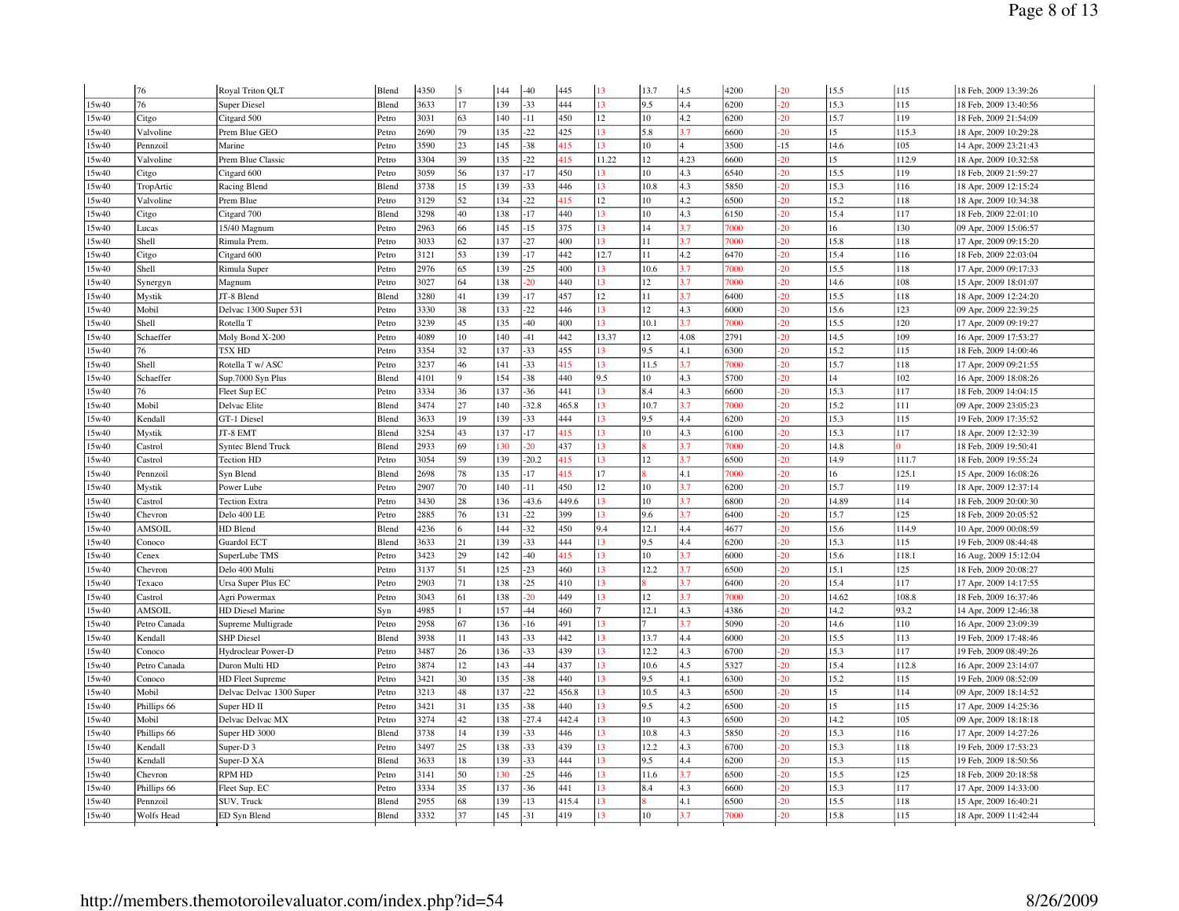|  | 76 | Royal Triton QLT | Blend | 4350 | 5 | 144 | -40 | 445 | 13 | 13.7 | 4.5 | 4200 | -20 | 15.5 | 115 | 18 Feb, 2009 13:39:26 |
|---|---|---|---|---|---|---|---|---|---|---|---|---|---|---|---|---|
| 15w40 | 76 | Super Diesel | Blend | 3633 | 17 | 139 | -33 | 444 | 13 | 9.5 | 4.4 | 6200 | -20 | 15.3 | 115 | 18 Feb, 2009 13:40:56 |
| 15w40 | Citgo | Citgard 500 | Petro | 3031 | 63 | 140 | -11 | 450 | 12 | 10 | 4.2 | 6200 | -20 | 15.7 | 119 | 18 Feb, 2009 21:54:09 |
| 15w40 | Valvoline | Prem Blue GEO | Petro | 2690 | 79 | 135 | -22 | 425 | 13 | 5.8 | 3.7 | 6600 | -20 | 15 | 115.3 | 18 Apr, 2009 10:29:28 |
| 15w40 | Pennzoil | Marine | Petro | 3590 | 23 | 145 | -38 | 415 | 13 | 10 | 4 | 3500 | -15 | 14.6 | 105 | 14 Apr, 2009 23:21:43 |
| 15w40 | Valvoline | Prem Blue Classic | Petro | 3304 | 39 | 135 | -22 | 415 | 11.22 | 12 | 4.23 | 6600 | -20 | 15 | 112.9 | 18 Apr, 2009 10:32:58 |
| 15w40 | Citgo | Citgard 600 | Petro | 3059 | 56 | 137 | -17 | 450 | 13 | 10 | 4.3 | 6540 | -20 | 15.5 | 119 | 18 Feb, 2009 21:59:27 |
| 15w40 | TropArtic | Racing Blend | Blend | 3738 | 15 | 139 | -33 | 446 | 13 | 10.8 | 4.3 | 5850 | -20 | 15.3 | 116 | 18 Apr, 2009 12:15:24 |
| 15w40 | Valvoline | Prem Blue | Petro | 3129 | 52 | 134 | -22 | 415 | 12 | 10 | 4.2 | 6500 | -20 | 15.2 | 118 | 18 Apr, 2009 10:34:38 |
| 15w40 | Citgo | Citgard 700 | Blend | 3298 | 40 | 138 | -17 | 440 | 13 | 10 | 4.3 | 6150 | -20 | 15.4 | 117 | 18 Feb, 2009 22:01:10 |
| 15w40 | Lucas | 15/40 Magnum | Petro | 2963 | 66 | 145 | -15 | 375 | 13 | 14 | 3.7 | 7000 | -20 | 16 | 130 | 09 Apr, 2009 15:06:57 |
| 15w40 | Shell | Rimula Prem. | Petro | 3033 | 62 | 137 | -27 | 400 | 13 | 11 | 3.7 | 7000 | -20 | 15.8 | 118 | 17 Apr, 2009 09:15:20 |
| 15w40 | Citgo | Citgard 600 | Petro | 3121 | 53 | 139 | -17 | 442 | 12.7 | 11 | 4.2 | 6470 | -20 | 15.4 | 116 | 18 Feb, 2009 22:03:04 |
| 15w40 | Shell | Rimula Super | Petro | 2976 | 65 | 139 | -25 | 400 | 13 | 10.6 | 3.7 | 7000 | -20 | 15.5 | 118 | 17 Apr, 2009 09:17:33 |
| 15w40 | Synergyn | Magnum | Petro | 3027 | 64 | 138 | -20 | 440 | 13 | 12 | 3.7 | 7000 | -20 | 14.6 | 108 | 15 Apr, 2009 18:01:07 |
| 15w40 | Mystik | JT-8 Blend | Blend | 3280 | 41 | 139 | -17 | 457 | 12 | 11 | 3.7 | 6400 | -20 | 15.5 | 118 | 18 Apr, 2009 12:24:20 |
| 15w40 | Mobil | Delvac 1300 Super 531 | Petro | 3330 | 38 | 133 | -22 | 446 | 13 | 12 | 4.3 | 6000 | -20 | 15.6 | 123 | 09 Apr, 2009 22:39:25 |
| 15w40 | Shell | Rotella T | Petro | 3239 | 45 | 135 | -40 | 400 | 13 | 10.1 | 3.7 | 7000 | -20 | 15.5 | 120 | 17 Apr, 2009 09:19:27 |
| 15w40 | Schaeffer | Moly Bond X-200 | Petro | 4089 | 10 | 140 | -41 | 442 | 13.37 | 12 | 4.08 | 2791 | -20 | 14.5 | 109 | 16 Apr, 2009 17:53:27 |
| 15w40 | 76 | T5X HD | Petro | 3354 | 32 | 137 | -33 | 455 | 13 | 9.5 | 4.1 | 6300 | -20 | 15.2 | 115 | 18 Feb, 2009 14:00:46 |
| 15w40 | Shell | Rotella T w/ ASC | Petro | 3237 | 46 | 141 | -33 | 415 | 13 | 11.5 | 3.7 | 7000 | -20 | 15.7 | 118 | 17 Apr, 2009 09:21:55 |
| 15w40 | Schaeffer | Sup.7000 Syn Plus | Blend | 4101 | 9 | 154 | -38 | 440 | 9.5 | 10 | 4.3 | 5700 | -20 | 14 | 102 | 16 Apr, 2009 18:08:26 |
| 15w40 | 76 | Fleet Sup EC | Petro | 3334 | 36 | 137 | -36 | 441 | 13 | 8.4 | 4.3 | 6600 | -20 | 15.3 | 117 | 18 Feb, 2009 14:04:15 |
| 15w40 | Mobil | Delvac Elite | Blend | 3474 | 27 | 140 | -32.8 | 465.8 | 13 | 10.7 | 3.7 | 7000 | -20 | 15.2 | 111 | 09 Apr, 2009 23:05:23 |
| 15w40 | Kendall | GT-1 Diesel | Blend | 3633 | 19 | 139 | -33 | 444 | 13 | 9.5 | 4.4 | 6200 | -20 | 15.3 | 115 | 19 Feb, 2009 17:35:52 |
| 15w40 | Mystik | JT-8 EMT | Blend | 3254 | 43 | 137 | -17 | 415 | 13 | 10 | 4.3 | 6100 | -20 | 15.3 | 117 | 18 Apr, 2009 12:32:39 |
| 15w40 | Castrol | Syntec Blend Truck | Blend | 2933 | 69 | 130 | -20 | 437 | 13 | 8 | 3.7 | 7000 | -20 | 14.8 | 0 | 18 Feb, 2009 19:50:41 |
| 15w40 | Castrol | Tection HD | Petro | 3054 | 59 | 139 | -20.2 | 415 | 13 | 12 | 3.7 | 6500 | -20 | 14.9 | 111.7 | 18 Feb, 2009 19:55:24 |
| 15w40 | Pennzoil | Syn Blend | Blend | 2698 | 78 | 135 | -17 | 415 | 17 | 8 | 4.1 | 7000 | -20 | 16 | 125.1 | 15 Apr, 2009 16:08:26 |
| 15w40 | Mystik | Power Lube | Petro | 2907 | 70 | 140 | -11 | 450 | 12 | 10 | 3.7 | 6200 | -20 | 15.7 | 119 | 18 Apr, 2009 12:37:14 |
| 15w40 | Castrol | Tection Extra | Petro | 3430 | 28 | 136 | -43.6 | 449.6 | 13 | 10 | 3.7 | 6800 | -20 | 14.89 | 114 | 18 Feb, 2009 20:00:30 |
| 15w40 | Chevron | Delo 400 LE | Petro | 2885 | 76 | 131 | -22 | 399 | 13 | 9.6 | 3.7 | 6400 | -20 | 15.7 | 125 | 18 Feb, 2009 20:05:52 |
| 15w40 | AMSOIL | HD Blend | Blend | 4236 | 6 | 144 | -32 | 450 | 9.4 | 12.1 | 4.4 | 4677 | -20 | 15.6 | 114.9 | 10 Apr, 2009 00:08:59 |
| 15w40 | Conoco | Guardol ECT | Blend | 3633 | 21 | 139 | -33 | 444 | 13 | 9.5 | 4.4 | 6200 | -20 | 15.3 | 115 | 19 Feb, 2009 08:44:48 |
| 15w40 | Cenex | SuperLube TMS | Petro | 3423 | 29 | 142 | -40 | 415 | 13 | 10 | 3.7 | 6000 | -20 | 15.6 | 118.1 | 16 Aug, 2009 15:12:04 |
| 15w40 | Chevron | Delo 400 Multi | Petro | 3137 | 51 | 125 | -23 | 460 | 13 | 12.2 | 3.7 | 6500 | -20 | 15.1 | 125 | 18 Feb, 2009 20:08:27 |
| 15w40 | Texaco | Ursa Super Plus EC | Petro | 2903 | 71 | 138 | -25 | 410 | 13 | 8 | 3.7 | 6400 | -20 | 15.4 | 117 | 17 Apr, 2009 14:17:55 |
| 15w40 | Castrol | Agri Powermax | Petro | 3043 | 61 | 138 | -20 | 449 | 13 | 12 | 3.7 | 7000 | -20 | 14.62 | 108.8 | 18 Feb, 2009 16:37:46 |
| 15w40 | AMSOIL | HD Diesel Marine | Syn | 4985 | 1 | 157 | -44 | 460 | 7 | 12.1 | 4.3 | 4386 | -20 | 14.2 | 93.2 | 14 Apr, 2009 12:46:38 |
| 15w40 | Petro Canada | Supreme Multigrade | Petro | 2958 | 67 | 136 | -16 | 491 | 13 | 7 | 3.7 | 5090 | -20 | 14.6 | 110 | 16 Apr, 2009 23:09:39 |
| 15w40 | Kendall | SHP Diesel | Blend | 3938 | 11 | 143 | -33 | 442 | 13 | 13.7 | 4.4 | 6000 | -20 | 15.5 | 113 | 19 Feb, 2009 17:48:46 |
| 15w40 | Conoco | Hydroclear Power-D | Petro | 3487 | 26 | 136 | -33 | 439 | 13 | 12.2 | 4.3 | 6700 | -20 | 15.3 | 117 | 19 Feb, 2009 08:49:26 |
| 15w40 | Petro Canada | Duron Multi HD | Petro | 3874 | 12 | 143 | -44 | 437 | 13 | 10.6 | 4.5 | 5327 | -20 | 15.4 | 112.8 | 16 Apr, 2009 23:14:07 |
| 15w40 | Conoco | HD Fleet Supreme | Petro | 3421 | 30 | 135 | -38 | 440 | 13 | 9.5 | 4.1 | 6300 | -20 | 15.2 | 115 | 19 Feb, 2009 08:52:09 |
| 15w40 | Mobil | Delvac Delvac 1300 Super | Petro | 3213 | 48 | 137 | -22 | 456.8 | 13 | 10.5 | 4.3 | 6500 | -20 | 15 | 114 | 09 Apr, 2009 18:14:52 |
| 15w40 | Phillips 66 | Super HD II | Petro | 3421 | 31 | 135 | -38 | 440 | 13 | 9.5 | 4.2 | 6500 | -20 | 15 | 115 | 17 Apr, 2009 14:25:36 |
| 15w40 | Mobil | Delvac Delvac MX | Petro | 3274 | 42 | 138 | -27.4 | 442.4 | 13 | 10 | 4.3 | 6500 | -20 | 14.2 | 105 | 09 Apr, 2009 18:18:18 |
| 15w40 | Phillips 66 | Super HD 3000 | Blend | 3738 | 14 | 139 | -33 | 446 | 13 | 10.8 | 4.3 | 5850 | -20 | 15.3 | 116 | 17 Apr, 2009 14:27:26 |
| 15w40 | Kendall | Super-D 3 | Petro | 3497 | 25 | 138 | -33 | 439 | 13 | 12.2 | 4.3 | 6700 | -20 | 15.3 | 118 | 19 Feb, 2009 17:53:23 |
| 15w40 | Kendall | Super-D XA | Blend | 3633 | 18 | 139 | -33 | 444 | 13 | 9.5 | 4.4 | 6200 | -20 | 15.3 | 115 | 19 Feb, 2009 18:50:56 |
| 15w40 | Chevron | RPM HD | Petro | 3141 | 50 | 130 | -25 | 446 | 13 | 11.6 | 3.7 | 6500 | -20 | 15.5 | 125 | 18 Feb, 2009 20:18:58 |
| 15w40 | Phillips 66 | Fleet Sup. EC | Petro | 3334 | 35 | 137 | -36 | 441 | 13 | 8.4 | 4.3 | 6600 | -20 | 15.3 | 117 | 17 Apr, 2009 14:33:00 |
| 15w40 | Pennzoil | SUV, Truck | Blend | 2955 | 68 | 139 | -13 | 415.4 | 13 | 8 | 4.1 | 6500 | -20 | 15.5 | 118 | 15 Apr, 2009 16:40:21 |
| 15w40 | Wolfs Head | ED Syn Blend | Blend | 3332 | 37 | 145 | -31 | 419 | 13 | 10 | 3.7 | 7000 | -20 | 15.8 | 115 | 18 Apr, 2009 11:42:44 |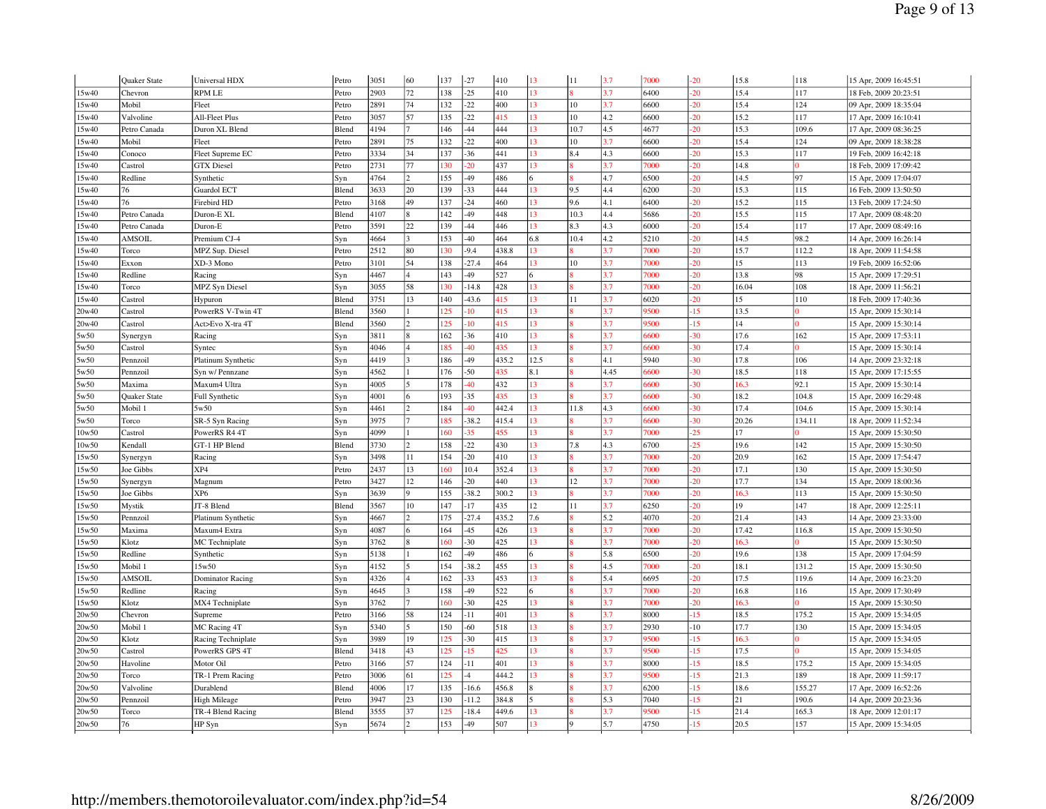| | | | | | | | | | | | | | | | | | |
|---|---|---|---|---|---|---|---|---|---|---|---|---|---|---|---|---|---|
| | Quaker State | Universal HDX | Petro | 3051 | 60 | 137 | -27 | 410 | 13 | 11 | 3.7 | 7000 | -20 | 15.8 | 118 | 15 Apr, 2009 16:45:51 |
| 15w40 | Chevron | RPM LE | Petro | 2903 | 72 | 138 | -25 | 410 | 13 | 8 | 3.7 | 6400 | -20 | 15.4 | 117 | 18 Feb, 2009 20:23:51 |
| 15w40 | Mobil | Fleet | Petro | 2891 | 74 | 132 | -22 | 400 | 13 | 10 | 3.7 | 6600 | -20 | 15.4 | 124 | 09 Apr, 2009 18:35:04 |
| 15w40 | Valvoline | All-Fleet Plus | Petro | 3057 | 57 | 135 | -22 | 415 | 13 | 10 | 4.2 | 6600 | -20 | 15.2 | 117 | 17 Apr, 2009 16:10:41 |
| 15w40 | Petro Canada | Duron XL Blend | Blend | 4194 | 7 | 146 | -44 | 444 | 13 | 10.7 | 4.5 | 4677 | -20 | 15.3 | 109.6 | 17 Apr, 2009 08:36:25 |
| 15w40 | Mobil | Fleet | Petro | 2891 | 75 | 132 | -22 | 400 | 13 | 10 | 3.7 | 6600 | -20 | 15.4 | 124 | 09 Apr, 2009 18:38:28 |
| 15w40 | Conoco | Fleet Supreme EC | Petro | 3334 | 34 | 137 | -36 | 441 | 13 | 8.4 | 4.3 | 6600 | -20 | 15.3 | 117 | 19 Feb, 2009 16:42:18 |
| 15w40 | Castrol | GTX Diesel | Petro | 2731 | 77 | 130 | -20 | 437 | 13 | 8 | 3.7 | 7000 | -20 | 14.8 | 0 | 18 Feb, 2009 17:09:42 |
| 15w40 | Redline | Synthetic | Syn | 4764 | 2 | 155 | -49 | 486 | 6 | 8 | 4.7 | 6500 | -20 | 14.5 | 97 | 15 Apr, 2009 17:04:07 |
| 15w40 | 76 | Guardol ECT | Blend | 3633 | 20 | 139 | -33 | 444 | 13 | 9.5 | 4.4 | 6200 | -20 | 15.3 | 115 | 16 Feb, 2009 13:50:50 |
| 15w40 | 76 | Firebird HD | Petro | 3168 | 49 | 137 | -24 | 460 | 13 | 9.6 | 4.1 | 6400 | -20 | 15.2 | 115 | 13 Feb, 2009 17:24:50 |
| 15w40 | Petro Canada | Duron-E XL | Blend | 4107 | 8 | 142 | -49 | 448 | 13 | 10.3 | 4.4 | 5686 | -20 | 15.5 | 115 | 17 Apr, 2009 08:48:20 |
| 15w40 | Petro Canada | Duron-E | Petro | 3591 | 22 | 139 | -44 | 446 | 13 | 8.3 | 4.3 | 6000 | -20 | 15.4 | 117 | 17 Apr, 2009 08:49:16 |
| 15w40 | AMSOIL | Premium CJ-4 | Syn | 4664 | 3 | 153 | -40 | 464 | 6.8 | 10.4 | 4.2 | 5210 | -20 | 14.5 | 98.2 | 14 Apr, 2009 16:26:14 |
| 15w40 | Torco | MPZ Sup. Diesel | Petro | 2512 | 80 | 130 | -9.4 | 438.8 | 13 | 8 | 3.7 | 7000 | -20 | 15.7 | 112.2 | 18 Apr, 2009 11:54:58 |
| 15w40 | Exxon | XD-3 Mono | Petro | 3101 | 54 | 138 | -27.4 | 464 | 13 | 10 | 3.7 | 7000 | -20 | 15 | 113 | 19 Feb, 2009 16:52:06 |
| 15w40 | Redline | Racing | Syn | 4467 | 4 | 143 | -49 | 527 | 6 | 8 | 3.7 | 7000 | -20 | 13.8 | 98 | 15 Apr, 2009 17:29:51 |
| 15w40 | Torco | MPZ Syn Diesel | Syn | 3055 | 58 | 130 | -14.8 | 428 | 13 | 8 | 3.7 | 7000 | -20 | 16.04 | 108 | 18 Apr, 2009 11:56:21 |
| 15w40 | Castrol | Hypuron | Blend | 3751 | 13 | 140 | -43.6 | 415 | 13 | 11 | 3.7 | 6020 | -20 | 15 | 110 | 18 Feb, 2009 17:40:36 |
| 20w40 | Castrol | PowerRS V-Twin 4T | Blend | 3560 | 1 | 125 | -10 | 415 | 13 | 8 | 3.7 | 9500 | -15 | 13.5 | 0 | 15 Apr, 2009 15:30:14 |
| 20w40 | Castrol | Act>Evo X-tra 4T | Blend | 3560 | 2 | 125 | -10 | 415 | 13 | 8 | 3.7 | 9500 | -15 | 14 | 0 | 15 Apr, 2009 15:30:14 |
| 5w50 | Synergyn | Racing | Syn | 3811 | 8 | 162 | -36 | 410 | 13 | 8 | 3.7 | 6600 | -30 | 17.6 | 162 | 15 Apr, 2009 17:53:11 |
| 5w50 | Castrol | Syntec | Syn | 4046 | 4 | 185 | -40 | 435 | 13 | 8 | 3.7 | 6600 | -30 | 17.4 | 0 | 15 Apr, 2009 15:30:14 |
| 5w50 | Pennzoil | Platinum Synthetic | Syn | 4419 | 3 | 186 | -49 | 435.2 | 12.5 | 8 | 4.1 | 5940 | -30 | 17.8 | 106 | 14 Apr, 2009 23:32:18 |
| 5w50 | Pennzoil | Syn w/ Pennzane | Syn | 4562 | 1 | 176 | -50 | 435 | 8.1 | 8 | 4.45 | 6600 | -30 | 18.5 | 118 | 15 Apr, 2009 17:15:55 |
| 5w50 | Maxima | Maxum4 Ultra | Syn | 4005 | 5 | 178 | -40 | 432 | 13 | 8 | 3.7 | 6600 | -30 | 16.3 | 92.1 | 15 Apr, 2009 15:30:14 |
| 5w50 | Quaker State | Full Synthetic | Syn | 4001 | 6 | 193 | -35 | 435 | 13 | 8 | 3.7 | 6600 | -30 | 18.2 | 104.8 | 15 Apr, 2009 16:29:48 |
| 5w50 | Mobil 1 | 5w50 | Syn | 4461 | 2 | 184 | -40 | 442.4 | 13 | 11.8 | 4.3 | 6600 | -30 | 17.4 | 104.6 | 15 Apr, 2009 15:30:14 |
| 5w50 | Torco | SR-5 Syn Racing | Syn | 3975 | 7 | 185 | -38.2 | 415.4 | 13 | 8 | 3.7 | 6600 | -30 | 20.26 | 134.11 | 18 Apr, 2009 11:52:34 |
| 10w50 | Castrol | PowerRS R4 4T | Syn | 4099 | 1 | 160 | -35 | 455 | 13 | 8 | 3.7 | 7000 | -25 | 17 | 0 | 15 Apr, 2009 15:30:50 |
| 10w50 | Kendall | GT-1 HP Blend | Blend | 3730 | 2 | 158 | -22 | 430 | 13 | 7.8 | 4.3 | 6700 | -25 | 19.6 | 142 | 15 Apr, 2009 15:30:50 |
| 15w50 | Synergyn | Racing | Syn | 3498 | 11 | 154 | -20 | 410 | 13 | 8 | 3.7 | 7000 | -20 | 20.9 | 162 | 15 Apr, 2009 17:54:47 |
| 15w50 | Joe Gibbs | XP4 | Petro | 2437 | 13 | 160 | 10.4 | 352.4 | 13 | 8 | 3.7 | 7000 | -20 | 17.1 | 130 | 15 Apr, 2009 15:30:50 |
| 15w50 | Synergyn | Magnum | Petro | 3427 | 12 | 146 | -20 | 440 | 13 | 12 | 3.7 | 7000 | -20 | 17.7 | 134 | 15 Apr, 2009 18:00:36 |
| 15w50 | Joe Gibbs | XP6 | Syn | 3639 | 9 | 155 | -38.2 | 300.2 | 13 | 8 | 3.7 | 7000 | -20 | 16.3 | 113 | 15 Apr, 2009 15:30:50 |
| 15w50 | Mystik | JT-8 Blend | Blend | 3567 | 10 | 147 | -17 | 435 | 12 | 11 | 3.7 | 6250 | -20 | 19 | 147 | 18 Apr, 2009 12:25:11 |
| 15w50 | Pennzoil | Platinum Synthetic | Syn | 4667 | 2 | 175 | -27.4 | 435.2 | 7.6 | 8 | 5.2 | 4070 | -20 | 21.4 | 143 | 14 Apr, 2009 23:33:00 |
| 15w50 | Maxima | Maxum4 Extra | Syn | 4087 | 6 | 164 | -45 | 426 | 13 | 8 | 3.7 | 7000 | -20 | 17.42 | 116.8 | 15 Apr, 2009 15:30:50 |
| 15w50 | Klotz | MC Techniplate | Syn | 3762 | 8 | 160 | -30 | 425 | 13 | 8 | 3.7 | 7000 | -20 | 16.3 | 0 | 15 Apr, 2009 15:30:50 |
| 15w50 | Redline | Synthetic | Syn | 5138 | 1 | 162 | -49 | 486 | 6 | 8 | 5.8 | 6500 | -20 | 19.6 | 138 | 15 Apr, 2009 17:04:59 |
| 15w50 | Mobil 1 | 15w50 | Syn | 4152 | 5 | 154 | -38.2 | 455 | 13 | 8 | 4.5 | 7000 | -20 | 18.1 | 131.2 | 15 Apr, 2009 15:30:50 |
| 15w50 | AMSOIL | Dominator Racing | Syn | 4326 | 4 | 162 | -33 | 453 | 13 | 8 | 5.4 | 6695 | -20 | 17.5 | 119.6 | 14 Apr, 2009 16:23:20 |
| 15w50 | Redline | Racing | Syn | 4645 | 3 | 158 | -49 | 522 | 6 | 8 | 3.7 | 7000 | -20 | 16.8 | 116 | 15 Apr, 2009 17:30:49 |
| 15w50 | Klotz | MX4 Techniplate | Syn | 3762 | 7 | 160 | -30 | 425 | 13 | 8 | 3.7 | 7000 | -20 | 16.3 | 0 | 15 Apr, 2009 15:30:50 |
| 20w50 | Chevron | Supreme | Petro | 3166 | 58 | 124 | -11 | 401 | 13 | 8 | 3.7 | 8000 | -15 | 18.5 | 175.2 | 15 Apr, 2009 15:34:05 |
| 20w50 | Mobil 1 | MC Racing 4T | Syn | 5340 | 5 | 150 | -60 | 518 | 13 | 8 | 3.7 | 2930 | -10 | 17.7 | 130 | 15 Apr, 2009 15:34:05 |
| 20w50 | Klotz | Racing Techniplate | Syn | 3989 | 19 | 125 | -30 | 415 | 13 | 8 | 3.7 | 9500 | -15 | 16.3 | 0 | 15 Apr, 2009 15:34:05 |
| 20w50 | Castrol | PowerRS GPS 4T | Blend | 3418 | 43 | 125 | -15 | 425 | 13 | 8 | 3.7 | 9500 | -15 | 17.5 | 0 | 15 Apr, 2009 15:34:05 |
| 20w50 | Havoline | Motor Oil | Petro | 3166 | 57 | 124 | -11 | 401 | 13 | 8 | 3.7 | 8000 | -15 | 18.5 | 175.2 | 15 Apr, 2009 15:34:05 |
| 20w50 | Torco | TR-1 Prem Racing | Petro | 3006 | 61 | 125 | -4 | 444.2 | 13 | 8 | 3.7 | 9500 | -15 | 21.3 | 189 | 18 Apr, 2009 11:59:17 |
| 20w50 | Valvoline | Durablend | Blend | 4006 | 17 | 135 | -16.6 | 456.8 | 8 | 8 | 3.7 | 6200 | -15 | 18.6 | 155.27 | 17 Apr, 2009 16:52:26 |
| 20w50 | Pennzoil | High Mileage | Petro | 3947 | 23 | 130 | -11.2 | 384.8 | 5 | 8 | 5.3 | 7040 | -15 | 21 | 190.6 | 14 Apr, 2009 20:23:36 |
| 20w50 | Torco | TR-4 Blend Racing | Blend | 3555 | 37 | 125 | -18.4 | 449.6 | 13 | 8 | 3.7 | 9500 | -15 | 21.4 | 165.3 | 18 Apr, 2009 12:01:17 |
| 20w50 | 76 | HP Syn | Syn | 5674 | 2 | 153 | -49 | 507 | 13 | 9 | 5.7 | 4750 | -15 | 20.5 | 157 | 15 Apr, 2009 15:34:05 |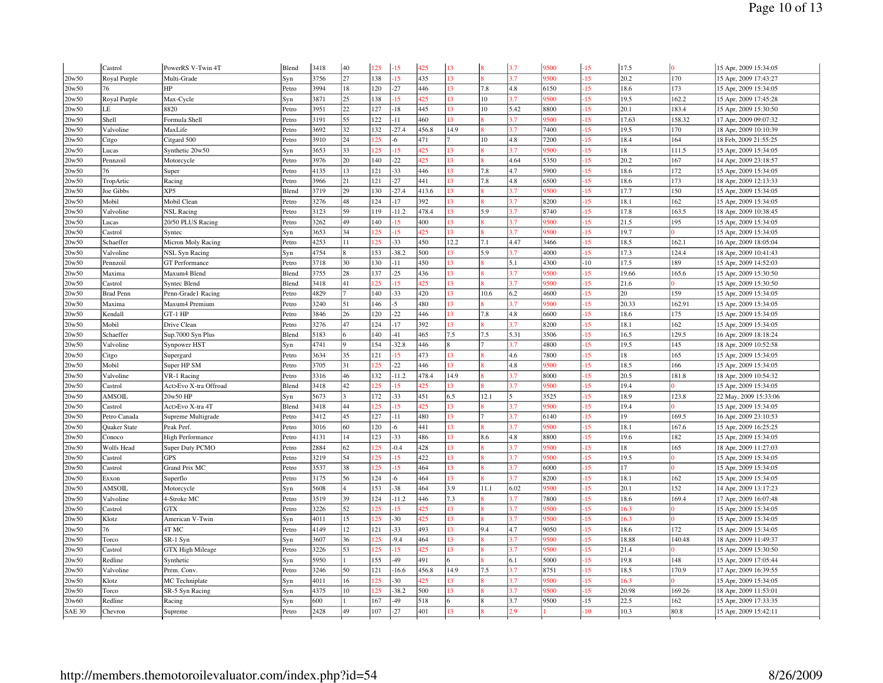| | | | | | | | | | | | | | | | | |
|---|---|---|---|---|---|---|---|---|---|---|---|---|---|---|---|---|
| | Castrol | PowerRS V-Twin 4T | Blend | 3418 | 40 | 125 | -15 | 425 | 13 | 8 | 3.7 | 9500 | -15 | 17.5 | 0 | 15 Apr, 2009 15:34:05 |
| 20w50 | Royal Purple | Multi-Grade | Syn | 3756 | 27 | 138 | -15 | 435 | 13 | 8 | 3.7 | 9500 | -15 | 20.2 | 170 | 15 Apr, 2009 17:43:27 |
| 20w50 | 76 | HP | Petro | 3994 | 18 | 120 | -27 | 446 | 13 | 7.8 | 4.8 | 6150 | -15 | 18.6 | 173 | 15 Apr, 2009 15:34:05 |
| 20w50 | Royal Purple | Max-Cycle | Syn | 3871 | 25 | 138 | -15 | 425 | 13 | 10 | 3.7 | 9500 | -15 | 19.5 | 162.2 | 15 Apr, 2009 17:45:28 |
| 20w50 | LE | 8820 | Petro | 3951 | 22 | 127 | -18 | 445 | 13 | 10 | 5.42 | 8800 | -15 | 20.1 | 183.4 | 15 Apr, 2009 15:30:50 |
| 20w50 | Shell | Formula Shell | Petro | 3191 | 55 | 122 | -11 | 460 | 13 | 8 | 3.7 | 9500 | -15 | 17.63 | 158.32 | 17 Apr, 2009 09:07:32 |
| 20w50 | Valvoline | MaxLife | Petro | 3692 | 32 | 132 | -27.4 | 456.8 | 14.9 | 8 | 3.7 | 7400 | -15 | 19.5 | 170 | 18 Apr, 2009 10:10:39 |
| 20w50 | Citgo | Citgard 500 | Petro | 3910 | 24 | 125 | -6 | 471 | 7 | 10 | 4.8 | 7200 | -15 | 18.4 | 164 | 18 Feb, 2009 21:55:25 |
| 20w50 | Lucas | Synthetic 20w50 | Syn | 3653 | 33 | 125 | -15 | 425 | 13 | 8 | 3.7 | 9500 | -15 | 18 | 111.5 | 15 Apr, 2009 15:34:05 |
| 20w50 | Pennzoil | Motorcycle | Petro | 3976 | 20 | 140 | -22 | 425 | 13 | 8 | 4.64 | 5350 | -15 | 20.2 | 167 | 14 Apr, 2009 23:18:57 |
| 20w50 | 76 | Super | Petro | 4135 | 13 | 121 | -33 | 446 | 13 | 7.8 | 4.7 | 5900 | -15 | 18.6 | 172 | 15 Apr, 2009 15:34:05 |
| 20w50 | TropArtic | Racing | Petro | 3966 | 21 | 121 | -27 | 441 | 13 | 7.8 | 4.8 | 6500 | -15 | 18.6 | 173 | 18 Apr, 2009 12:13:33 |
| 20w50 | Joe Gibbs | XP5 | Blend | 3719 | 29 | 130 | -27.4 | 413.6 | 13 | 8 | 3.7 | 9500 | -15 | 17.7 | 150 | 15 Apr, 2009 15:34:05 |
| 20w50 | Mobil | Mobil Clean | Petro | 3276 | 48 | 124 | -17 | 392 | 13 | 8 | 3.7 | 8200 | -15 | 18.1 | 162 | 15 Apr, 2009 15:34:05 |
| 20w50 | Valvoline | NSL Racing | Petro | 3123 | 59 | 119 | -11.2 | 478.4 | 13 | 5.9 | 3.7 | 8740 | -15 | 17.8 | 163.5 | 18 Apr, 2009 10:38:45 |
| 20w50 | Lucas | 20/50 PLUS Racing | Petro | 3262 | 49 | 140 | -15 | 400 | 13 | 8 | 3.7 | 9500 | -15 | 21.5 | 195 | 15 Apr, 2009 15:34:05 |
| 20w50 | Castrol | Syntec | Syn | 3653 | 34 | 125 | -15 | 425 | 13 | 8 | 3.7 | 9500 | -15 | 19.7 | 0 | 15 Apr, 2009 15:34:05 |
| 20w50 | Schaeffer | Micron Moly Racing | Petro | 4253 | 11 | 125 | -33 | 450 | 12.2 | 7.1 | 4.47 | 3466 | -15 | 18.5 | 162.1 | 16 Apr, 2009 18:05:04 |
| 20w50 | Valvoline | NSL Syn Racing | Syn | 4754 | 8 | 153 | -38.2 | 500 | 13 | 5.9 | 3.7 | 4000 | -15 | 17.3 | 124.4 | 18 Apr, 2009 10:41:43 |
| 20w50 | Pennzoil | GT Performance | Petro | 3718 | 30 | 130 | -11 | 450 | 13 | 8 | 5.1 | 4300 | -10 | 17.5 | 189 | 15 Apr, 2009 14:52:03 |
| 20w50 | Maxima | Maxum4 Blend | Blend | 3755 | 28 | 137 | -25 | 436 | 13 | 8 | 3.7 | 9500 | -15 | 19.66 | 165.6 | 15 Apr, 2009 15:30:50 |
| 20w50 | Castrol | Syntec Blend | Blend | 3418 | 41 | 125 | -15 | 425 | 13 | 8 | 3.7 | 9500 | -15 | 21.6 | 0 | 15 Apr, 2009 15:30:50 |
| 20w50 | Brad Penn | Penn-Grade1 Racing | Petro | 4829 | 7 | 140 | -33 | 420 | 13 | 10.6 | 6.2 | 4600 | -15 | 20 | 159 | 15 Apr, 2009 15:34:05 |
| 20w50 | Maxima | Maxum4 Premium | Petro | 3240 | 51 | 146 | -5 | 480 | 13 | 8 | 3.7 | 9500 | -15 | 20.33 | 162.91 | 15 Apr, 2009 15:34:05 |
| 20w50 | Kendall | GT-1 HP | Petro | 3846 | 26 | 120 | -22 | 446 | 13 | 7.8 | 4.8 | 6600 | -15 | 18.6 | 175 | 15 Apr, 2009 15:34:05 |
| 20w50 | Mobil | Drive Clean | Petro | 3276 | 47 | 124 | -17 | 392 | 13 | 8 | 3.7 | 8200 | -15 | 18.1 | 162 | 15 Apr, 2009 15:34:05 |
| 20w50 | Schaeffer | Sup.7000 Syn Plus | Blend | 5183 | 6 | 140 | -41 | 465 | 7.5 | 7.5 | 5.31 | 3506 | -15 | 16.5 | 129.5 | 16 Apr, 2009 18:18:24 |
| 20w50 | Valvoline | Synpower HST | Syn | 4741 | 9 | 154 | -32.8 | 446 | 8 | 7 | 3.7 | 4800 | -15 | 19.5 | 145 | 18 Apr, 2009 10:52:58 |
| 20w50 | Citgo | Supergard | Petro | 3634 | 35 | 121 | -15 | 473 | 13 | 8 | 4.6 | 7800 | -15 | 18 | 165 | 15 Apr, 2009 15:34:05 |
| 20w50 | Mobil | Super HP SM | Petro | 3705 | 31 | 125 | -22 | 446 | 13 | 8 | 4.8 | 9500 | -15 | 18.5 | 166 | 15 Apr, 2009 15:34:05 |
| 20w50 | Valvoline | VR-1 Racing | Petro | 3316 | 46 | 132 | -11.2 | 478.4 | 14.9 | 8 | 3.7 | 8000 | -15 | 20.5 | 181.8 | 18 Apr, 2009 10:54:32 |
| 20w50 | Castrol | Act>Evo X-tra Offroad | Blend | 3418 | 42 | 125 | -15 | 425 | 13 | 8 | 3.7 | 9500 | -15 | 19.4 | 0 | 15 Apr, 2009 15:34:05 |
| 20w50 | AMSOIL | 20w50 HP | Syn | 5673 | 3 | 172 | -33 | 451 | 6.5 | 12.1 | 5 | 3525 | -15 | 18.9 | 123.8 | 22 May, 2009 15:33:06 |
| 20w50 | Castrol | Act>Evo X-tra 4T | Blend | 3418 | 44 | 125 | -15 | 425 | 13 | 8 | 3.7 | 9500 | -15 | 19.4 | 0 | 15 Apr, 2009 15:34:05 |
| 20w50 | Petro Canada | Supreme Multigrade | Petro | 3412 | 45 | 127 | -11 | 480 | 13 | 7 | 3.7 | 6140 | -15 | 19 | 169.5 | 16 Apr, 2009 23:10:53 |
| 20w50 | Quaker State | Peak Perf. | Petro | 3016 | 60 | 120 | -6 | 441 | 13 | 8 | 3.7 | 9500 | -15 | 18.1 | 167.6 | 15 Apr, 2009 16:25:25 |
| 20w50 | Conoco | High Performance | Petro | 4131 | 14 | 123 | -33 | 486 | 13 | 8.6 | 4.8 | 8800 | -15 | 19.6 | 182 | 15 Apr, 2009 15:34:05 |
| 20w50 | Wolfs Head | Super Duty PCMO | Petro | 2884 | 62 | 125 | -0.4 | 428 | 13 | 8 | 3.7 | 9500 | -15 | 18 | 165 | 18 Apr, 2009 11:27:03 |
| 20w50 | Castrol | GPS | Petro | 3219 | 54 | 125 | -15 | 422 | 13 | 8 | 3.7 | 9500 | -15 | 19.5 | 0 | 15 Apr, 2009 15:34:05 |
| 20w50 | Castrol | Grand Prix MC | Petro | 3537 | 38 | 125 | -15 | 464 | 13 | 8 | 3.7 | 6000 | -15 | 17 | 0 | 15 Apr, 2009 15:34:05 |
| 20w50 | Exxon | Superflo | Petro | 3175 | 56 | 124 | -6 | 464 | 13 | 8 | 3.7 | 8200 | -15 | 18.1 | 162 | 15 Apr, 2009 15:34:05 |
| 20w50 | AMSOIL | Motorcycle | Syn | 5608 | 4 | 153 | -38 | 464 | 3.9 | 11.1 | 6.02 | 9500 | -15 | 20.1 | 152 | 14 Apr, 2009 13:17:23 |
| 20w50 | Valvoline | 4-Stroke MC | Petro | 3519 | 39 | 124 | -11.2 | 446 | 7.3 | 8 | 3.7 | 7800 | -15 | 18.6 | 169.4 | 17 Apr, 2009 16:07:48 |
| 20w50 | Castrol | GTX | Petro | 3226 | 52 | 125 | -15 | 425 | 13 | 8 | 3.7 | 9500 | -15 | 16.3 | 0 | 15 Apr, 2009 15:34:05 |
| 20w50 | Klotz | American V-Twin | Syn | 4011 | 15 | 125 | -30 | 425 | 13 | 8 | 3.7 | 9500 | -15 | 16.3 | 0 | 15 Apr, 2009 15:34:05 |
| 20w50 | 76 | 4T MC | Petro | 4149 | 12 | 121 | -33 | 493 | 13 | 9.4 | 4.7 | 9050 | -15 | 18.6 | 172 | 15 Apr, 2009 15:34:05 |
| 20w50 | Torco | SR-1 Syn | Syn | 3607 | 36 | 125 | -9.4 | 464 | 13 | 8 | 3.7 | 9500 | -15 | 18.88 | 140.48 | 18 Apr, 2009 11:49:37 |
| 20w50 | Castrol | GTX High Mileage | Petro | 3226 | 53 | 125 | -15 | 425 | 13 | 8 | 3.7 | 9500 | -15 | 21.4 | 0 | 15 Apr, 2009 15:30:50 |
| 20w50 | Redline | Synthetic | Syn | 5950 | 1 | 155 | -49 | 491 | 6 | 8 | 6.1 | 5000 | -15 | 19.8 | 148 | 15 Apr, 2009 17:05:44 |
| 20w50 | Valvoline | Prem. Conv. | Petro | 3246 | 50 | 121 | -16.6 | 456.8 | 14.9 | 7.5 | 3.7 | 8751 | -15 | 18.5 | 170.9 | 17 Apr, 2009 16:39:55 |
| 20w50 | Klotz | MC Techniplate | Syn | 4011 | 16 | 125 | -30 | 425 | 13 | 8 | 3.7 | 9500 | -15 | 16.3 | 0 | 15 Apr, 2009 15:34:05 |
| 20w50 | Torco | SR-5 Syn Racing | Syn | 4375 | 10 | 125 | -38.2 | 500 | 13 | 8 | 3.7 | 9500 | -15 | 20.98 | 169.26 | 18 Apr, 2009 11:53:01 |
| 20w60 | Redline | Racing | Syn | 600 | 1 | 167 | -49 | 518 | 6 | 8 | 3.7 | 9500 | -15 | 22.5 | 162 | 15 Apr, 2009 17:33:35 |
| SAE 30 | Chevron | Supreme | Petro | 2428 | 49 | 107 | -27 | 401 | 13 | 8 | 2.9 | 1 | -10 | 10.3 | 80.8 | 15 Apr, 2009 15:42:11 |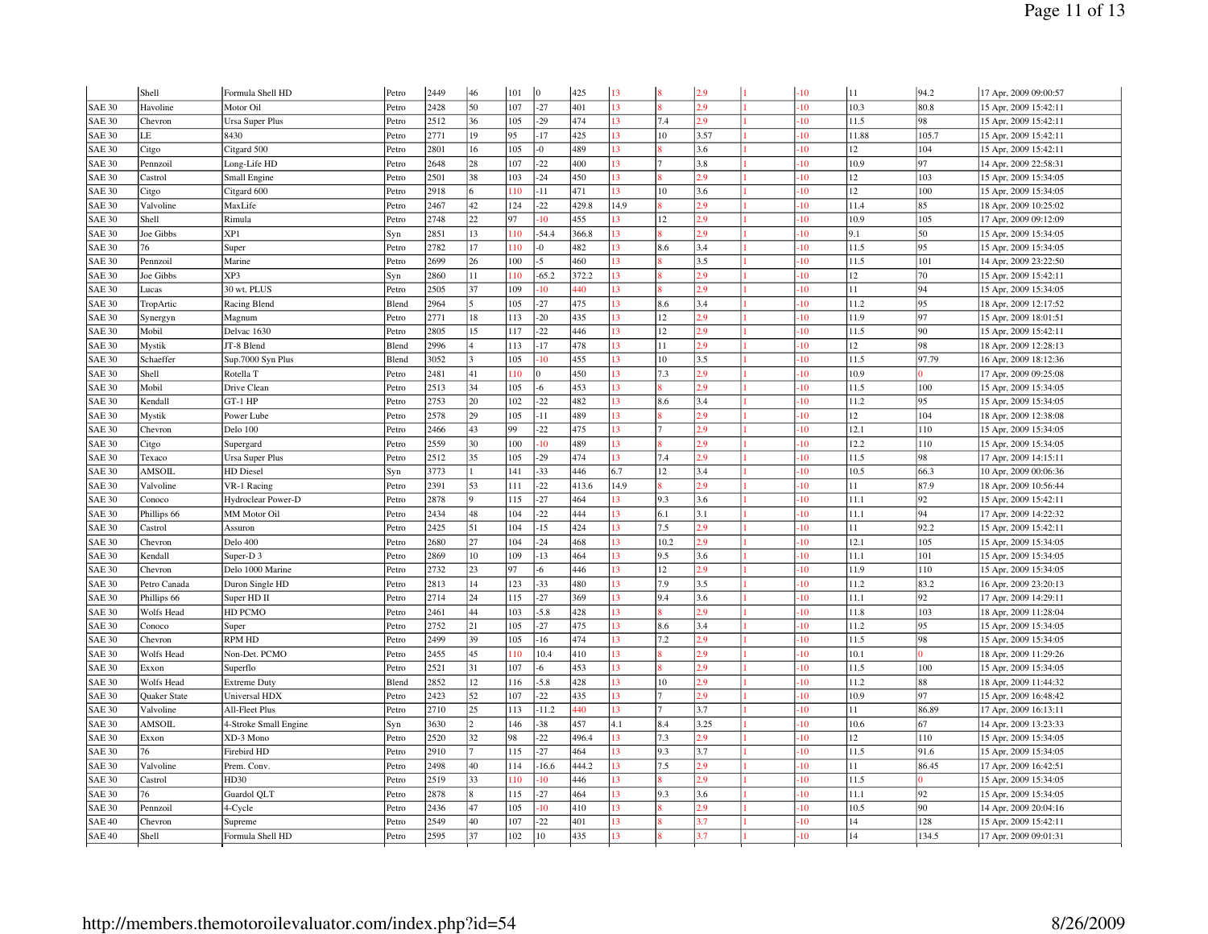|  |  |  |  |  |  |  |  |  |  |  |  |  |  |  |  |
|---|---|---|---|---|---|---|---|---|---|---|---|---|---|---|---|
|  | Shell | Formula Shell HD | Petro | 2449 | 46 | 101 | 0 | 425 | 13 | 8 | 2.9 | 1 | -10 | 11 | 94.2 | 17 Apr, 2009 09:00:57 |
| SAE 30 | Havoline | Motor Oil | Petro | 2428 | 50 | 107 | -27 | 401 | 13 | 8 | 2.9 | 1 | -10 | 10.3 | 80.8 | 15 Apr, 2009 15:42:11 |
| SAE 30 | Chevron | Ursa Super Plus | Petro | 2512 | 36 | 105 | -29 | 474 | 13 | 7.4 | 2.9 | 1 | -10 | 11.5 | 98 | 15 Apr, 2009 15:42:11 |
| SAE 30 | LE | 8430 | Petro | 2771 | 19 | 95 | -17 | 425 | 13 | 10 | 3.57 | 1 | -10 | 11.88 | 105.7 | 15 Apr, 2009 15:42:11 |
| SAE 30 | Citgo | Citgard 500 | Petro | 2801 | 16 | 105 | -0 | 489 | 13 | 8 | 3.6 | 1 | -10 | 12 | 104 | 15 Apr, 2009 15:42:11 |
| SAE 30 | Pennzoil | Long-Life HD | Petro | 2648 | 28 | 107 | -22 | 400 | 13 | 7 | 3.8 | 1 | -10 | 10.9 | 97 | 14 Apr, 2009 22:58:31 |
| SAE 30 | Castrol | Small Engine | Petro | 2501 | 38 | 103 | -24 | 450 | 13 | 8 | 2.9 | 1 | -10 | 12 | 103 | 15 Apr, 2009 15:34:05 |
| SAE 30 | Citgo | Citgard 600 | Petro | 2918 | 6 | 110 | -11 | 471 | 13 | 10 | 3.6 | 1 | -10 | 12 | 100 | 15 Apr, 2009 15:34:05 |
| SAE 30 | Valvoline | MaxLife | Petro | 2467 | 42 | 124 | -22 | 429.8 | 14.9 | 8 | 2.9 | 1 | -10 | 11.4 | 85 | 18 Apr, 2009 10:25:02 |
| SAE 30 | Shell | Rimula | Petro | 2748 | 22 | 97 | -10 | 455 | 13 | 12 | 2.9 | 1 | -10 | 10.9 | 105 | 17 Apr, 2009 09:12:09 |
| SAE 30 | Joe Gibbs | XP1 | Syn | 2851 | 13 | 110 | -54.4 | 366.8 | 13 | 8 | 2.9 | 1 | -10 | 9.1 | 50 | 15 Apr, 2009 15:34:05 |
| SAE 30 | 76 | Super | Petro | 2782 | 17 | 110 | -0 | 482 | 13 | 8.6 | 3.4 | 1 | -10 | 11.5 | 95 | 15 Apr, 2009 15:34:05 |
| SAE 30 | Pennzoil | Marine | Petro | 2699 | 26 | 100 | -5 | 460 | 13 | 8 | 3.5 | 1 | -10 | 11.5 | 101 | 14 Apr, 2009 23:22:50 |
| SAE 30 | Joe Gibbs | XP3 | Syn | 2860 | 11 | 110 | -65.2 | 372.2 | 13 | 8 | 2.9 | 1 | -10 | 12 | 70 | 15 Apr, 2009 15:42:11 |
| SAE 30 | Lucas | 30 wt. PLUS | Petro | 2505 | 37 | 109 | -10 | 440 | 13 | 8 | 2.9 | 1 | -10 | 11 | 94 | 15 Apr, 2009 15:34:05 |
| SAE 30 | TropArtic | Racing Blend | Blend | 2964 | 5 | 105 | -27 | 475 | 13 | 8.6 | 3.4 | 1 | -10 | 11.2 | 95 | 18 Apr, 2009 12:17:52 |
| SAE 30 | Synergyn | Magnum | Petro | 2771 | 18 | 113 | -20 | 435 | 13 | 12 | 2.9 | 1 | -10 | 11.9 | 97 | 15 Apr, 2009 18:01:51 |
| SAE 30 | Mobil | Delvac 1630 | Petro | 2805 | 15 | 117 | -22 | 446 | 13 | 12 | 2.9 | 1 | -10 | 11.5 | 90 | 15 Apr, 2009 15:42:11 |
| SAE 30 | Mystik | JT-8 Blend | Blend | 2996 | 4 | 113 | -17 | 478 | 13 | 11 | 2.9 | 1 | -10 | 12 | 98 | 18 Apr, 2009 12:28:13 |
| SAE 30 | Schaeffer | Sup.7000 Syn Plus | Blend | 3052 | 3 | 105 | -10 | 455 | 13 | 10 | 3.5 | 1 | -10 | 11.5 | 97.79 | 16 Apr, 2009 18:12:36 |
| SAE 30 | Shell | Rotella T | Petro | 2481 | 41 | 110 | 0 | 450 | 13 | 7.3 | 2.9 | 1 | -10 | 10.9 | 0 | 17 Apr, 2009 09:25:08 |
| SAE 30 | Mobil | Drive Clean | Petro | 2513 | 34 | 105 | -6 | 453 | 13 | 8 | 2.9 | 1 | -10 | 11.5 | 100 | 15 Apr, 2009 15:34:05 |
| SAE 30 | Kendall | GT-1 HP | Petro | 2753 | 20 | 102 | -22 | 482 | 13 | 8.6 | 3.4 | 1 | -10 | 11.2 | 95 | 15 Apr, 2009 15:34:05 |
| SAE 30 | Mystik | Power Lube | Petro | 2578 | 29 | 105 | -11 | 489 | 13 | 8 | 2.9 | 1 | -10 | 12 | 104 | 18 Apr, 2009 12:38:08 |
| SAE 30 | Chevron | Delo 100 | Petro | 2466 | 43 | 99 | -22 | 475 | 13 | 7 | 2.9 | 1 | -10 | 12.1 | 110 | 15 Apr, 2009 15:34:05 |
| SAE 30 | Citgo | Supergard | Petro | 2559 | 30 | 100 | -10 | 489 | 13 | 8 | 2.9 | 1 | -10 | 12.2 | 110 | 15 Apr, 2009 15:34:05 |
| SAE 30 | Texaco | Ursa Super Plus | Petro | 2512 | 35 | 105 | -29 | 474 | 13 | 7.4 | 2.9 | 1 | -10 | 11.5 | 98 | 17 Apr, 2009 14:15:11 |
| SAE 30 | AMSOIL | HD Diesel | Syn | 3773 | 1 | 141 | -33 | 446 | 6.7 | 12 | 3.4 | 1 | -10 | 10.5 | 66.3 | 10 Apr, 2009 00:06:36 |
| SAE 30 | Valvoline | VR-1 Racing | Petro | 2391 | 53 | 111 | -22 | 413.6 | 14.9 | 8 | 2.9 | 1 | -10 | 11 | 87.9 | 18 Apr, 2009 10:56:44 |
| SAE 30 | Conoco | Hydroclear Power-D | Petro | 2878 | 9 | 115 | -27 | 464 | 13 | 9.3 | 3.6 | 1 | -10 | 11.1 | 92 | 15 Apr, 2009 15:42:11 |
| SAE 30 | Phillips 66 | MM Motor Oil | Petro | 2434 | 48 | 104 | -22 | 444 | 13 | 6.1 | 3.1 | 1 | -10 | 11.1 | 94 | 17 Apr, 2009 14:22:32 |
| SAE 30 | Castrol | Assuron | Petro | 2425 | 51 | 104 | -15 | 424 | 13 | 7.5 | 2.9 | 1 | -10 | 11 | 92.2 | 15 Apr, 2009 15:42:11 |
| SAE 30 | Chevron | Delo 400 | Petro | 2680 | 27 | 104 | -24 | 468 | 13 | 10.2 | 2.9 | 1 | -10 | 12.1 | 105 | 15 Apr, 2009 15:34:05 |
| SAE 30 | Kendall | Super-D 3 | Petro | 2869 | 10 | 109 | -13 | 464 | 13 | 9.5 | 3.6 | 1 | -10 | 11.1 | 101 | 15 Apr, 2009 15:34:05 |
| SAE 30 | Chevron | Delo 1000 Marine | Petro | 2732 | 23 | 97 | -6 | 446 | 13 | 12 | 2.9 | 1 | -10 | 11.9 | 110 | 15 Apr, 2009 15:34:05 |
| SAE 30 | Petro Canada | Duron Single HD | Petro | 2813 | 14 | 123 | -33 | 480 | 13 | 7.9 | 3.5 | 1 | -10 | 11.2 | 83.2 | 16 Apr, 2009 23:20:13 |
| SAE 30 | Phillips 66 | Super HD II | Petro | 2714 | 24 | 115 | -27 | 369 | 13 | 9.4 | 3.6 | 1 | -10 | 11.1 | 92 | 17 Apr, 2009 14:29:11 |
| SAE 30 | Wolfs Head | HD PCMO | Petro | 2461 | 44 | 103 | -5.8 | 428 | 13 | 8 | 2.9 | 1 | -10 | 11.8 | 103 | 18 Apr, 2009 11:28:04 |
| SAE 30 | Conoco | Super | Petro | 2752 | 21 | 105 | -27 | 475 | 13 | 8.6 | 3.4 | 1 | -10 | 11.2 | 95 | 15 Apr, 2009 15:34:05 |
| SAE 30 | Chevron | RPM HD | Petro | 2499 | 39 | 105 | -16 | 474 | 13 | 7.2 | 2.9 | 1 | -10 | 11.5 | 98 | 15 Apr, 2009 15:34:05 |
| SAE 30 | Wolfs Head | Non-Det. PCMO | Petro | 2455 | 45 | 110 | 10.4 | 410 | 13 | 8 | 2.9 | 1 | -10 | 10.1 | 0 | 18 Apr, 2009 11:29:26 |
| SAE 30 | Exxon | Superflo | Petro | 2521 | 31 | 107 | -6 | 453 | 13 | 8 | 2.9 | 1 | -10 | 11.5 | 100 | 15 Apr, 2009 15:34:05 |
| SAE 30 | Wolfs Head | Extreme Duty | Blend | 2852 | 12 | 116 | -5.8 | 428 | 13 | 10 | 2.9 | 1 | -10 | 11.2 | 88 | 18 Apr, 2009 11:44:32 |
| SAE 30 | Quaker State | Universal HDX | Petro | 2423 | 52 | 107 | -22 | 435 | 13 | 7 | 2.9 | 1 | -10 | 10.9 | 97 | 15 Apr, 2009 16:48:42 |
| SAE 30 | Valvoline | All-Fleet Plus | Petro | 2710 | 25 | 113 | -11.2 | 440 | 13 | 7 | 3.7 | 1 | -10 | 11 | 86.89 | 17 Apr, 2009 16:13:11 |
| SAE 30 | AMSOIL | 4-Stroke Small Engine | Syn | 3630 | 2 | 146 | -38 | 457 | 4.1 | 8.4 | 3.25 | 1 | -10 | 10.6 | 67 | 14 Apr, 2009 13:23:33 |
| SAE 30 | Exxon | XD-3 Mono | Petro | 2520 | 32 | 98 | -22 | 496.4 | 13 | 7.3 | 2.9 | 1 | -10 | 12 | 110 | 15 Apr, 2009 15:34:05 |
| SAE 30 | 76 | Firebird HD | Petro | 2910 | 7 | 115 | -27 | 464 | 13 | 9.3 | 3.7 | 1 | -10 | 11.5 | 91.6 | 15 Apr, 2009 15:34:05 |
| SAE 30 | Valvoline | Prem. Conv. | Petro | 2498 | 40 | 114 | -16.6 | 444.2 | 13 | 7.5 | 2.9 | 1 | -10 | 11 | 86.45 | 17 Apr, 2009 16:42:51 |
| SAE 30 | Castrol | HD30 | Petro | 2519 | 33 | 110 | -10 | 446 | 13 | 8 | 2.9 | 1 | -10 | 11.5 | 0 | 15 Apr, 2009 15:34:05 |
| SAE 30 | 76 | Guardol QLT | Petro | 2878 | 8 | 115 | -27 | 464 | 13 | 9.3 | 3.6 | 1 | -10 | 11.1 | 92 | 15 Apr, 2009 15:34:05 |
| SAE 30 | Pennzoil | 4-Cycle | Petro | 2436 | 47 | 105 | -10 | 410 | 13 | 8 | 2.9 | 1 | -10 | 10.5 | 90 | 14 Apr, 2009 20:04:16 |
| SAE 40 | Chevron | Supreme | Petro | 2549 | 40 | 107 | -22 | 401 | 13 | 8 | 3.7 | 1 | -10 | 14 | 128 | 15 Apr, 2009 15:42:11 |
| SAE 40 | Shell | Formula Shell HD | Petro | 2595 | 37 | 102 | 10 | 435 | 13 | 8 | 3.7 | 1 | -10 | 14 | 134.5 | 17 Apr, 2009 09:01:31 |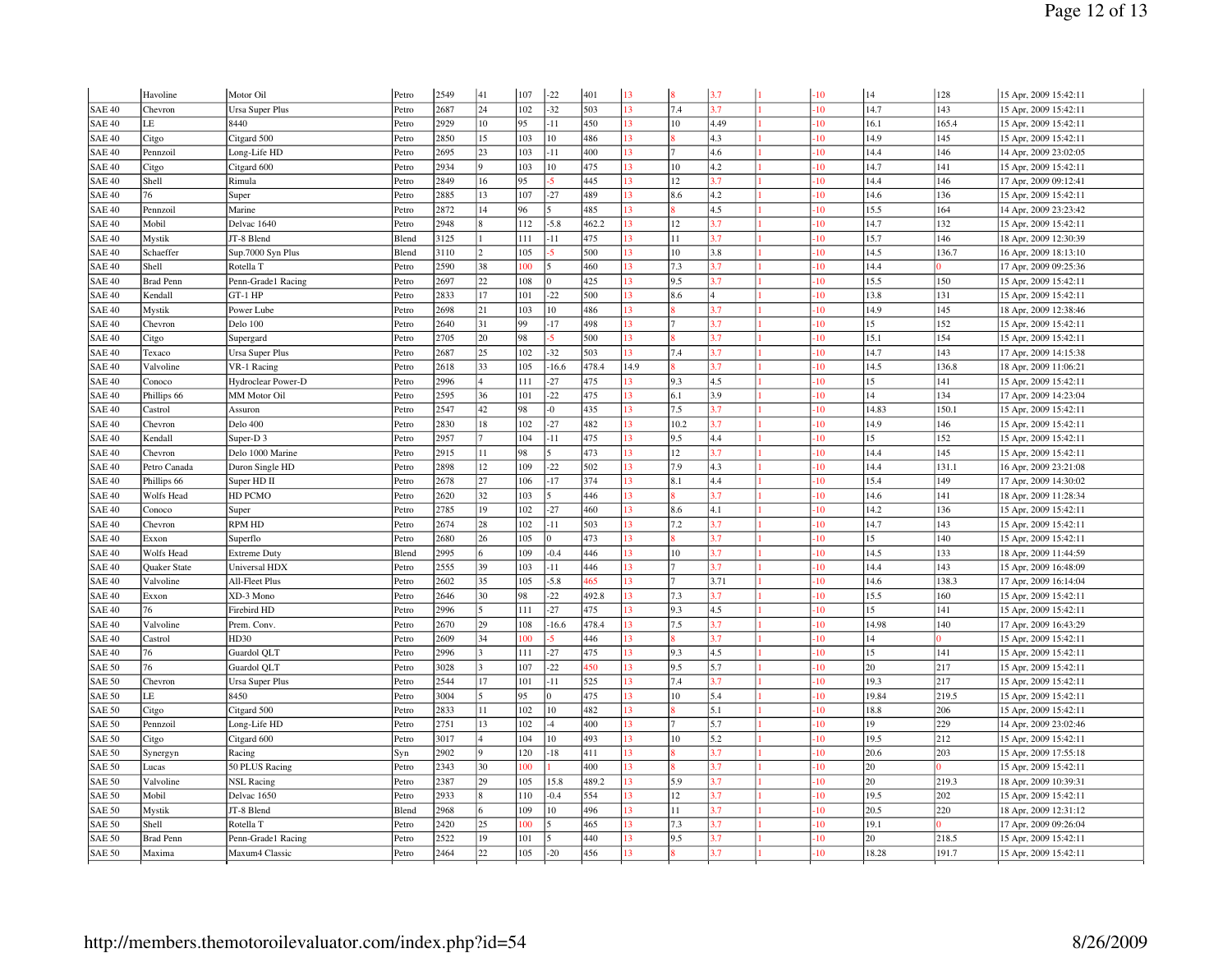|  | Havoline | Motor Oil | Petro | 2549 | 41 | 107 | -22 | 401 | 13 | 8 | 3.7 | 1 | -10 | 14 | 128 | 15 Apr, 2009 15:42:11 |
|---|---|---|---|---|---|---|---|---|---|---|---|---|---|---|---|---|
| SAE 40 | Chevron | Ursa Super Plus | Petro | 2687 | 24 | 102 | -32 | 503 | 13 | 7.4 | 3.7 | 1 | -10 | 14.7 | 143 | 15 Apr, 2009 15:42:11 |
| SAE 40 | LE | 8440 | Petro | 2929 | 10 | 95 | -11 | 450 | 13 | 10 | 4.49 | 1 | -10 | 16.1 | 165.4 | 15 Apr, 2009 15:42:11 |
| SAE 40 | Citgo | Citgard 500 | Petro | 2850 | 15 | 103 | 10 | 486 | 13 | 8 | 4.3 | 1 | -10 | 14.9 | 145 | 15 Apr, 2009 15:42:11 |
| SAE 40 | Pennzoil | Long-Life HD | Petro | 2695 | 23 | 103 | -11 | 400 | 13 | 7 | 4.6 | 1 | -10 | 14.4 | 146 | 14 Apr, 2009 23:02:05 |
| SAE 40 | Citgo | Citgard 600 | Petro | 2934 | 9 | 103 | 10 | 475 | 13 | 10 | 4.2 | 1 | -10 | 14.7 | 141 | 15 Apr, 2009 15:42:11 |
| SAE 40 | Shell | Rimula | Petro | 2849 | 16 | 95 | -5 | 445 | 13 | 12 | 3.7 | 1 | -10 | 14.4 | 146 | 17 Apr, 2009 09:12:41 |
| SAE 40 | 76 | Super | Petro | 2885 | 13 | 107 | -27 | 489 | 13 | 8.6 | 4.2 | 1 | -10 | 14.6 | 136 | 15 Apr, 2009 15:42:11 |
| SAE 40 | Pennzoil | Marine | Petro | 2872 | 14 | 96 | 5 | 485 | 13 | 8 | 4.5 | 1 | -10 | 15.5 | 164 | 14 Apr, 2009 23:23:42 |
| SAE 40 | Mobil | Delvac 1640 | Petro | 2948 | 8 | 112 | -5.8 | 462.2 | 13 | 12 | 3.7 | 1 | -10 | 14.7 | 132 | 15 Apr, 2009 15:42:11 |
| SAE 40 | Mystik | JT-8 Blend | Blend | 3125 | 1 | 111 | -11 | 475 | 13 | 11 | 3.7 | 1 | -10 | 15.7 | 146 | 18 Apr, 2009 12:30:39 |
| SAE 40 | Schaeffer | Sup.7000 Syn Plus | Blend | 3110 | 2 | 105 | -5 | 500 | 13 | 10 | 3.8 | 1 | -10 | 14.5 | 136.7 | 16 Apr, 2009 18:13:10 |
| SAE 40 | Shell | Rotella T | Petro | 2590 | 38 | 100 | 5 | 460 | 13 | 7.3 | 3.7 | 1 | -10 | 14.4 | 0 | 17 Apr, 2009 09:25:36 |
| SAE 40 | Brad Penn | Penn-Grade1 Racing | Petro | 2697 | 22 | 108 | 0 | 425 | 13 | 9.5 | 3.7 | 1 | -10 | 15.5 | 150 | 15 Apr, 2009 15:42:11 |
| SAE 40 | Kendall | GT-1 HP | Petro | 2833 | 17 | 101 | -22 | 500 | 13 | 8.6 | 4 | 1 | -10 | 13.8 | 131 | 15 Apr, 2009 15:42:11 |
| SAE 40 | Mystik | Power Lube | Petro | 2698 | 21 | 103 | 10 | 486 | 13 | 8 | 3.7 | 1 | -10 | 14.9 | 145 | 18 Apr, 2009 12:38:46 |
| SAE 40 | Chevron | Delo 100 | Petro | 2640 | 31 | 99 | -17 | 498 | 13 | 7 | 3.7 | 1 | -10 | 15 | 152 | 15 Apr, 2009 15:42:11 |
| SAE 40 | Citgo | Supergard | Petro | 2705 | 20 | 98 | -5 | 500 | 13 | 8 | 3.7 | 1 | -10 | 15.1 | 154 | 15 Apr, 2009 15:42:11 |
| SAE 40 | Texaco | Ursa Super Plus | Petro | 2687 | 25 | 102 | -32 | 503 | 13 | 7.4 | 3.7 | 1 | -10 | 14.7 | 143 | 17 Apr, 2009 14:15:38 |
| SAE 40 | Valvoline | VR-1 Racing | Petro | 2618 | 33 | 105 | -16.6 | 478.4 | 14.9 | 8 | 3.7 | 1 | -10 | 14.5 | 136.8 | 18 Apr, 2009 11:06:21 |
| SAE 40 | Conoco | Hydroclear Power-D | Petro | 2996 | 4 | 111 | -27 | 475 | 13 | 9.3 | 4.5 | 1 | -10 | 15 | 141 | 15 Apr, 2009 15:42:11 |
| SAE 40 | Phillips 66 | MM Motor Oil | Petro | 2595 | 36 | 101 | -22 | 475 | 13 | 6.1 | 3.9 | 1 | -10 | 14 | 134 | 17 Apr, 2009 14:23:04 |
| SAE 40 | Castrol | Assuron | Petro | 2547 | 42 | 98 | -0 | 435 | 13 | 7.5 | 3.7 | 1 | -10 | 14.83 | 150.1 | 15 Apr, 2009 15:42:11 |
| SAE 40 | Chevron | Delo 400 | Petro | 2830 | 18 | 102 | -27 | 482 | 13 | 10.2 | 3.7 | 1 | -10 | 14.9 | 146 | 15 Apr, 2009 15:42:11 |
| SAE 40 | Kendall | Super-D 3 | Petro | 2957 | 7 | 104 | -11 | 475 | 13 | 9.5 | 4.4 | 1 | -10 | 15 | 152 | 15 Apr, 2009 15:42:11 |
| SAE 40 | Chevron | Delo 1000 Marine | Petro | 2915 | 11 | 98 | 5 | 473 | 13 | 12 | 3.7 | 1 | -10 | 14.4 | 145 | 15 Apr, 2009 15:42:11 |
| SAE 40 | Petro Canada | Duron Single HD | Petro | 2898 | 12 | 109 | -22 | 502 | 13 | 7.9 | 4.3 | 1 | -10 | 14.4 | 131.1 | 16 Apr, 2009 23:21:08 |
| SAE 40 | Phillips 66 | Super HD II | Petro | 2678 | 27 | 106 | -17 | 374 | 13 | 8.1 | 4.4 | 1 | -10 | 15.4 | 149 | 17 Apr, 2009 14:30:02 |
| SAE 40 | Wolfs Head | HD PCMO | Petro | 2620 | 32 | 103 | 5 | 446 | 13 | 8 | 3.7 | 1 | -10 | 14.6 | 141 | 18 Apr, 2009 11:28:34 |
| SAE 40 | Conoco | Super | Petro | 2785 | 19 | 102 | -27 | 460 | 13 | 8.6 | 4.1 | 1 | -10 | 14.2 | 136 | 15 Apr, 2009 15:42:11 |
| SAE 40 | Chevron | RPM HD | Petro | 2674 | 28 | 102 | -11 | 503 | 13 | 7.2 | 3.7 | 1 | -10 | 14.7 | 143 | 15 Apr, 2009 15:42:11 |
| SAE 40 | Exxon | Superflo | Petro | 2680 | 26 | 105 | 0 | 473 | 13 | 8 | 3.7 | 1 | -10 | 15 | 140 | 15 Apr, 2009 15:42:11 |
| SAE 40 | Wolfs Head | Extreme Duty | Blend | 2995 | 6 | 109 | -0.4 | 446 | 13 | 10 | 3.7 | 1 | -10 | 14.5 | 133 | 18 Apr, 2009 11:44:59 |
| SAE 40 | Quaker State | Universal HDX | Petro | 2555 | 39 | 103 | -11 | 446 | 13 | 7 | 3.7 | 1 | -10 | 14.4 | 143 | 15 Apr, 2009 16:48:09 |
| SAE 40 | Valvoline | All-Fleet Plus | Petro | 2602 | 35 | 105 | -5.8 | 465 | 13 | 7 | 3.71 | 1 | -10 | 14.6 | 138.3 | 17 Apr, 2009 16:14:04 |
| SAE 40 | Exxon | XD-3 Mono | Petro | 2646 | 30 | 98 | -22 | 492.8 | 13 | 7.3 | 3.7 | 1 | -10 | 15.5 | 160 | 15 Apr, 2009 15:42:11 |
| SAE 40 | 76 | Firebird HD | Petro | 2996 | 5 | 111 | -27 | 475 | 13 | 9.3 | 4.5 | 1 | -10 | 15 | 141 | 15 Apr, 2009 15:42:11 |
| SAE 40 | Valvoline | Prem. Conv. | Petro | 2670 | 29 | 108 | -16.6 | 478.4 | 13 | 7.5 | 3.7 | 1 | -10 | 14.98 | 140 | 17 Apr, 2009 16:43:29 |
| SAE 40 | Castrol | HD30 | Petro | 2609 | 34 | 100 | -5 | 446 | 13 | 8 | 3.7 | 1 | -10 | 14 | 0 | 15 Apr, 2009 15:42:11 |
| SAE 40 | 76 | Guardol QLT | Petro | 2996 | 3 | 111 | -27 | 475 | 13 | 9.3 | 4.5 | 1 | -10 | 15 | 141 | 15 Apr, 2009 15:42:11 |
| SAE 50 | 76 | Guardol QLT | Petro | 3028 | 3 | 107 | -22 | 450 | 13 | 9.5 | 5.7 | 1 | -10 | 20 | 217 | 15 Apr, 2009 15:42:11 |
| SAE 50 | Chevron | Ursa Super Plus | Petro | 2544 | 17 | 101 | -11 | 525 | 13 | 7.4 | 3.7 | 1 | -10 | 19.3 | 217 | 15 Apr, 2009 15:42:11 |
| SAE 50 | LE | 8450 | Petro | 3004 | 5 | 95 | 0 | 475 | 13 | 10 | 5.4 | 1 | -10 | 19.84 | 219.5 | 15 Apr, 2009 15:42:11 |
| SAE 50 | Citgo | Citgard 500 | Petro | 2833 | 11 | 102 | 10 | 482 | 13 | 8 | 5.1 | 1 | -10 | 18.8 | 206 | 15 Apr, 2009 15:42:11 |
| SAE 50 | Pennzoil | Long-Life HD | Petro | 2751 | 13 | 102 | -4 | 400 | 13 | 7 | 5.7 | 1 | -10 | 19 | 229 | 14 Apr, 2009 23:02:46 |
| SAE 50 | Citgo | Citgard 600 | Petro | 3017 | 4 | 104 | 10 | 493 | 13 | 10 | 5.2 | 1 | -10 | 19.5 | 212 | 15 Apr, 2009 15:42:11 |
| SAE 50 | Synergyn | Racing | Syn | 2902 | 9 | 120 | -18 | 411 | 13 | 8 | 3.7 | 1 | -10 | 20.6 | 203 | 15 Apr, 2009 17:55:18 |
| SAE 50 | Lucas | 50 PLUS Racing | Petro | 2343 | 30 | 100 | 1 | 400 | 13 | 8 | 3.7 | 1 | -10 | 20 | 0 | 15 Apr, 2009 15:42:11 |
| SAE 50 | Valvoline | NSL Racing | Petro | 2387 | 29 | 105 | 15.8 | 489.2 | 13 | 5.9 | 3.7 | 1 | -10 | 20 | 219.3 | 18 Apr, 2009 10:39:31 |
| SAE 50 | Mobil | Delvac 1650 | Petro | 2933 | 8 | 110 | -0.4 | 554 | 13 | 12 | 3.7 | 1 | -10 | 19.5 | 202 | 15 Apr, 2009 15:42:11 |
| SAE 50 | Mystik | JT-8 Blend | Blend | 2968 | 6 | 109 | 10 | 496 | 13 | 11 | 3.7 | 1 | -10 | 20.5 | 220 | 18 Apr, 2009 12:31:12 |
| SAE 50 | Shell | Rotella T | Petro | 2420 | 25 | 100 | 5 | 465 | 13 | 7.3 | 3.7 | 1 | -10 | 19.1 | 0 | 17 Apr, 2009 09:26:04 |
| SAE 50 | Brad Penn | Penn-Grade1 Racing | Petro | 2522 | 19 | 101 | 5 | 440 | 13 | 9.5 | 3.7 | 1 | -10 | 20 | 218.5 | 15 Apr, 2009 15:42:11 |
| SAE 50 | Maxima | Maxum4 Classic | Petro | 2464 | 22 | 105 | -20 | 456 | 13 | 8 | 3.7 | 1 | -10 | 18.28 | 191.7 | 15 Apr, 2009 15:42:11 |

http://members.themotoroilevaluator.com/index.php?id=54 8/26/2009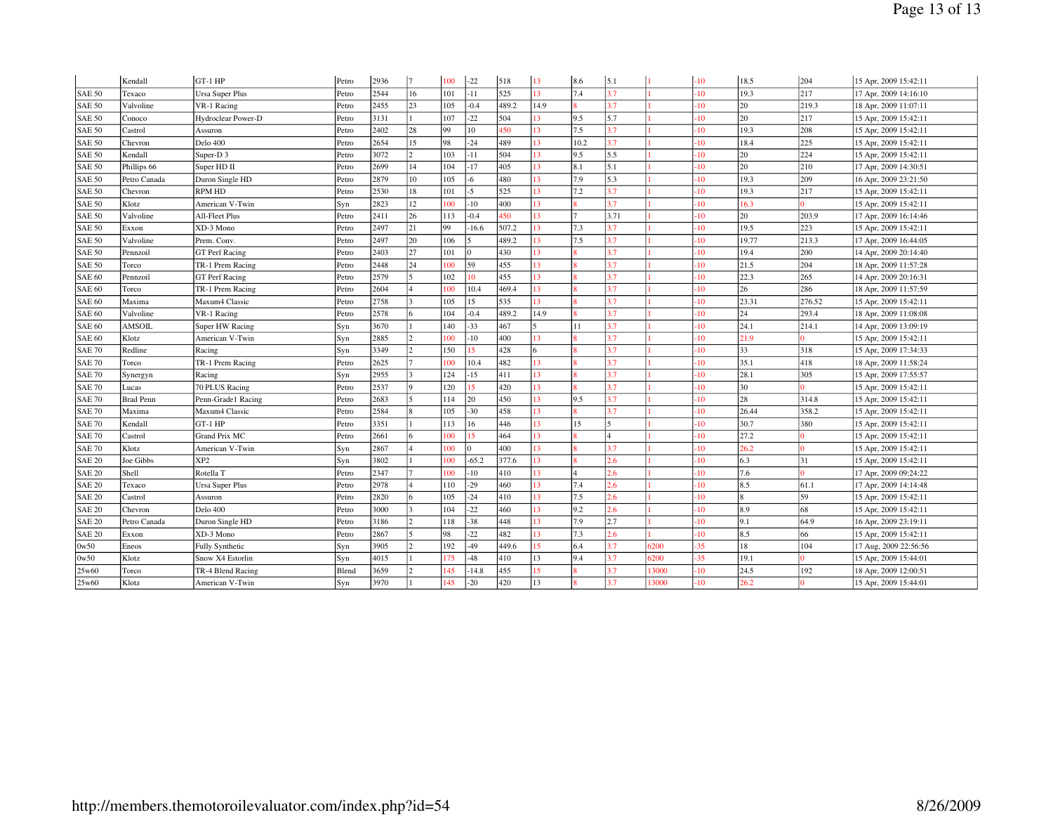| | | | | | | | | | | | | | | | | |
|---|---|---|---|---|---|---|---|---|---|---|---|---|---|---|---|---|
| | Kendall | GT-1 HP | Petro | 2936 | 7 | 100 | -22 | 518 | 13 | 8.6 | 5.1 | 1 | -10 | 18.5 | 204 | 15 Apr, 2009 15:42:11 |
| SAE 50 | Texaco | Ursa Super Plus | Petro | 2544 | 16 | 101 | -11 | 525 | 13 | 7.4 | 3.7 | 1 | -10 | 19.3 | 217 | 17 Apr, 2009 14:16:10 |
| SAE 50 | Valvoline | VR-1 Racing | Petro | 2455 | 23 | 105 | -0.4 | 489.2 | 14.9 | 8 | 3.7 | 1 | -10 | 20 | 219.3 | 18 Apr, 2009 11:07:11 |
| SAE 50 | Conoco | Hydroclear Power-D | Petro | 3131 | 1 | 107 | -22 | 504 | 13 | 9.5 | 5.7 | 1 | -10 | 20 | 217 | 15 Apr, 2009 15:42:11 |
| SAE 50 | Castrol | Assuron | Petro | 2402 | 28 | 99 | 10 | 450 | 13 | 7.5 | 3.7 | 1 | -10 | 19.3 | 208 | 15 Apr, 2009 15:42:11 |
| SAE 50 | Chevron | Delo 400 | Petro | 2654 | 15 | 98 | -24 | 489 | 13 | 10.2 | 3.7 | 1 | -10 | 18.4 | 225 | 15 Apr, 2009 15:42:11 |
| SAE 50 | Kendall | Super-D 3 | Petro | 3072 | 2 | 103 | -11 | 504 | 13 | 9.5 | 5.5 | 1 | -10 | 20 | 224 | 15 Apr, 2009 15:42:11 |
| SAE 50 | Phillips 66 | Super HD II | Petro | 2699 | 14 | 104 | -17 | 405 | 13 | 8.1 | 5.1 | 1 | -10 | 20 | 210 | 17 Apr, 2009 14:30:51 |
| SAE 50 | Petro Canada | Duron Single HD | Petro | 2879 | 10 | 105 | -6 | 480 | 13 | 7.9 | 5.3 | 1 | -10 | 19.3 | 209 | 16 Apr, 2009 23:21:50 |
| SAE 50 | Chevron | RPM HD | Petro | 2530 | 18 | 101 | -5 | 525 | 13 | 7.2 | 3.7 | 1 | -10 | 19.3 | 217 | 15 Apr, 2009 15:42:11 |
| SAE 50 | Klotz | American V-Twin | Syn | 2823 | 12 | 100 | -10 | 400 | 13 | 8 | 3.7 | 1 | -10 | 16.3 | 0 | 15 Apr, 2009 15:42:11 |
| SAE 50 | Valvoline | All-Fleet Plus | Petro | 2411 | 26 | 113 | -0.4 | 450 | 13 | 7 | 3.71 | 1 | -10 | 20 | 203.9 | 17 Apr, 2009 16:14:46 |
| SAE 50 | Exxon | XD-3 Mono | Petro | 2497 | 21 | 99 | -16.6 | 507.2 | 13 | 7.3 | 3.7 | 1 | -10 | 19.5 | 223 | 15 Apr, 2009 15:42:11 |
| SAE 50 | Valvoline | Prem. Conv. | Petro | 2497 | 20 | 106 | 5 | 489.2 | 13 | 7.5 | 3.7 | 1 | -10 | 19.77 | 213.3 | 17 Apr, 2009 16:44:05 |
| SAE 50 | Pennzoil | GT Perf Racing | Petro | 2403 | 27 | 101 | 0 | 430 | 13 | 8 | 3.7 | 1 | -10 | 19.4 | 200 | 14 Apr, 2009 20:14:40 |
| SAE 50 | Torco | TR-1 Prem Racing | Petro | 2448 | 24 | 100 | 59 | 455 | 13 | 8 | 3.7 | 1 | -10 | 21.5 | 204 | 18 Apr, 2009 11:57:28 |
| SAE 60 | Pennzoil | GT Perf Racing | Petro | 2579 | 5 | 102 | 10 | 455 | 13 | 8 | 3.7 | 1 | -10 | 22.3 | 265 | 14 Apr, 2009 20:16:31 |
| SAE 60 | Torco | TR-1 Prem Racing | Petro | 2604 | 4 | 100 | 10.4 | 469.4 | 13 | 8 | 3.7 | 1 | -10 | 26 | 286 | 18 Apr, 2009 11:57:59 |
| SAE 60 | Maxima | Maxum4 Classic | Petro | 2758 | 3 | 105 | 15 | 535 | 13 | 8 | 3.7 | 1 | -10 | 23.31 | 276.52 | 15 Apr, 2009 15:42:11 |
| SAE 60 | Valvoline | VR-1 Racing | Petro | 2578 | 6 | 104 | -0.4 | 489.2 | 14.9 | 8 | 3.7 | 1 | -10 | 24 | 293.4 | 18 Apr, 2009 11:08:08 |
| SAE 60 | AMSOIL | Super HW Racing | Syn | 3670 | 1 | 140 | -33 | 467 | 5 | 11 | 3.7 | 1 | -10 | 24.1 | 214.1 | 14 Apr, 2009 13:09:19 |
| SAE 60 | Klotz | American V-Twin | Syn | 2885 | 2 | 100 | -10 | 400 | 13 | 8 | 3.7 | 1 | -10 | 21.9 | 0 | 15 Apr, 2009 15:42:11 |
| SAE 70 | Redline | Racing | Syn | 3349 | 2 | 150 | 15 | 428 | 6 | 8 | 3.7 | 1 | -10 | 33 | 318 | 15 Apr, 2009 17:34:33 |
| SAE 70 | Torco | TR-1 Prem Racing | Petro | 2625 | 7 | 100 | 10.4 | 482 | 13 | 8 | 3.7 | 1 | -10 | 35.1 | 418 | 18 Apr, 2009 11:58:24 |
| SAE 70 | Synergyn | Racing | Syn | 2955 | 3 | 124 | -15 | 411 | 13 | 8 | 3.7 | 1 | -10 | 28.1 | 305 | 15 Apr, 2009 17:55:57 |
| SAE 70 | Lucas | 70 PLUS Racing | Petro | 2537 | 9 | 120 | 15 | 420 | 13 | 8 | 3.7 | 1 | -10 | 30 | 0 | 15 Apr, 2009 15:42:11 |
| SAE 70 | Brad Penn | Penn-Grade1 Racing | Petro | 2683 | 5 | 114 | 20 | 450 | 13 | 9.5 | 3.7 | 1 | -10 | 28 | 314.8 | 15 Apr, 2009 15:42:11 |
| SAE 70 | Maxima | Maxum4 Classic | Petro | 2584 | 8 | 105 | -30 | 458 | 13 | 8 | 3.7 | 1 | -10 | 26.44 | 358.2 | 15 Apr, 2009 15:42:11 |
| SAE 70 | Kendall | GT-1 HP | Petro | 3351 | 1 | 113 | 16 | 446 | 13 | 15 | 5 | 1 | -10 | 30.7 | 380 | 15 Apr, 2009 15:42:11 |
| SAE 70 | Castrol | Grand Prix MC | Petro | 2661 | 6 | 100 | 15 | 464 | 13 | 8 | 4 | 1 | -10 | 27.2 | 0 | 15 Apr, 2009 15:42:11 |
| SAE 70 | Klotz | American V-Twin | Syn | 2867 | 4 | 100 | 0 | 400 | 13 | 8 | 3.7 | 1 | -10 | 26.2 | 0 | 15 Apr, 2009 15:42:11 |
| SAE 20 | Joe Gibbs | XP2 | Syn | 3802 | 1 | 100 | -65.2 | 377.6 | 13 | 8 | 2.6 | 1 | -10 | 6.3 | 31 | 15 Apr, 2009 15:42:11 |
| SAE 20 | Shell | Rotella T | Petro | 2347 | 7 | 100 | -10 | 410 | 13 | 4 | 2.6 | 1 | -10 | 7.6 | 0 | 17 Apr, 2009 09:24:22 |
| SAE 20 | Texaco | Ursa Super Plus | Petro | 2978 | 4 | 110 | -29 | 460 | 13 | 7.4 | 2.6 | 1 | -10 | 8.5 | 61.1 | 17 Apr, 2009 14:14:48 |
| SAE 20 | Castrol | Assuron | Petro | 2820 | 6 | 105 | -24 | 410 | 13 | 7.5 | 2.6 | 1 | -10 | 8 | 59 | 15 Apr, 2009 15:42:11 |
| SAE 20 | Chevron | Delo 400 | Petro | 3000 | 3 | 104 | -22 | 460 | 13 | 9.2 | 2.6 | 1 | -10 | 8.9 | 68 | 15 Apr, 2009 15:42:11 |
| SAE 20 | Petro Canada | Duron Single HD | Petro | 3186 | 2 | 118 | -38 | 448 | 13 | 7.9 | 2.7 | 1 | -10 | 9.1 | 64.9 | 16 Apr, 2009 23:19:11 |
| SAE 20 | Exxon | XD-3 Mono | Petro | 2867 | 5 | 98 | -22 | 482 | 13 | 7.3 | 2.6 | 1 | -10 | 8.5 | 66 | 15 Apr, 2009 15:42:11 |
| 0w50 | Eneos | Fully Synthetic | Syn | 3905 | 2 | 192 | -49 | 449.6 | 15 | 6.4 | 3.7 | 6200 | -35 | 18 | 104 | 17 Aug, 2009 22:56:56 |
| 0w50 | Klotz | Snow X4 Estorlin | Syn | 4015 | 1 | 175 | -48 | 410 | 13 | 9.4 | 3.7 | 6200 | -35 | 19.1 | 0 | 15 Apr, 2009 15:44:01 |
| 25w60 | Torco | TR-4 Blend Racing | Blend | 3659 | 2 | 145 | -14.8 | 455 | 15 | 8 | 3.7 | 13000 | -10 | 24.5 | 192 | 18 Apr, 2009 12:00:51 |
| 25w60 | Klotz | American V-Twin | Syn | 3970 | 1 | 145 | -20 | 420 | 13 | 8 | 3.7 | 13000 | -10 | 26.2 | 0 | 15 Apr, 2009 15:44:01 |

http://members.themotoroilevaluator.com/index.php?id=54

8/26/2009